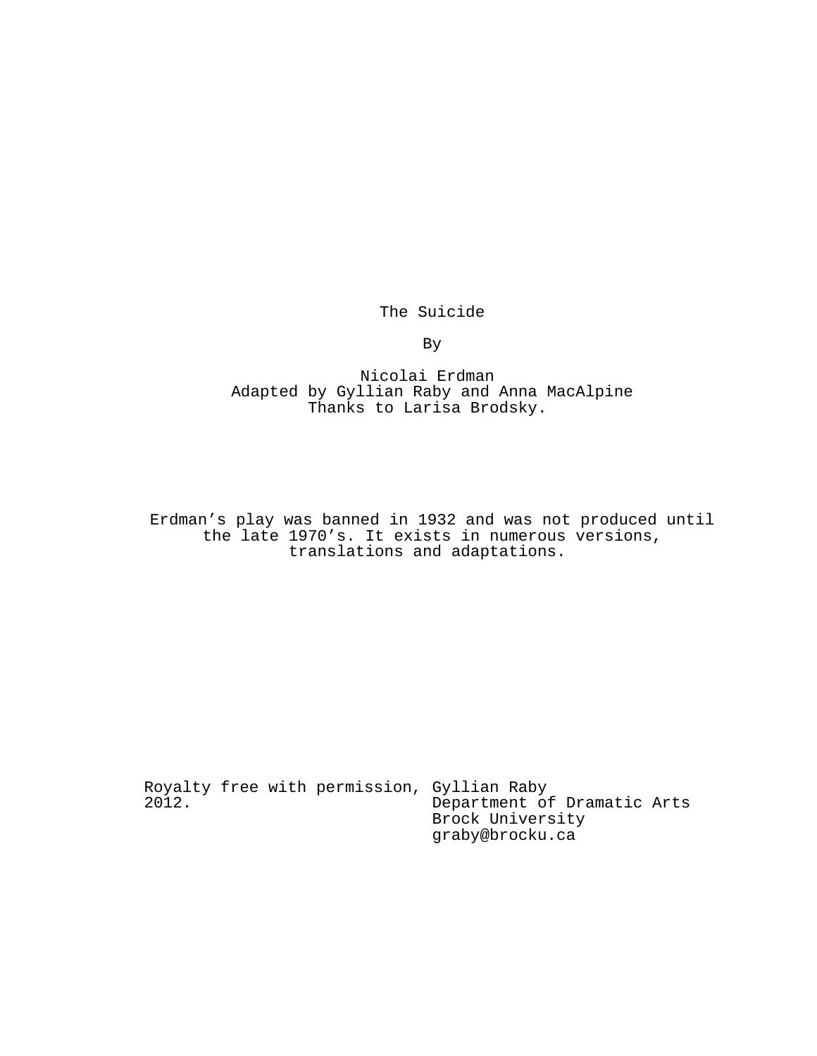# The Suicide

By

Nicolai Erdman
Adapted by Gyllian Raby and Anna MacAlpine
Thanks to Larisa Brodsky.

Erdman's play was banned in 1932 and was not produced until the late 1970's. It exists in numerous versions, translations and adaptations.

Royalty free with permission, 2012.

Gyllian Raby
Department of Dramatic Arts
Brock University
graby@brocku.ca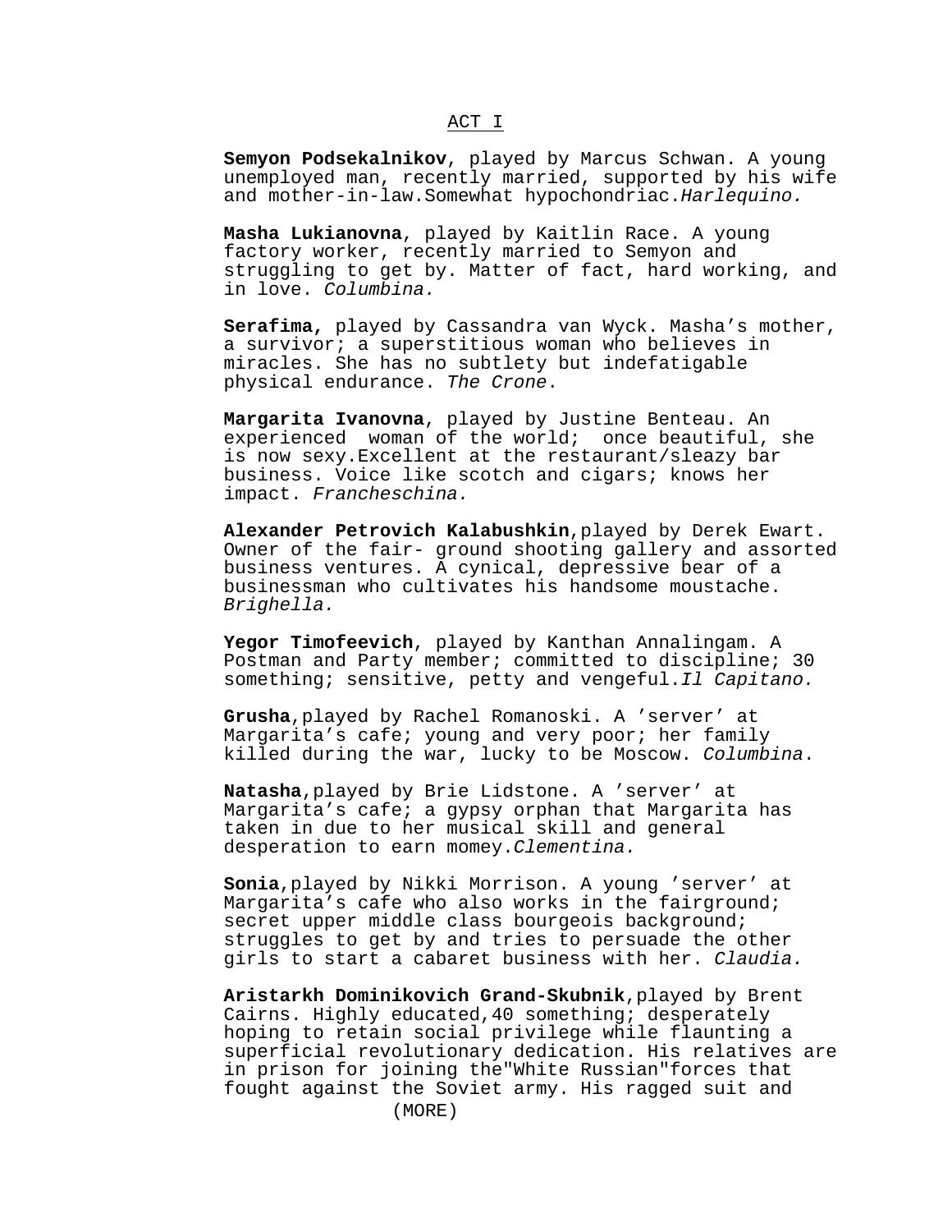ACT I

**Semyon Podsekalnikov**, played by Marcus Schwan. A young unemployed man, recently married, supported by his wife and mother-in-law.Somewhat hypochondriac.*Harlequino.*

**Masha Lukianovna**, played by Kaitlin Race. A young factory worker, recently married to Semyon and struggling to get by. Matter of fact, hard working, and in love. *Columbina.*

**Serafima,** played by Cassandra van Wyck. Masha's mother, a survivor; a superstitious woman who believes in miracles. She has no subtlety but indefatigable physical endurance. *The Crone*.

**Margarita Ivanovna**, played by Justine Benteau. An experienced woman of the world; once beautiful, she is now sexy.Excellent at the restaurant/sleazy bar business. Voice like scotch and cigars; knows her impact. *Francheschina.*

**Alexander Petrovich Kalabushkin**,played by Derek Ewart. Owner of the fair- ground shooting gallery and assorted business ventures. A cynical, depressive bear of a businessman who cultivates his handsome moustache. *Brighella.*

**Yegor Timofeevich**, played by Kanthan Annalingam. A Postman and Party member; committed to discipline; 30 something; sensitive, petty and vengeful.*Il Capitano.*

**Grusha**,played by Rachel Romanoski. A 'server' at Margarita's cafe; young and very poor; her family killed during the war, lucky to be Moscow. *Columbina*.

**Natasha**,played by Brie Lidstone. A 'server' at Margarita's cafe; a gypsy orphan that Margarita has taken in due to her musical skill and general desperation to earn momey.*Clementina.*

**Sonia**,played by Nikki Morrison. A young 'server' at Margarita's cafe who also works in the fairground; secret upper middle class bourgeois background; struggles to get by and tries to persuade the other girls to start a cabaret business with her. *Claudia.*

**Aristarkh Dominikovich Grand-Skubnik**,played by Brent Cairns. Highly educated,40 something; desperately hoping to retain social privilege while flaunting a superficial revolutionary dedication. His relatives are in prison for joining the"White Russian"forces that fought against the Soviet army. His ragged suit and

(MORE)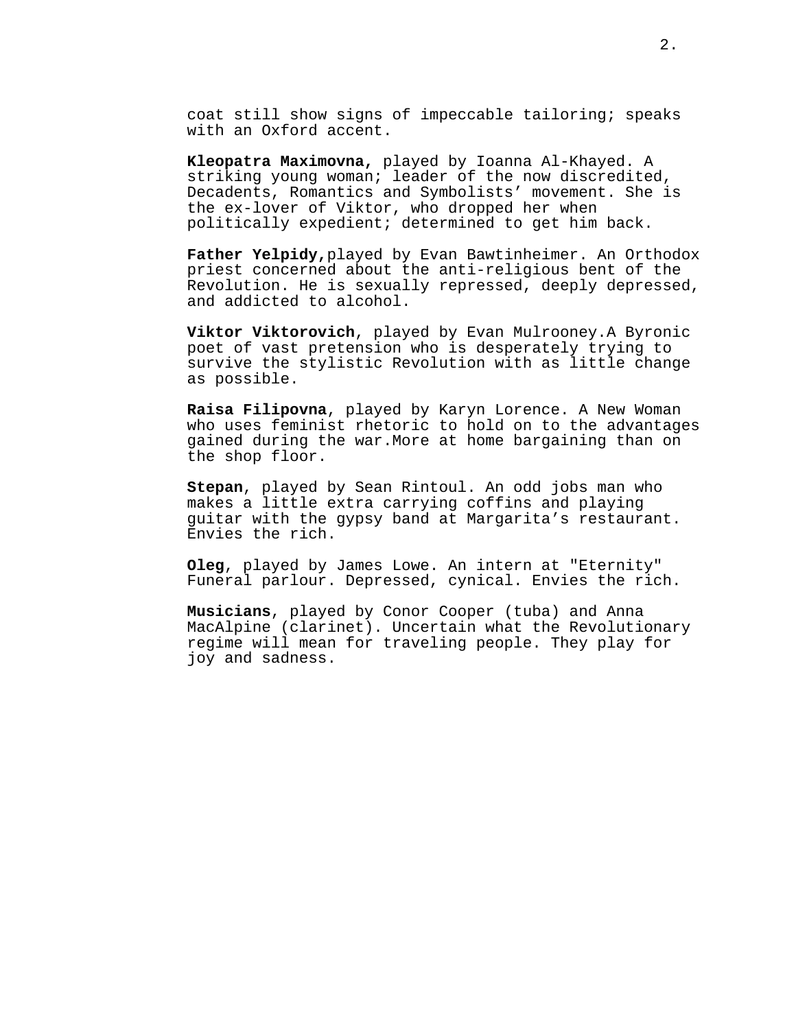coat still show signs of impeccable tailoring; speaks with an Oxford accent.

**Kleopatra Maximovna,** played by Ioanna Al-Khayed. A striking young woman; leader of the now discredited, Decadents, Romantics and Symbolists' movement. She is the ex-lover of Viktor, who dropped her when politically expedient; determined to get him back.

**Father Yelpidy,**played by Evan Bawtinheimer. An Orthodox priest concerned about the anti-religious bent of the Revolution. He is sexually repressed, deeply depressed, and addicted to alcohol.

**Viktor Viktorovich**, played by Evan Mulrooney.A Byronic poet of vast pretension who is desperately trying to survive the stylistic Revolution with as little change as possible.

**Raisa Filipovna**, played by Karyn Lorence. A New Woman who uses feminist rhetoric to hold on to the advantages gained during the war.More at home bargaining than on the shop floor.

**Stepan**, played by Sean Rintoul. An odd jobs man who makes a little extra carrying coffins and playing guitar with the gypsy band at Margarita's restaurant. Envies the rich.

**Oleg**, played by James Lowe. An intern at "Eternity" Funeral parlour. Depressed, cynical. Envies the rich.

**Musicians**, played by Conor Cooper (tuba) and Anna MacAlpine (clarinet). Uncertain what the Revolutionary regime will mean for traveling people. They play for joy and sadness.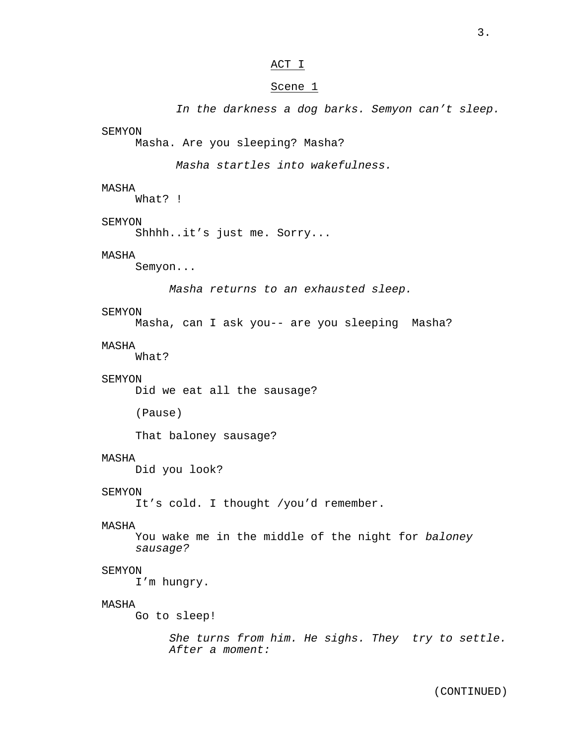ACT I

Scene 1

*In the darkness a dog barks. Semyon can't sleep.*

SEMYON
Masha. Are you sleeping? Masha?

*Masha startles into wakefulness.*

MASHA
What? !

SEMYON
Shhhh..it's just me. Sorry...

MASHA
Semyon...

*Masha returns to an exhausted sleep.*

SEMYON
Masha, can I ask you-- are you sleeping  Masha?

MASHA
What?

SEMYON
Did we eat all the sausage?

(Pause)

That baloney sausage?

MASHA
Did you look?

SEMYON
It's cold. I thought /you'd remember.

MASHA
You wake me in the middle of the night for *baloney sausage?*

SEMYON
I'm hungry.

MASHA
Go to sleep!

*She turns from him. He sighs. They  try to settle. After a moment:*

(CONTINUED)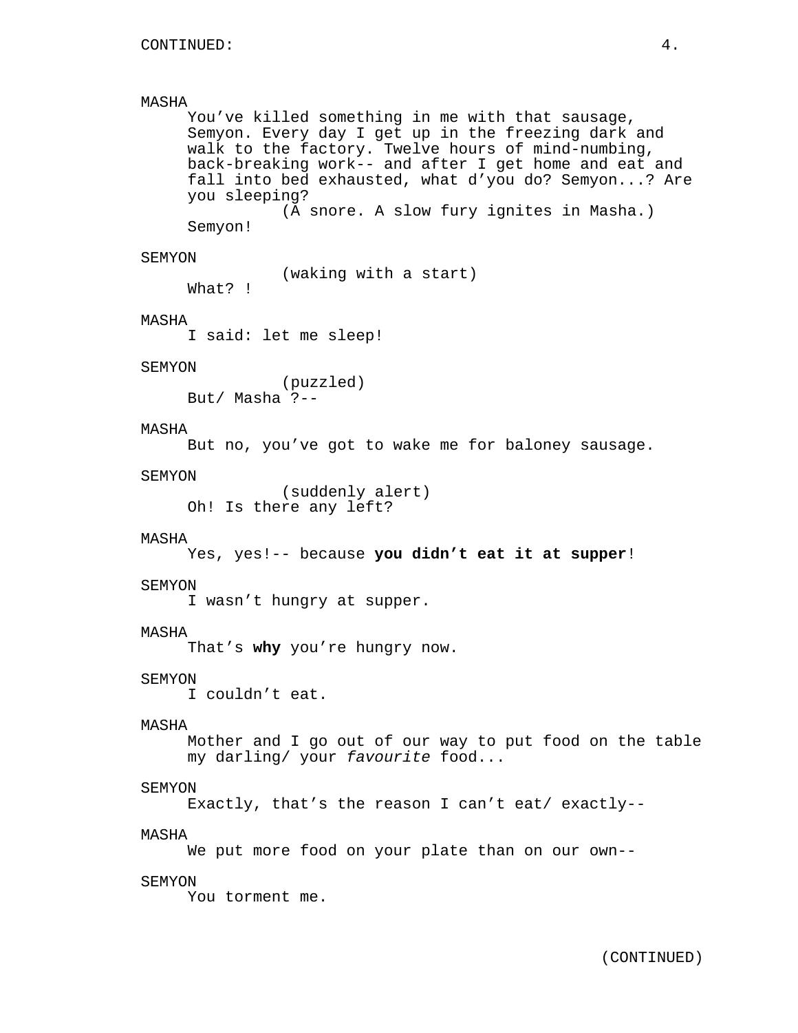MASHA
You've killed something in me with that sausage, Semyon. Every day I get up in the freezing dark and walk to the factory. Twelve hours of mind-numbing, back-breaking work-- and after I get home and eat and fall into bed exhausted, what d'you do? Semyon...? Are you sleeping?
(A snore. A slow fury ignites in Masha.)
Semyon!

SEMYON
(waking with a start)
What? !

MASHA
I said: let me sleep!

SEMYON
(puzzled)
But/ Masha ?--

MASHA
But no, you've got to wake me for baloney sausage.

SEMYON
(suddenly alert)
Oh! Is there any left?

MASHA
Yes, yes!-- because **you didn't eat it at supper**!

SEMYON
I wasn't hungry at supper.

MASHA
That's **why** you're hungry now.

SEMYON
I couldn't eat.

MASHA
Mother and I go out of our way to put food on the table my darling/ your *favourite* food...

SEMYON
Exactly, that's the reason I can't eat/ exactly--

MASHA
We put more food on your plate than on our own--

SEMYON
You torment me.

(CONTINUED)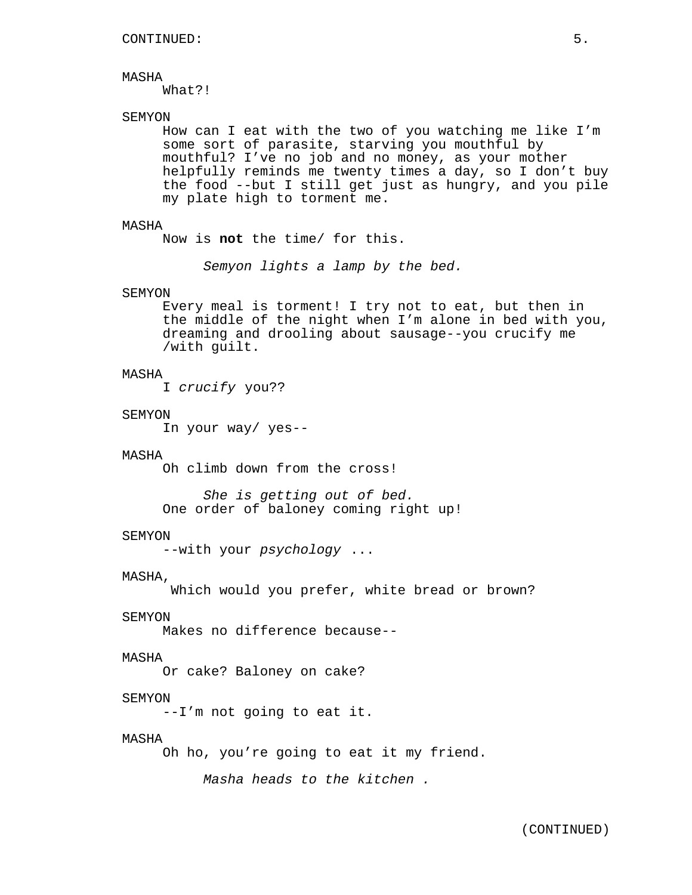CONTINUED:

MASHA
What?!

SEMYON
How can I eat with the two of you watching me like I'm some sort of parasite, starving you mouthful by mouthful? I've no job and no money, as your mother helpfully reminds me twenty times a day, so I don't buy the food --but I still get just as hungry, and you pile my plate high to torment me.

MASHA
Now is **not** the time/ for this.

*Semyon lights a lamp by the bed.*

SEMYON
Every meal is torment! I try not to eat, but then in the middle of the night when I'm alone in bed with you, dreaming and drooling about sausage--you crucify me /with guilt.

MASHA
I *crucify* you??

SEMYON
In your way/ yes--

MASHA
Oh climb down from the cross!

*She is getting out of bed.*

One order of baloney coming right up!

SEMYON
--with your *psychology* ...

MASHA,
Which would you prefer, white bread or brown?

SEMYON
Makes no difference because--

MASHA
Or cake? Baloney on cake?

SEMYON
--I'm not going to eat it.

MASHA
Oh ho, you're going to eat it my friend.

*Masha heads to the kitchen .*

(CONTINUED)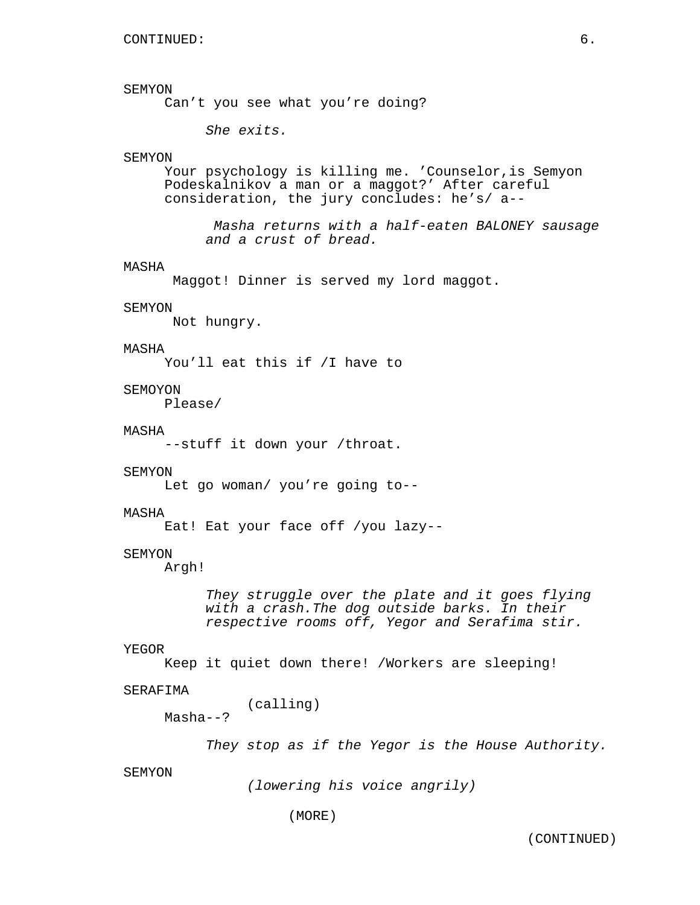CONTINUED:

SEMYON
Can't you see what you're doing?

*She exits.*

SEMYON
Your psychology is killing me. 'Counselor,is Semyon Podeskalnikov a man or a maggot?' After careful consideration, the jury concludes: he's/ a--

*Masha returns with a half-eaten BALONEY sausage and a crust of bread.*

MASHA
Maggot! Dinner is served my lord maggot.

SEMYON
Not hungry.

MASHA
You'll eat this if /I have to

SEMOYON
Please/

MASHA
--stuff it down your /throat.

SEMYON
Let go woman/ you're going to--

MASHA
Eat! Eat your face off /you lazy--

SEMYON
Argh!

*They struggle over the plate and it goes flying with a crash.The dog outside barks. In their respective rooms off, Yegor and Serafima stir.*

YEGOR
Keep it quiet down there! /Workers are sleeping!

SERAFIMA
(calling)
Masha--?

*They stop as if the Yegor is the House Authority.*

SEMYON
*(lowering his voice angrily)*

(MORE)

(CONTINUED)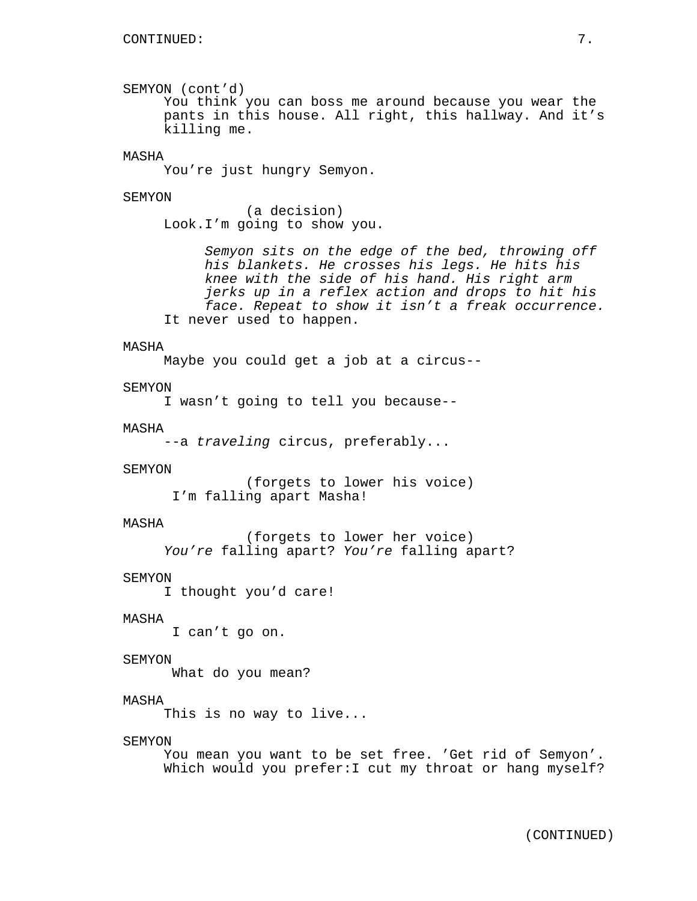SEMYON (cont'd)
You think you can boss me around because you wear the pants in this house. All right, this hallway. And it's killing me.

MASHA
You're just hungry Semyon.

SEMYON
(a decision)
Look.I'm going to show you.

*Semyon sits on the edge of the bed, throwing off his blankets. He crosses his legs. He hits his knee with the side of his hand. His right arm jerks up in a reflex action and drops to hit his face. Repeat to show it isn't a freak occurrence.*

It never used to happen.

MASHA
Maybe you could get a job at a circus--

SEMYON
I wasn't going to tell you because--

MASHA
--a *traveling* circus, preferably...

SEMYON
(forgets to lower his voice)
I'm falling apart Masha!

MASHA
(forgets to lower her voice)
*You're* falling apart? *You're* falling apart?

SEMYON
I thought you'd care!

MASHA
I can't go on.

SEMYON
What do you mean?

MASHA
This is no way to live...

SEMYON
You mean you want to be set free. 'Get rid of Semyon'. Which would you prefer:I cut my throat or hang myself?

(CONTINUED)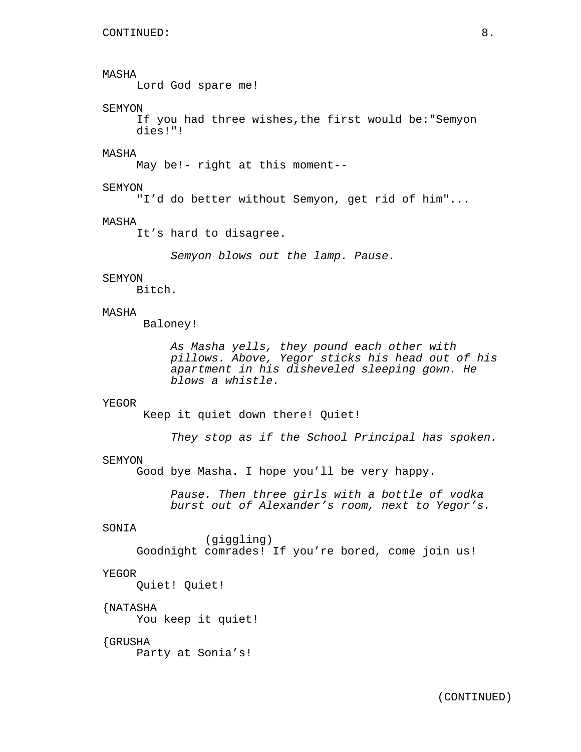MASHA
Lord God spare me!

SEMYON
If you had three wishes,the first would be:"Semyon dies!"!

MASHA
May be!- right at this moment--

SEMYON
"I’d do better without Semyon, get rid of him"...

MASHA
It’s hard to disagree.

*Semyon blows out the lamp. Pause.*

SEMYON
Bitch.

MASHA
Baloney!

*As Masha yells, they pound each other with pillows. Above, Yegor sticks his head out of his apartment in his disheveled sleeping gown. He blows a whistle.*

YEGOR
Keep it quiet down there! Quiet!

*They stop as if the School Principal has spoken.*

SEMYON
Good bye Masha. I hope you’ll be very happy.

*Pause. Then three girls with a bottle of vodka burst out of Alexander’s room, next to Yegor’s.*

SONIA
(giggling)
Goodnight comrades! If you’re bored, come join us!

YEGOR
Quiet! Quiet!

{NATASHA
You keep it quiet!

{GRUSHA
Party at Sonia’s!

(CONTINUED)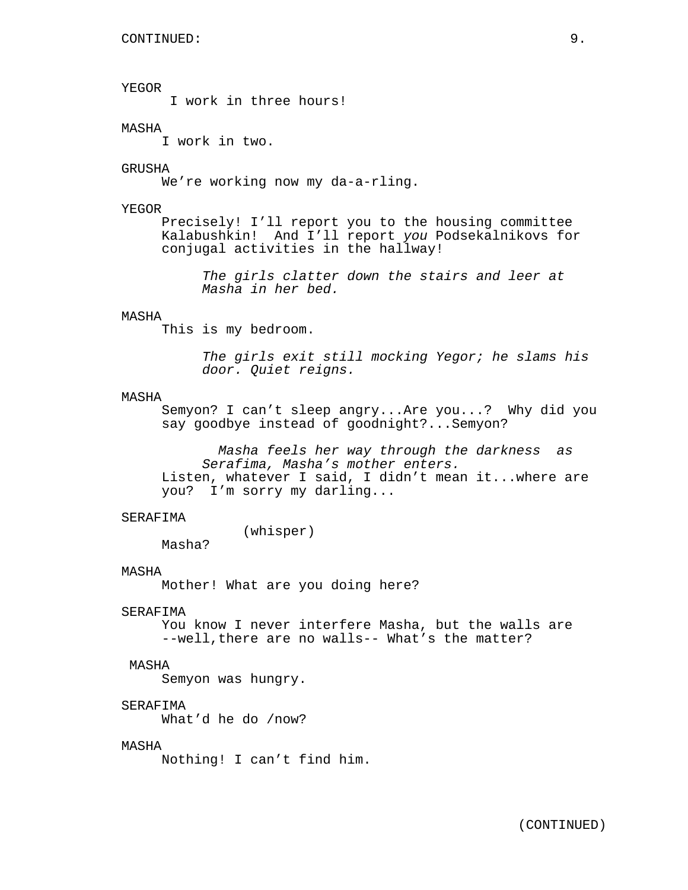YEGOR
I work in three hours!

MASHA
I work in two.

GRUSHA
We're working now my da-a-rling.

YEGOR
Precisely! I'll report you to the housing committee Kalabushkin! And I'll report *you* Podsekalnikovs for conjugal activities in the hallway!

*The girls clatter down the stairs and leer at Masha in her bed.*

MASHA
This is my bedroom.

*The girls exit still mocking Yegor; he slams his door. Quiet reigns.*

MASHA
Semyon? I can't sleep angry...Are you...? Why did you say goodbye instead of goodnight?...Semyon?

*Masha feels her way through the darkness as Serafima, Masha's mother enters.*

Listen, whatever I said, I didn't mean it...where are you? I'm sorry my darling...

SERAFIMA
(whisper)
Masha?

MASHA
Mother! What are you doing here?

SERAFIMA
You know I never interfere Masha, but the walls are --well,there are no walls-- What's the matter?

MASHA
Semyon was hungry.

SERAFIMA
What'd he do /now?

MASHA
Nothing! I can't find him.

(CONTINUED)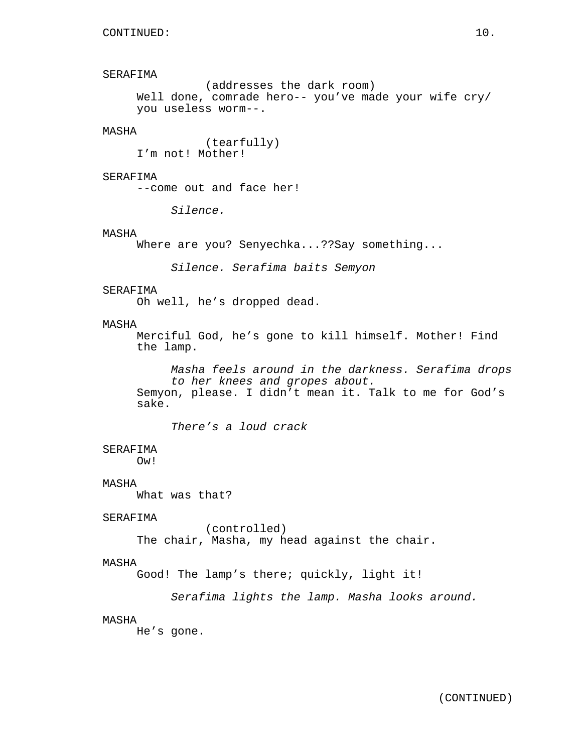SERAFIMA

(addresses the dark room)

Well done, comrade hero-- you’ve made your wife cry/ you useless worm--.

MASHA

(tearfully)

I’m not! Mother!

SERAFIMA

--come out and face her!

*Silence.*

MASHA

Where are you? Senyechka...??Say something...

*Silence. Serafima baits Semyon*

SERAFIMA

Oh well, he’s dropped dead.

MASHA

Merciful God, he’s gone to kill himself. Mother! Find the lamp.

*Masha feels around in the darkness. Serafima drops to her knees and gropes about.*

Semyon, please. I didn’t mean it. Talk to me for God’s sake.

*There’s a loud crack*

SERAFIMA

Ow!

MASHA

What was that?

SERAFIMA

(controlled)

The chair, Masha, my head against the chair.

MASHA

Good! The lamp’s there; quickly, light it!

*Serafima lights the lamp. Masha looks around.*

MASHA

He’s gone.

(CONTINUED)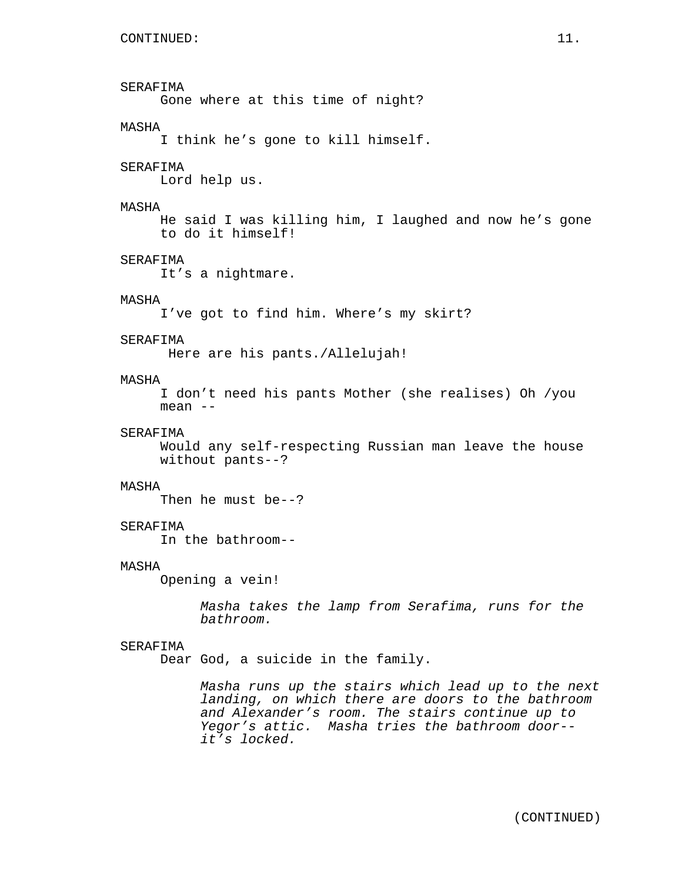CONTINUED:

SERAFIMA
Gone where at this time of night?

MASHA
I think he's gone to kill himself.

SERAFIMA
Lord help us.

MASHA
He said I was killing him, I laughed and now he's gone to do it himself!

SERAFIMA
It's a nightmare.

MASHA
I've got to find him. Where's my skirt?

SERAFIMA
Here are his pants./Allelujah!

MASHA
I don't need his pants Mother (she realises) Oh /you mean --

SERAFIMA
Would any self-respecting Russian man leave the house without pants--?

MASHA
Then he must be--?

SERAFIMA
In the bathroom--

MASHA
Opening a vein!

*Masha takes the lamp from Serafima, runs for the bathroom.*

SERAFIMA
Dear God, a suicide in the family.

*Masha runs up the stairs which lead up to the next landing, on which there are doors to the bathroom and Alexander's room. The stairs continue up to Yegor's attic. Masha tries the bathroom door--it's locked.*

(CONTINUED)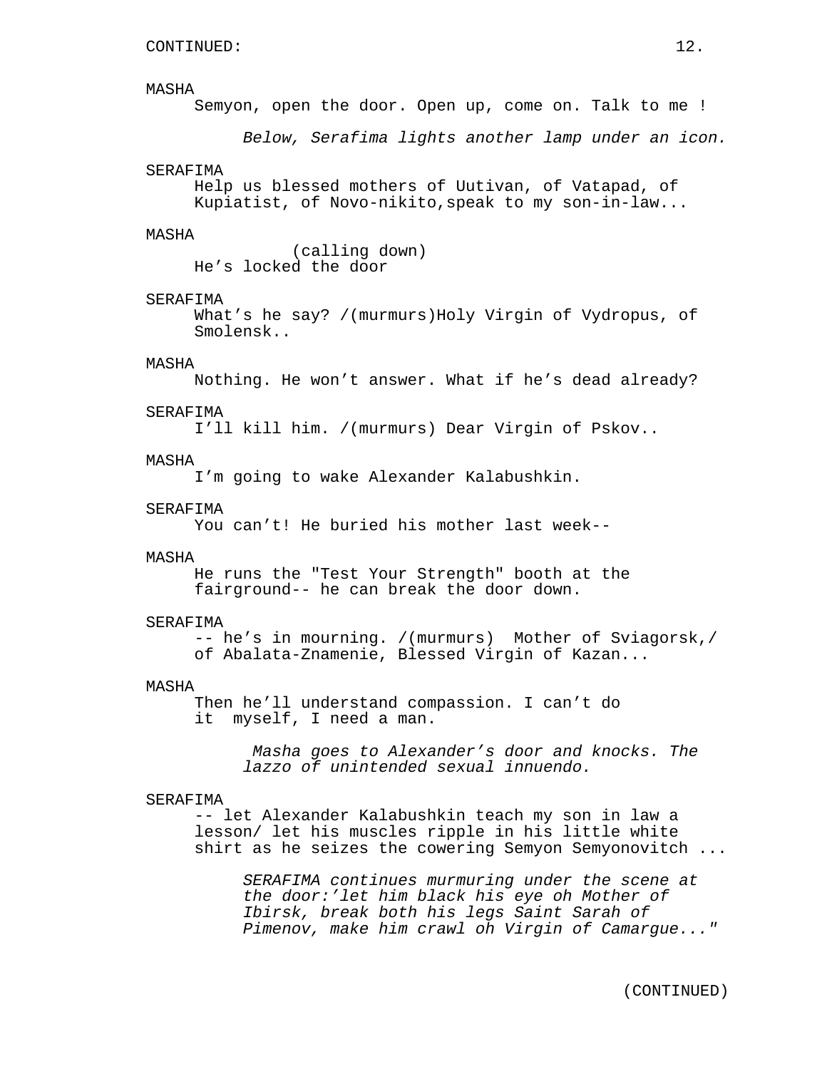CONTINUED:

MASHA
Semyon, open the door. Open up, come on. Talk to me !

*Below, Serafima lights another lamp under an icon.*

SERAFIMA
Help us blessed mothers of Uutivan, of Vatapad, of Kupiatist, of Novo-nikito,speak to my son-in-law...

MASHA
(calling down)
He's locked the door

SERAFIMA
What's he say? /(murmurs)Holy Virgin of Vydropus, of Smolensk..

MASHA
Nothing. He won't answer. What if he's dead already?

SERAFIMA
I'll kill him. /(murmurs) Dear Virgin of Pskov..

MASHA
I'm going to wake Alexander Kalabushkin.

SERAFIMA
You can't! He buried his mother last week--

MASHA
He runs the "Test Your Strength" booth at the fairground-- he can break the door down.

SERAFIMA
-- he's in mourning. /(murmurs) Mother of Sviagorsk,/ of Abalata-Znamenie, Blessed Virgin of Kazan...

MASHA
Then he'll understand compassion. I can't do it myself, I need a man.

*Masha goes to Alexander's door and knocks. The lazzo of unintended sexual innuendo.*

SERAFIMA
-- let Alexander Kalabushkin teach my son in law a lesson/ let his muscles ripple in his little white shirt as he seizes the cowering Semyon Semyonovitch ...

*SERAFIMA continues murmuring under the scene at the door:'let him black his eye oh Mother of Ibirsk, break both his legs Saint Sarah of Pimenov, make him crawl oh Virgin of Camargue..."*

(CONTINUED)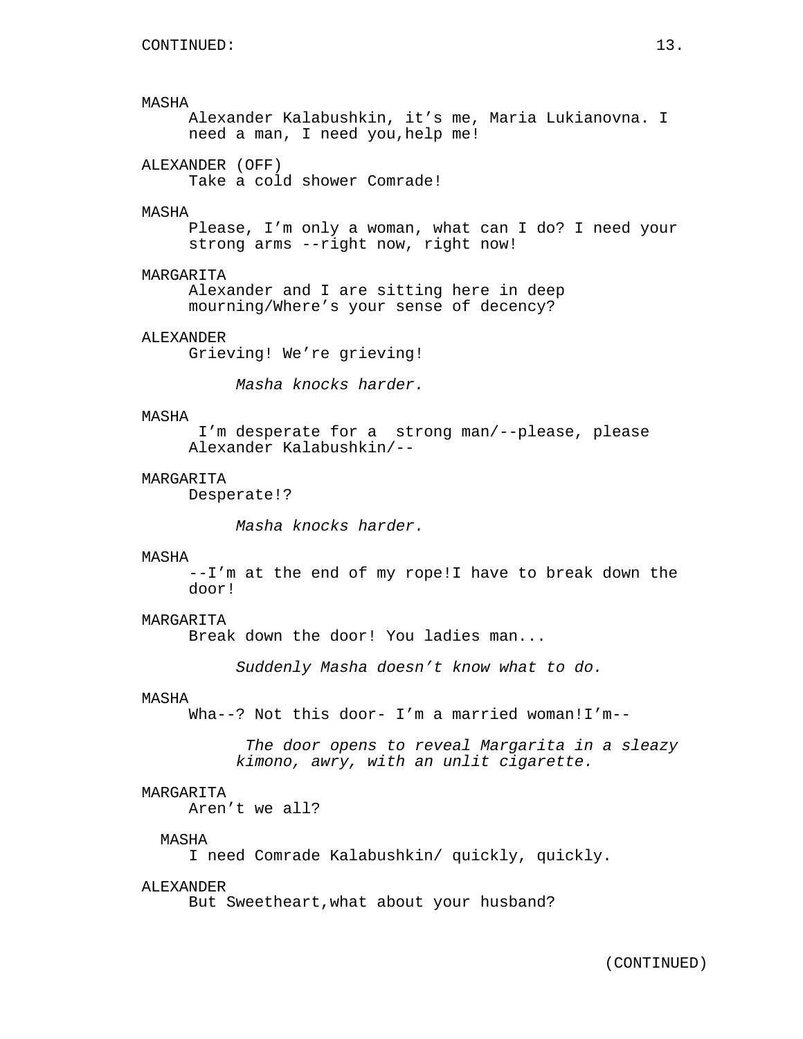MASHA
Alexander Kalabushkin, it’s me, Maria Lukianovna. I need a man, I need you,help me!

ALEXANDER (OFF)
Take a cold shower Comrade!

MASHA
Please, I’m only a woman, what can I do? I need your strong arms --right now, right now!

MARGARITA
Alexander and I are sitting here in deep mourning/Where’s your sense of decency?

ALEXANDER
Grieving! We’re grieving!

*Masha knocks harder.*

MASHA
I’m desperate for a strong man/--please, please Alexander Kalabushkin/--

MARGARITA
Desperate!?

*Masha knocks harder.*

MASHA
--I’m at the end of my rope!I have to break down the door!

MARGARITA
Break down the door! You ladies man...

*Suddenly Masha doesn’t know what to do.*

MASHA
Wha--? Not this door- I’m a married woman!I’m--

*The door opens to reveal Margarita in a sleazy kimono, awry, with an unlit cigarette.*

MARGARITA
Aren’t we all?

MASHA
I need Comrade Kalabushkin/ quickly, quickly.

ALEXANDER
But Sweetheart,what about your husband?

(CONTINUED)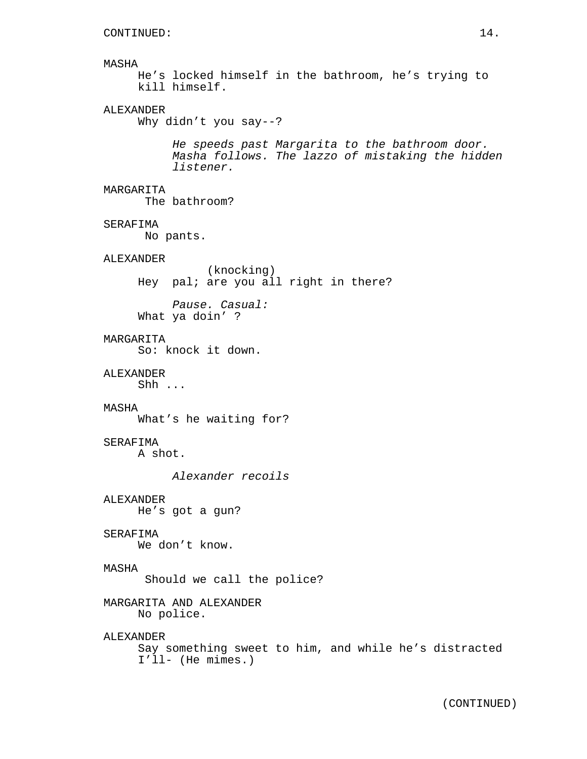MASHA
He's locked himself in the bathroom, he's trying to kill himself.

ALEXANDER
Why didn't you say--?

*He speeds past Margarita to the bathroom door. Masha follows. The lazzo of mistaking the hidden listener.*

MARGARITA
The bathroom?

SERAFIMA
No pants.

ALEXANDER
(knocking)
Hey pal; are you all right in there?

*Pause. Casual:*
What ya doin' ?

MARGARITA
So: knock it down.

ALEXANDER
Shh ...

MASHA
What's he waiting for?

SERAFIMA
A shot.

*Alexander recoils*

ALEXANDER
He's got a gun?

SERAFIMA
We don't know.

MASHA
Should we call the police?

MARGARITA AND ALEXANDER
No police.

ALEXANDER
Say something sweet to him, and while he's distracted I'll- (He mimes.)

(CONTINUED)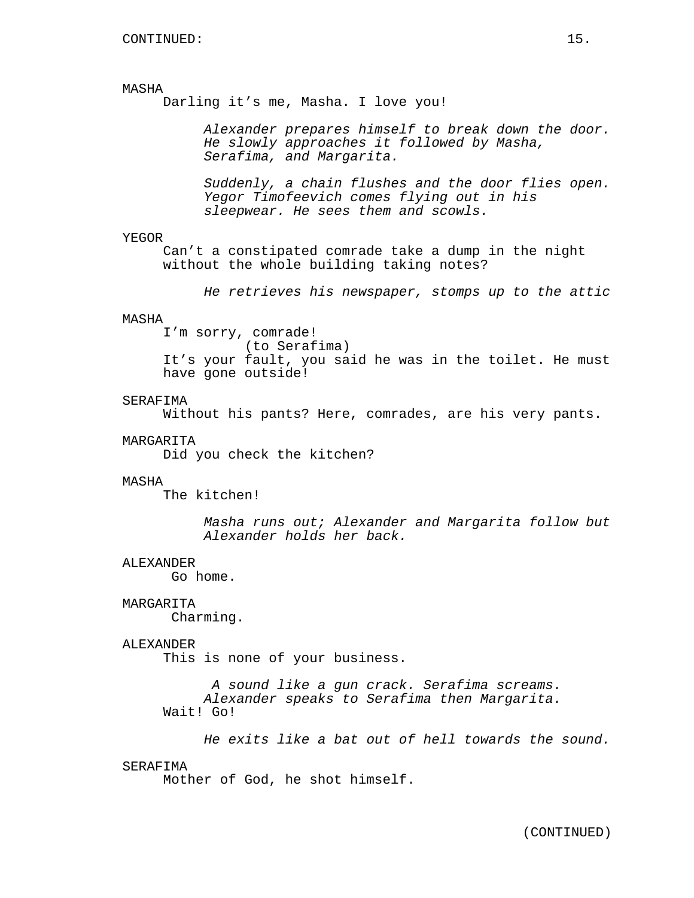MASHA
Darling it's me, Masha. I love you!

*Alexander prepares himself to break down the door. He slowly approaches it followed by Masha, Serafima, and Margarita.*

*Suddenly, a chain flushes and the door flies open. Yegor Timofeevich comes flying out in his sleepwear. He sees them and scowls.*

YEGOR
Can't a constipated comrade take a dump in the night without the whole building taking notes?

*He retrieves his newspaper, stomps up to the attic*

MASHA
I'm sorry, comrade!
(to Serafima)
It's your fault, you said he was in the toilet. He must have gone outside!

SERAFIMA
Without his pants? Here, comrades, are his very pants.

MARGARITA
Did you check the kitchen?

MASHA
The kitchen!

*Masha runs out; Alexander and Margarita follow but Alexander holds her back.*

ALEXANDER
Go home.

MARGARITA
Charming.

ALEXANDER
This is none of your business.

*A sound like a gun crack. Serafima screams. Alexander speaks to Serafima then Margarita.*
Wait! Go!

*He exits like a bat out of hell towards the sound.*

SERAFIMA
Mother of God, he shot himself.

(CONTINUED)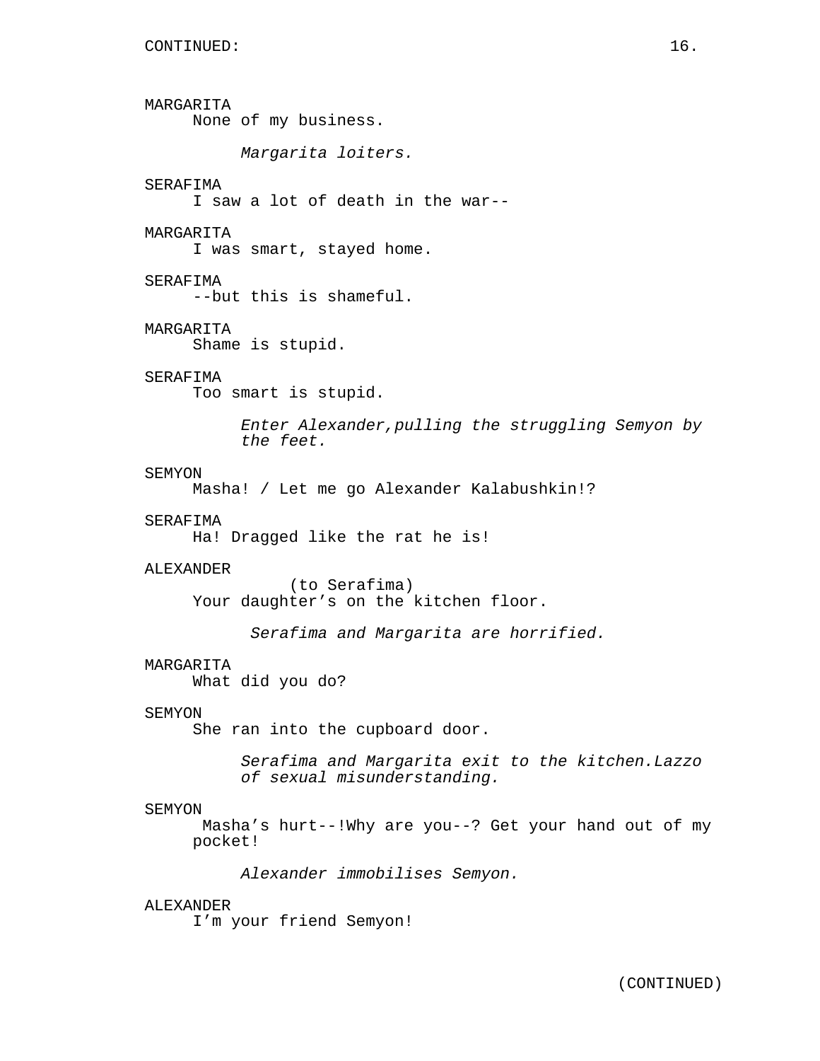MARGARITA
None of my business.

*Margarita loiters.*

SERAFIMA
I saw a lot of death in the war--

MARGARITA
I was smart, stayed home.

SERAFIMA
--but this is shameful.

MARGARITA
Shame is stupid.

SERAFIMA
Too smart is stupid.

*Enter Alexander,pulling the struggling Semyon by the feet.*

SEMYON
Masha! / Let me go Alexander Kalabushkin!?

SERAFIMA
Ha! Dragged like the rat he is!

ALEXANDER
(to Serafima)
Your daughter's on the kitchen floor.

*Serafima and Margarita are horrified.*

MARGARITA
What did you do?

SEMYON
She ran into the cupboard door.

*Serafima and Margarita exit to the kitchen.Lazzo of sexual misunderstanding.*

SEMYON
Masha's hurt--!Why are you--? Get your hand out of my pocket!

*Alexander immobilises Semyon.*

ALEXANDER
I'm your friend Semyon!

(CONTINUED)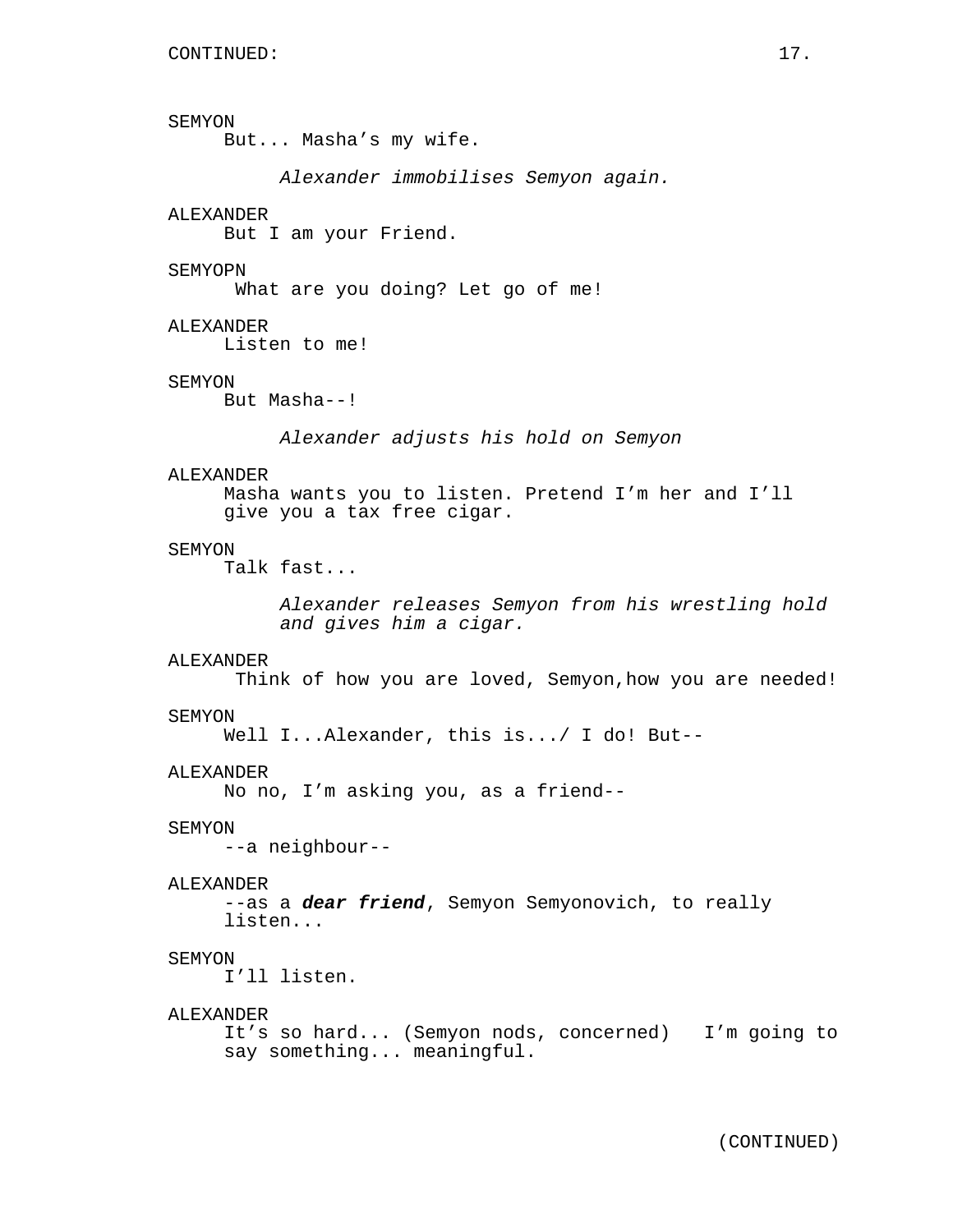SEMYON
But... Masha's my wife.

*Alexander immobilises Semyon again.*

ALEXANDER
But I am your Friend.

SEMYOPN
What are you doing? Let go of me!

ALEXANDER
Listen to me!

SEMYON
But Masha--!

*Alexander adjusts his hold on Semyon*

ALEXANDER
Masha wants you to listen. Pretend I'm her and I'll give you a tax free cigar.

SEMYON
Talk fast...

*Alexander releases Semyon from his wrestling hold and gives him a cigar.*

ALEXANDER
Think of how you are loved, Semyon,how you are needed!

SEMYON
Well I...Alexander, this is.../ I do! But--

ALEXANDER
No no, I'm asking you, as a friend--

SEMYON
--a neighbour--

ALEXANDER
--as a ***dear friend***, Semyon Semyonovich, to really listen...

SEMYON
I'll listen.

ALEXANDER
It's so hard... (Semyon nods, concerned) I'm going to say something... meaningful.

(CONTINUED)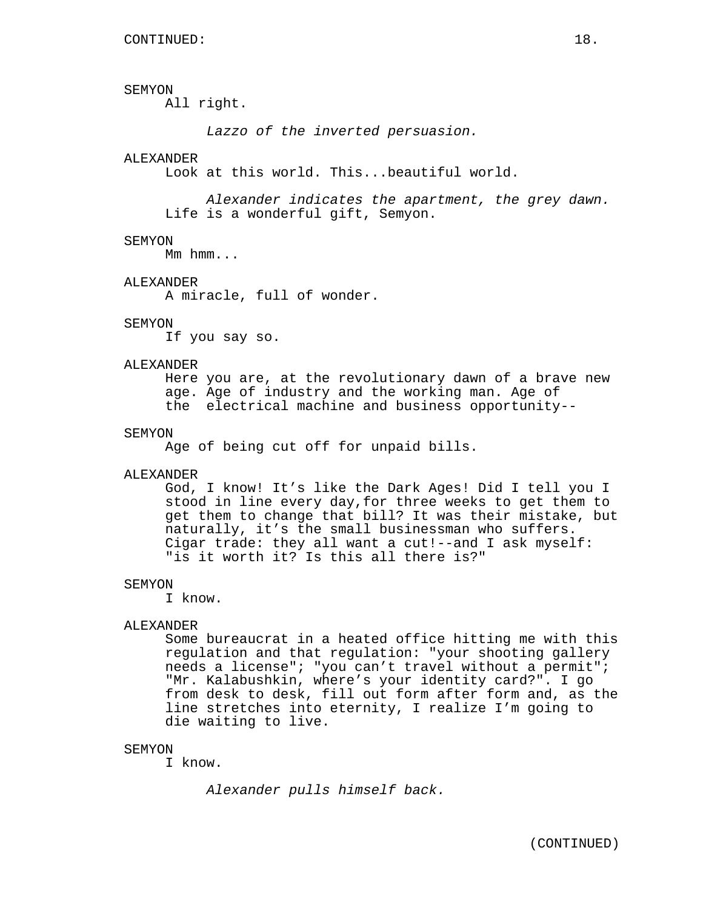SEMYON
All right.

*Lazzo of the inverted persuasion.*

ALEXANDER
Look at this world. This...beautiful world.

*Alexander indicates the apartment, the grey dawn.*
Life is a wonderful gift, Semyon.

SEMYON
Mm hmm...

ALEXANDER
A miracle, full of wonder.

SEMYON
If you say so.

ALEXANDER
Here you are, at the revolutionary dawn of a brave new age. Age of industry and the working man. Age of the electrical machine and business opportunity--

SEMYON
Age of being cut off for unpaid bills.

ALEXANDER
God, I know! It's like the Dark Ages! Did I tell you I stood in line every day,for three weeks to get them to get them to change that bill? It was their mistake, but naturally, it's the small businessman who suffers. Cigar trade: they all want a cut!--and I ask myself: "is it worth it? Is this all there is?"

SEMYON
I know.

ALEXANDER
Some bureaucrat in a heated office hitting me with this regulation and that regulation: "your shooting gallery needs a license"; "you can't travel without a permit"; "Mr. Kalabushkin, where's your identity card?". I go from desk to desk, fill out form after form and, as the line stretches into eternity, I realize I'm going to die waiting to live.

SEMYON
I know.

*Alexander pulls himself back.*

(CONTINUED)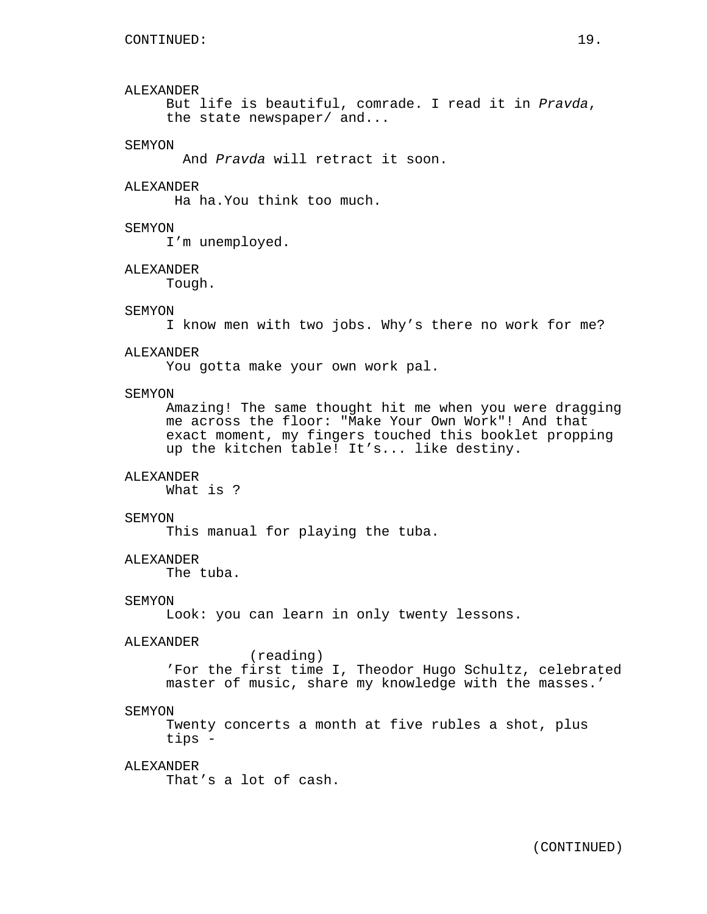ALEXANDER
But life is beautiful, comrade. I read it in *Pravda*, the state newspaper/ and...

SEMYON
And *Pravda* will retract it soon.

ALEXANDER
Ha ha.You think too much.

SEMYON
I'm unemployed.

ALEXANDER
Tough.

SEMYON
I know men with two jobs. Why's there no work for me?

ALEXANDER
You gotta make your own work pal.

SEMYON
Amazing! The same thought hit me when you were dragging me across the floor: "Make Your Own Work"! And that exact moment, my fingers touched this booklet propping up the kitchen table! It's... like destiny.

ALEXANDER
What is ?

SEMYON
This manual for playing the tuba.

ALEXANDER
The tuba.

SEMYON
Look: you can learn in only twenty lessons.

ALEXANDER
(reading)
'For the first time I, Theodor Hugo Schultz, celebrated master of music, share my knowledge with the masses.'

SEMYON
Twenty concerts a month at five rubles a shot, plus tips -

ALEXANDER
That's a lot of cash.

(CONTINUED)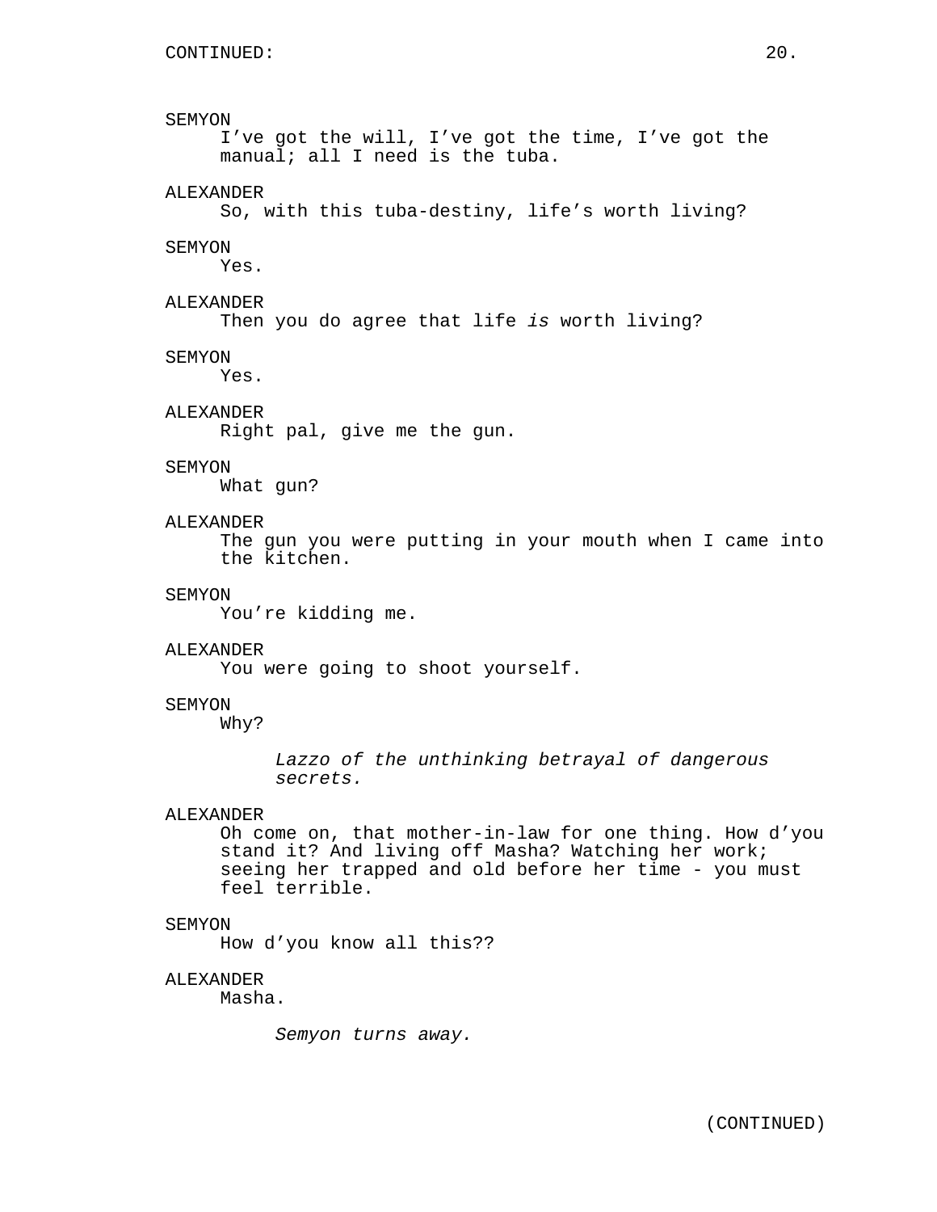SEMYON

I've got the will, I've got the time, I've got the manual; all I need is the tuba.

ALEXANDER

So, with this tuba-destiny, life's worth living?

SEMYON

Yes.

ALEXANDER

Then you do agree that life *is* worth living?

SEMYON

Yes.

ALEXANDER

Right pal, give me the gun.

SEMYON

What gun?

ALEXANDER

The gun you were putting in your mouth when I came into the kitchen.

SEMYON

You're kidding me.

ALEXANDER

You were going to shoot yourself.

SEMYON

Why?

*Lazzo of the unthinking betrayal of dangerous secrets.*

ALEXANDER

Oh come on, that mother-in-law for one thing. How d'you stand it? And living off Masha? Watching her work; seeing her trapped and old before her time - you must feel terrible.

SEMYON

How d'you know all this??

ALEXANDER

Masha.

*Semyon turns away.*

(CONTINUED)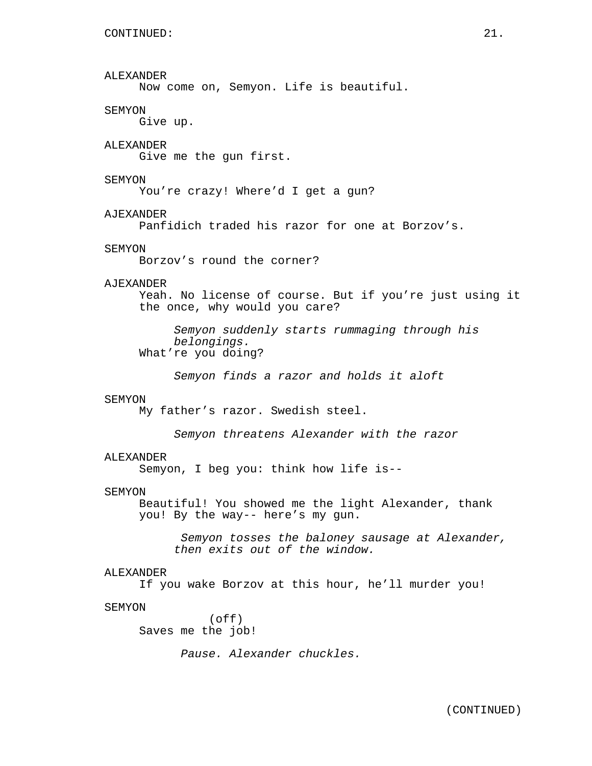CONTINUED:

ALEXANDER
Now come on, Semyon. Life is beautiful.

SEMYON
Give up.

ALEXANDER
Give me the gun first.

SEMYON
You're crazy! Where'd I get a gun?

AJEXANDER
Panfidich traded his razor for one at Borzov's.

SEMYON
Borzov's round the corner?

AJEXANDER
Yeah. No license of course. But if you're just using it the once, why would you care?

*Semyon suddenly starts rummaging through his belongings.*

What're you doing?

*Semyon finds a razor and holds it aloft*

SEMYON
My father's razor. Swedish steel.

*Semyon threatens Alexander with the razor*

ALEXANDER
Semyon, I beg you: think how life is--

SEMYON
Beautiful! You showed me the light Alexander, thank you! By the way-- here's my gun.

*Semyon tosses the baloney sausage at Alexander, then exits out of the window.*

ALEXANDER
If you wake Borzov at this hour, he'll murder you!

SEMYON
(off)
Saves me the job!

*Pause. Alexander chuckles.*

(CONTINUED)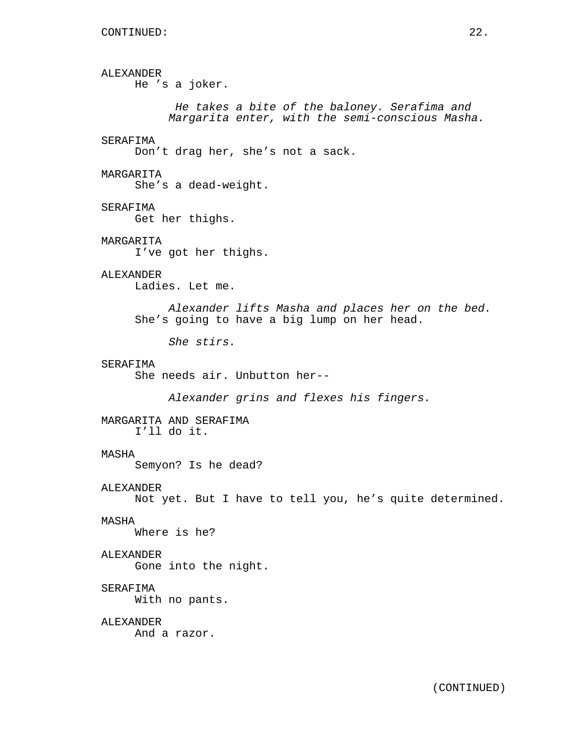CONTINUED:

ALEXANDER
He ’s a joker.

*He takes a bite of the baloney. Serafima and Margarita enter, with the semi-conscious Masha.*

SERAFIMA
Don’t drag her, she’s not a sack.

MARGARITA
She’s a dead-weight.

SERAFIMA
Get her thighs.

MARGARITA
I’ve got her thighs.

ALEXANDER
Ladies. Let me.

*Alexander lifts Masha and places her on the bed.*
She’s going to have a big lump on her head.

*She stirs.*

SERAFIMA
She needs air. Unbutton her--

*Alexander grins and flexes his fingers.*

MARGARITA AND SERAFIMA
I’ll do it.

MASHA
Semyon? Is he dead?

ALEXANDER
Not yet. But I have to tell you, he’s quite determined.

MASHA
Where is he?

ALEXANDER
Gone into the night.

SERAFIMA
With no pants.

ALEXANDER
And a razor.

(CONTINUED)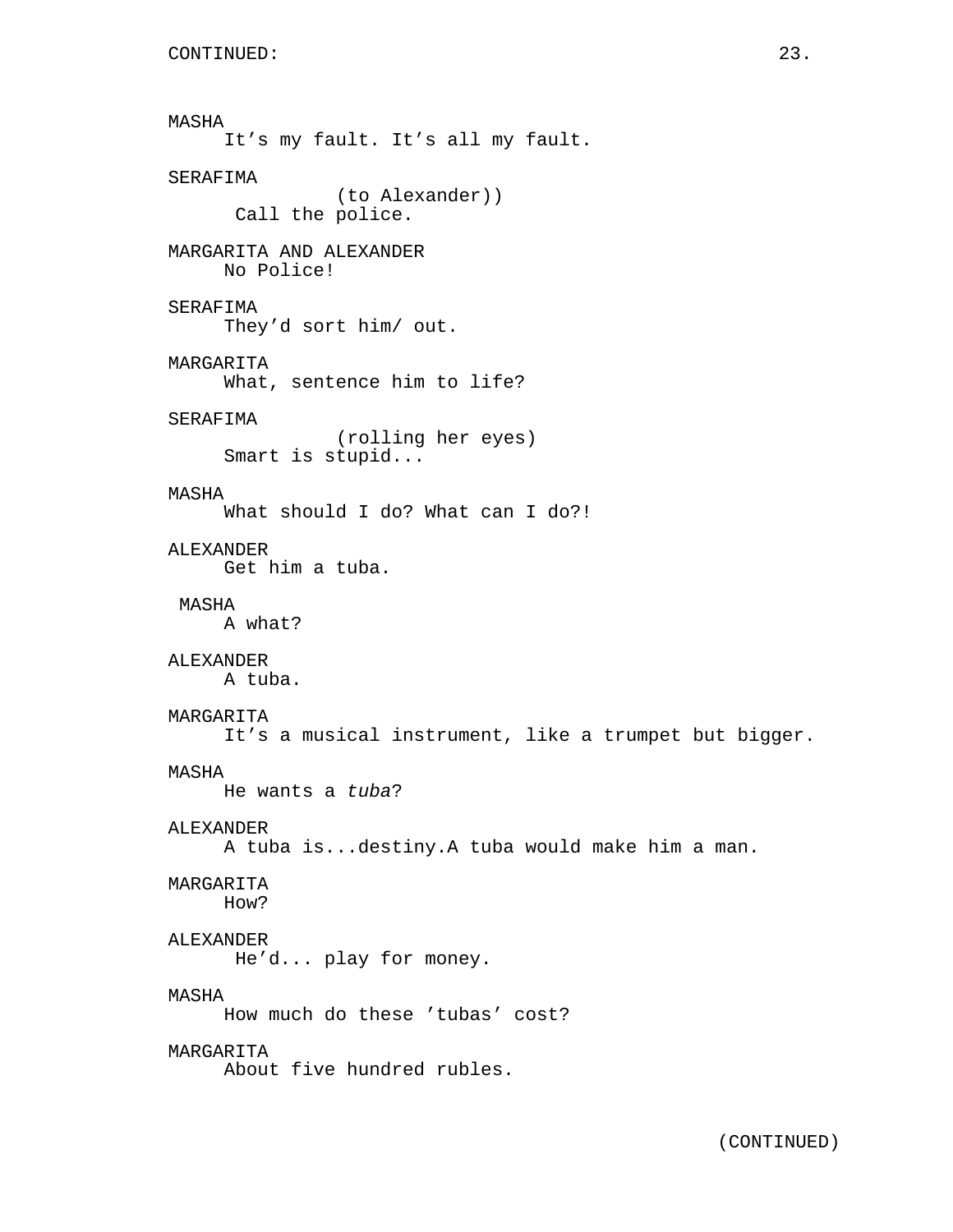CONTINUED:

MASHA
It’s my fault. It’s all my fault.

SERAFIMA
(to Alexander))
Call the police.

MARGARITA AND ALEXANDER
No Police!

SERAFIMA
They’d sort him/ out.

MARGARITA
What, sentence him to life?

SERAFIMA
(rolling her eyes)
Smart is stupid...

MASHA
What should I do? What can I do?!

ALEXANDER
Get him a tuba.

MASHA
A what?

ALEXANDER
A tuba.

MARGARITA
It’s a musical instrument, like a trumpet but bigger.

MASHA
He wants a *tuba*?

ALEXANDER
A tuba is...destiny.A tuba would make him a man.

MARGARITA
How?

ALEXANDER
He’d... play for money.

MASHA
How much do these ’tubas’ cost?

MARGARITA
About five hundred rubles.

(CONTINUED)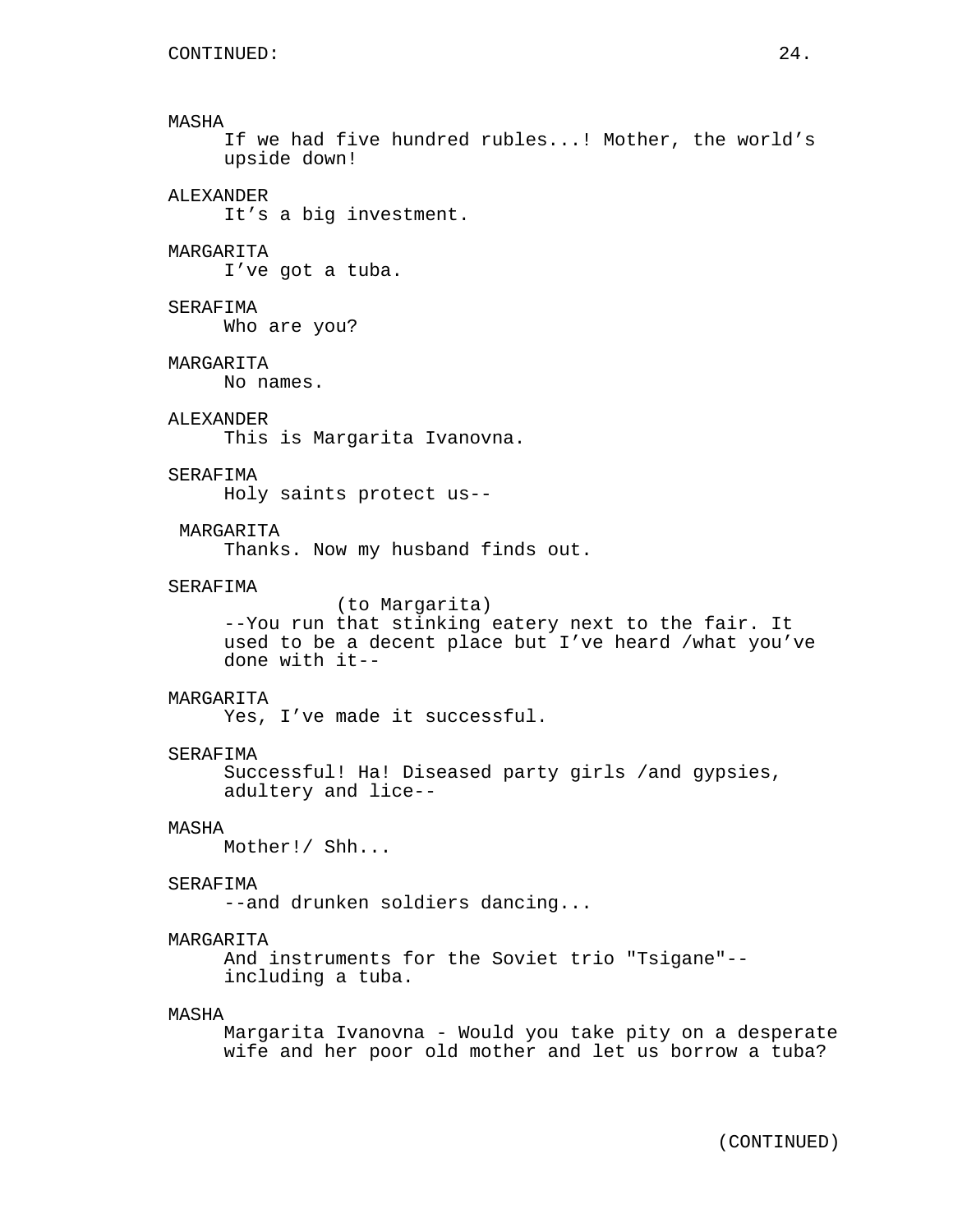CONTINUED:

MASHA
If we had five hundred rubles...! Mother, the world's upside down!

ALEXANDER
It's a big investment.

MARGARITA
I've got a tuba.

SERAFIMA
Who are you?

MARGARITA
No names.

ALEXANDER
This is Margarita Ivanovna.

SERAFIMA
Holy saints protect us--

MARGARITA
Thanks. Now my husband finds out.

SERAFIMA
(to Margarita)
--You run that stinking eatery next to the fair. It used to be a decent place but I've heard /what you've done with it--

MARGARITA
Yes, I've made it successful.

SERAFIMA
Successful! Ha! Diseased party girls /and gypsies, adultery and lice--

MASHA
Mother!/ Shh...

SERAFIMA
--and drunken soldiers dancing...

MARGARITA
And instruments for the Soviet trio "Tsigane"--including a tuba.

MASHA
Margarita Ivanovna - Would you take pity on a desperate wife and her poor old mother and let us borrow a tuba?

(CONTINUED)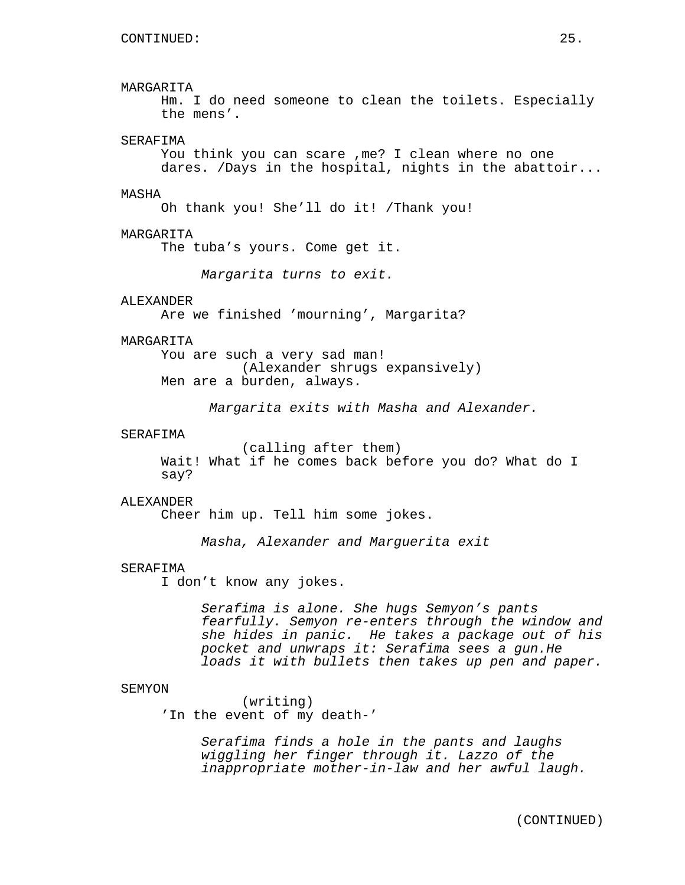MARGARITA

Hm. I do need someone to clean the toilets. Especially the mens'.

SERAFIMA

You think you can scare ,me? I clean where no one dares. /Days in the hospital, nights in the abattoir...

MASHA

Oh thank you! She'll do it! /Thank you!

MARGARITA

The tuba's yours. Come get it.

*Margarita turns to exit.*

ALEXANDER

Are we finished 'mourning', Margarita?

MARGARITA

You are such a very sad man!

(Alexander shrugs expansively)

Men are a burden, always.

*Margarita exits with Masha and Alexander.*

SERAFIMA

(calling after them)

Wait! What if he comes back before you do? What do I say?

ALEXANDER

Cheer him up. Tell him some jokes.

*Masha, Alexander and Marguerita exit*

SERAFIMA

I don't know any jokes.

*Serafima is alone. She hugs Semyon's pants fearfully. Semyon re-enters through the window and she hides in panic. He takes a package out of his pocket and unwraps it: Serafima sees a gun.He loads it with bullets then takes up pen and paper.*

SEMYON

(writing)

'In the event of my death-'

*Serafima finds a hole in the pants and laughs wiggling her finger through it. Lazzo of the inappropriate mother-in-law and her awful laugh.*

(CONTINUED)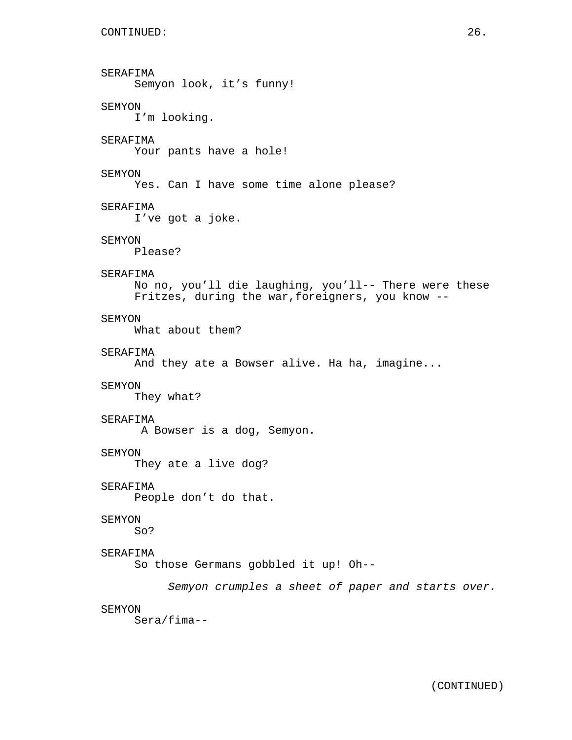CONTINUED:

SERAFIMA
Semyon look, it's funny!

SEMYON
I'm looking.

SERAFIMA
Your pants have a hole!

SEMYON
Yes. Can I have some time alone please?

SERAFIMA
I've got a joke.

SEMYON
Please?

SERAFIMA
No no, you'll die laughing, you'll-- There were these Fritzes, during the war,foreigners, you know --

SEMYON
What about them?

SERAFIMA
And they ate a Bowser alive. Ha ha, imagine...

SEMYON
They what?

SERAFIMA
A Bowser is a dog, Semyon.

SEMYON
They ate a live dog?

SERAFIMA
People don't do that.

SEMYON
So?

SERAFIMA
So those Germans gobbled it up! Oh--

*Semyon crumples a sheet of paper and starts over.*

SEMYON
Sera/fima--

(CONTINUED)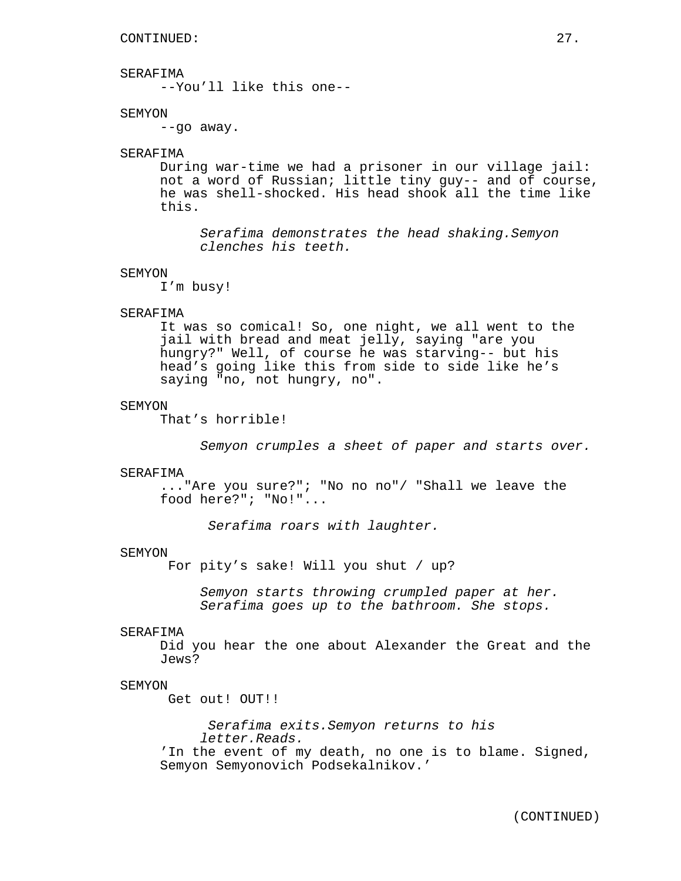CONTINUED:

SERAFIMA
--You'll like this one--

SEMYON
--go away.

SERAFIMA
During war-time we had a prisoner in our village jail: not a word of Russian; little tiny guy-- and of course, he was shell-shocked. His head shook all the time like this.

*Serafima demonstrates the head shaking.Semyon clenches his teeth.*

SEMYON
I'm busy!

SERAFIMA
It was so comical! So, one night, we all went to the jail with bread and meat jelly, saying "are you hungry?" Well, of course he was starving-- but his head's going like this from side to side like he's saying "no, not hungry, no".

SEMYON
That's horrible!

*Semyon crumples a sheet of paper and starts over.*

SERAFIMA
..."Are you sure?"; "No no no"/ "Shall we leave the food here?"; "No!"...

*Serafima roars with laughter.*

SEMYON
For pity's sake! Will you shut / up?

*Semyon starts throwing crumpled paper at her. Serafima goes up to the bathroom. She stops.*

SERAFIMA
Did you hear the one about Alexander the Great and the Jews?

SEMYON
Get out! OUT!!

*Serafima exits.Semyon returns to his letter.Reads.*

'In the event of my death, no one is to blame. Signed, Semyon Semyonovich Podsekalnikov.'

(CONTINUED)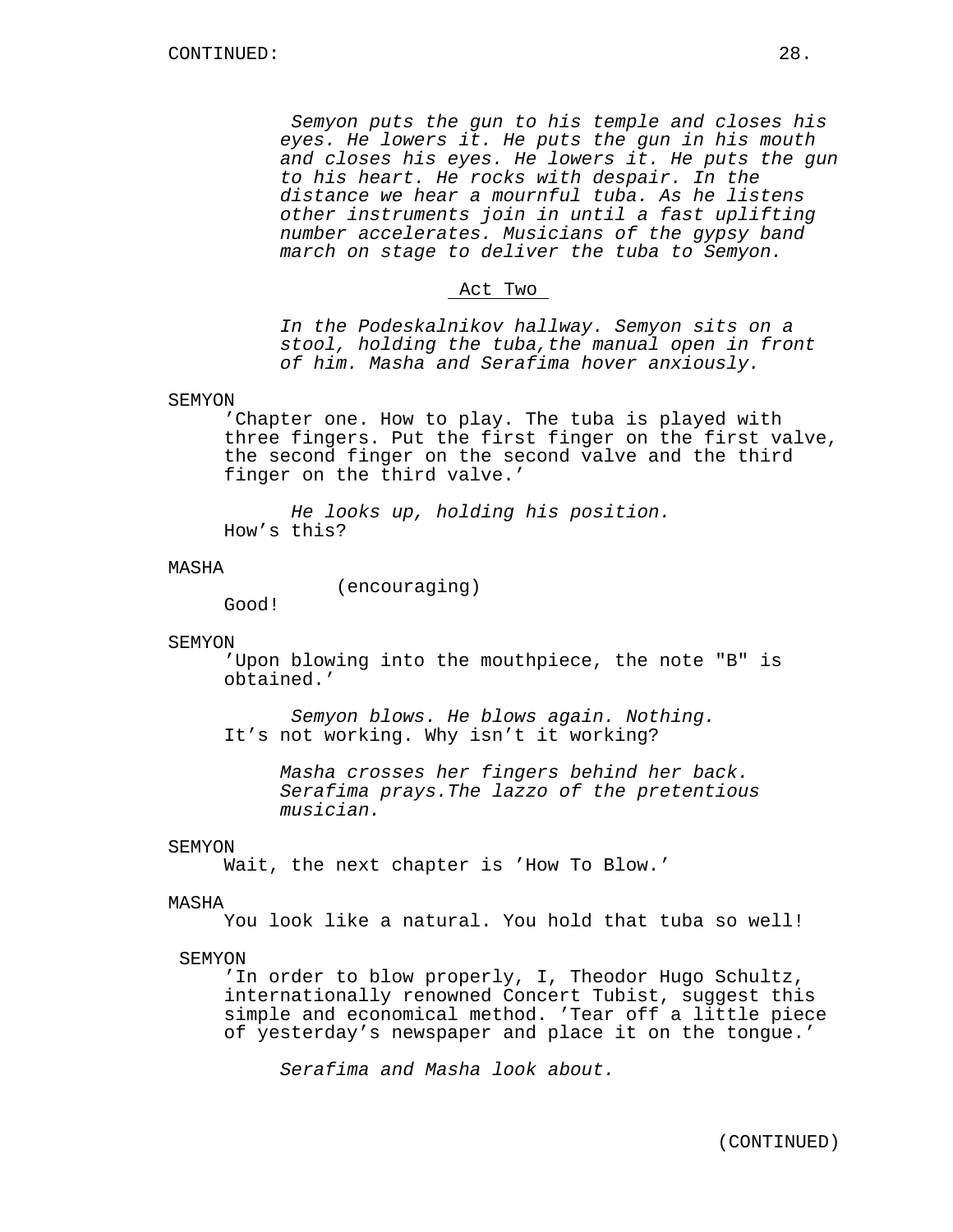*Semyon puts the gun to his temple and closes his eyes. He lowers it. He puts the gun in his mouth and closes his eyes. He lowers it. He puts the gun to his heart. He rocks with despair. In the distance we hear a mournful tuba. As he listens other instruments join in until a fast uplifting number accelerates. Musicians of the gypsy band march on stage to deliver the tuba to Semyon.*

## Act Two

*In the Podeskalnikov hallway. Semyon sits on a stool, holding the tuba,the manual open in front of him. Masha and Serafima hover anxiously.*

SEMYON
'Chapter one. How to play. The tuba is played with three fingers. Put the first finger on the first valve, the second finger on the second valve and the third finger on the third valve.'

*He looks up, holding his position.*
How's this?

MASHA
(encouraging)
Good!

SEMYON
'Upon blowing into the mouthpiece, the note "B" is obtained.'

*Semyon blows. He blows again. Nothing.*
It's not working. Why isn't it working?

*Masha crosses her fingers behind her back. Serafima prays.The lazzo of the pretentious musician.*

SEMYON
Wait, the next chapter is 'How To Blow.'

MASHA
You look like a natural. You hold that tuba so well!

SEMYON
'In order to blow properly, I, Theodor Hugo Schultz, internationally renowned Concert Tubist, suggest this simple and economical method. 'Tear off a little piece of yesterday's newspaper and place it on the tongue.'

*Serafima and Masha look about.*

(CONTINUED)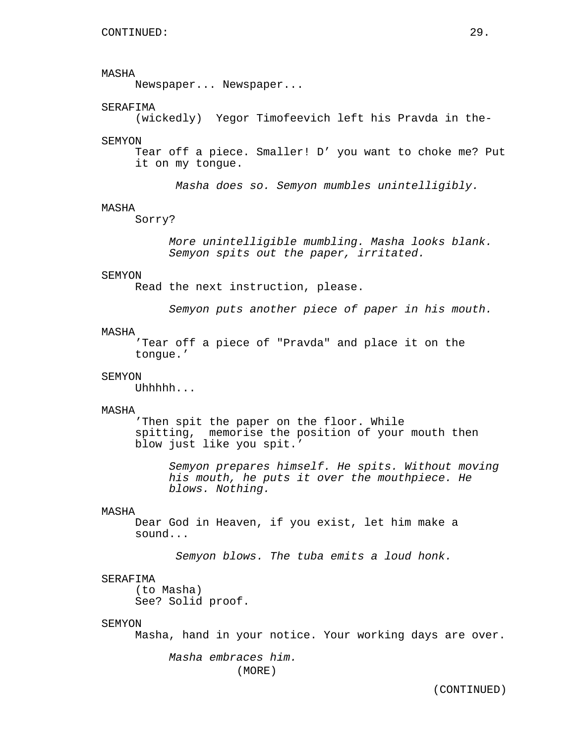MASHA
Newspaper... Newspaper...

SERAFIMA
(wickedly) Yegor Timofeevich left his Pravda in the-

SEMYON
Tear off a piece. Smaller! D' you want to choke me? Put it on my tongue.

*Masha does so. Semyon mumbles unintelligibly.*

MASHA
Sorry?

*More unintelligible mumbling. Masha looks blank. Semyon spits out the paper, irritated.*

SEMYON
Read the next instruction, please.

*Semyon puts another piece of paper in his mouth.*

MASHA
'Tear off a piece of "Pravda" and place it on the tongue.'

SEMYON
Uhhhhh...

MASHA
'Then spit the paper on the floor. While spitting, memorise the position of your mouth then blow just like you spit.'

*Semyon prepares himself. He spits. Without moving his mouth, he puts it over the mouthpiece. He blows. Nothing.*

MASHA
Dear God in Heaven, if you exist, let him make a sound...

*Semyon blows. The tuba emits a loud honk.*

SERAFIMA
(to Masha)
See? Solid proof.

SEMYON
Masha, hand in your notice. Your working days are over.

*Masha embraces him.*

(MORE)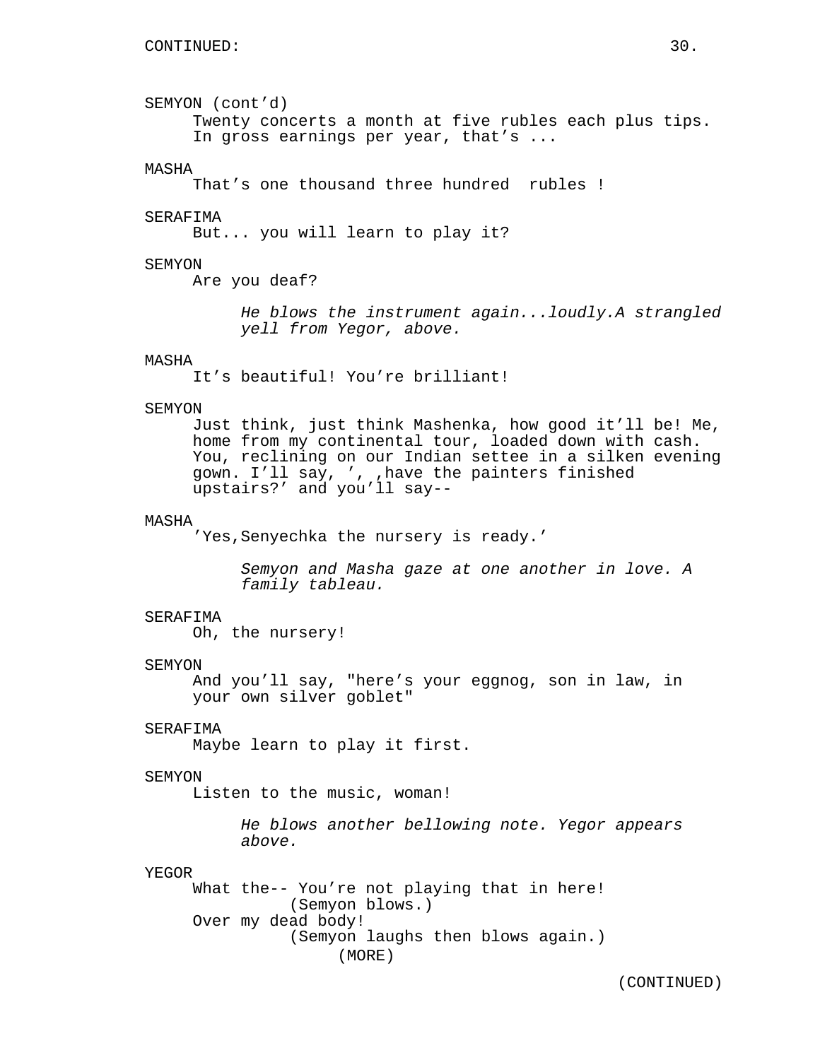SEMYON (cont'd)
Twenty concerts a month at five rubles each plus tips. In gross earnings per year, that's ...

MASHA
That's one thousand three hundred  rubles !

SERAFIMA
But... you will learn to play it?

SEMYON
Are you deaf?

*He blows the instrument again...loudly.A strangled yell from Yegor, above.*

MASHA
It's beautiful! You're brilliant!

SEMYON
Just think, just think Mashenka, how good it'll be! Me, home from my continental tour, loaded down with cash. You, reclining on our Indian settee in a silken evening gown. I'll say, ', ,have the painters finished upstairs?' and you'll say--

MASHA
'Yes,Senyechka the nursery is ready.'

*Semyon and Masha gaze at one another in love. A family tableau.*

SERAFIMA
Oh, the nursery!

SEMYON
And you'll say, "here's your eggnog, son in law, in your own silver goblet"

SERAFIMA
Maybe learn to play it first.

SEMYON
Listen to the music, woman!

*He blows another bellowing note. Yegor appears above.*

YEGOR
What the-- You're not playing that in here!
(Semyon blows.)
Over my dead body!
(Semyon laughs then blows again.)
(MORE)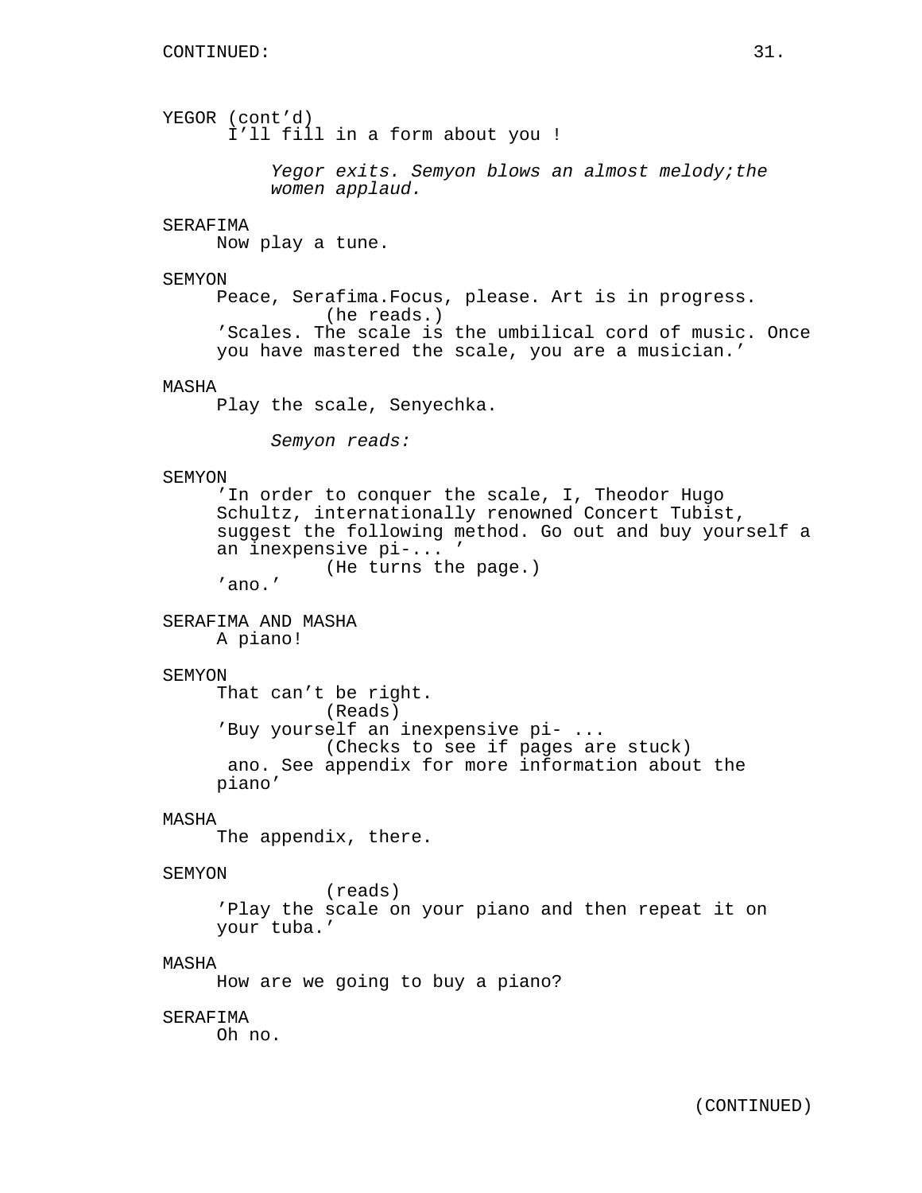YEGOR (cont'd)
I'll fill in a form about you !

*Yegor exits. Semyon blows an almost melody;the women applaud.*

SERAFIMA
Now play a tune.

SEMYON
Peace, Serafima.Focus, please. Art is in progress.
(he reads.)
'Scales. The scale is the umbilical cord of music. Once you have mastered the scale, you are a musician.'

MASHA
Play the scale, Senyechka.

*Semyon reads:*

SEMYON
'In order to conquer the scale, I, Theodor Hugo Schultz, internationally renowned Concert Tubist, suggest the following method. Go out and buy yourself a an inexpensive pi-... '
(He turns the page.)
'ano.'

SERAFIMA AND MASHA
A piano!

SEMYON
That can't be right.
(Reads)
'Buy yourself an inexpensive pi- ...
(Checks to see if pages are stuck)
ano. See appendix for more information about the piano'

MASHA
The appendix, there.

SEMYON
(reads)
'Play the scale on your piano and then repeat it on your tuba.'

MASHA
How are we going to buy a piano?

SERAFIMA
Oh no.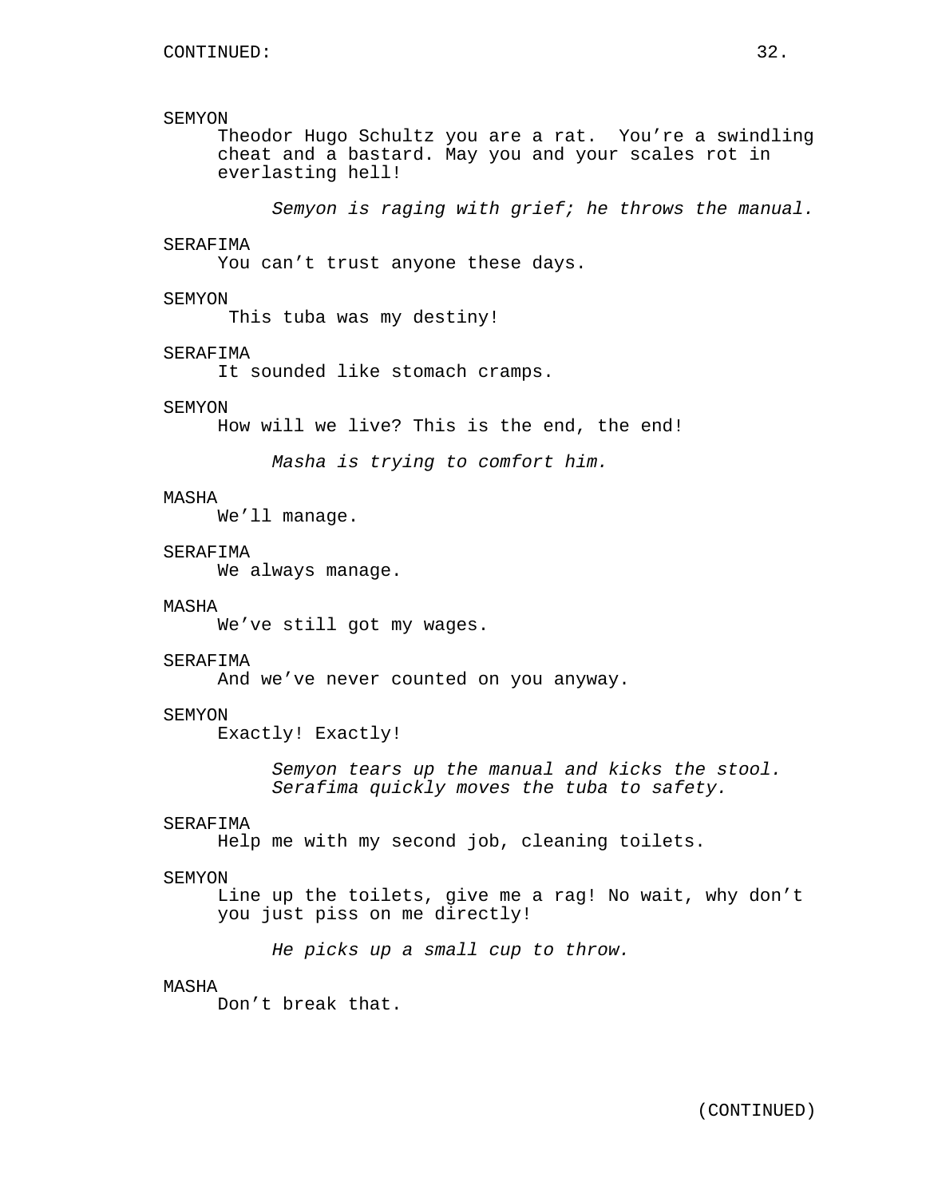SEMYON

Theodor Hugo Schultz you are a rat.  You're a swindling cheat and a bastard. May you and your scales rot in everlasting hell!

*Semyon is raging with grief; he throws the manual.*

SERAFIMA

You can't trust anyone these days.

SEMYON

This tuba was my destiny!

SERAFIMA

It sounded like stomach cramps.

SEMYON

How will we live? This is the end, the end!

*Masha is trying to comfort him.*

MASHA

We'll manage.

SERAFIMA

We always manage.

MASHA

We've still got my wages.

SERAFIMA

And we've never counted on you anyway.

SEMYON

Exactly! Exactly!

*Semyon tears up the manual and kicks the stool. Serafima quickly moves the tuba to safety.*

SERAFIMA

Help me with my second job, cleaning toilets.

SEMYON

Line up the toilets, give me a rag! No wait, why don't you just piss on me directly!

*He picks up a small cup to throw.*

MASHA

Don't break that.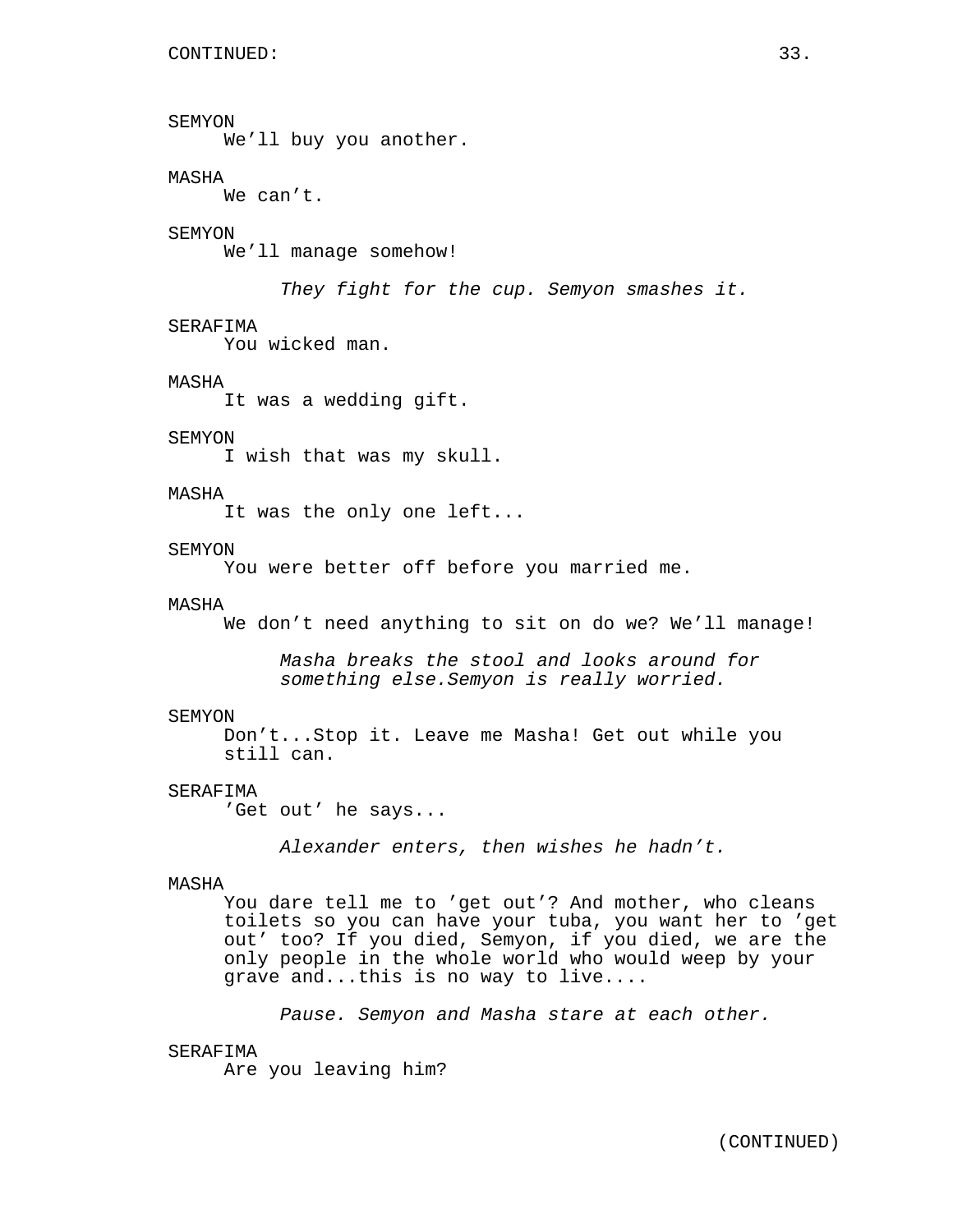SEMYON
We'll buy you another.

MASHA
We can't.

SEMYON
We'll manage somehow!

*They fight for the cup. Semyon smashes it.*

SERAFIMA
You wicked man.

MASHA
It was a wedding gift.

SEMYON
I wish that was my skull.

MASHA
It was the only one left...

SEMYON
You were better off before you married me.

MASHA
We don't need anything to sit on do we? We'll manage!

*Masha breaks the stool and looks around for something else.Semyon is really worried.*

SEMYON
Don't...Stop it. Leave me Masha! Get out while you still can.

SERAFIMA
'Get out' he says...

*Alexander enters, then wishes he hadn't.*

MASHA
You dare tell me to 'get out'? And mother, who cleans toilets so you can have your tuba, you want her to 'get out' too? If you died, Semyon, if you died, we are the only people in the whole world who would weep by your grave and...this is no way to live....

*Pause. Semyon and Masha stare at each other.*

SERAFIMA
Are you leaving him?

(CONTINUED)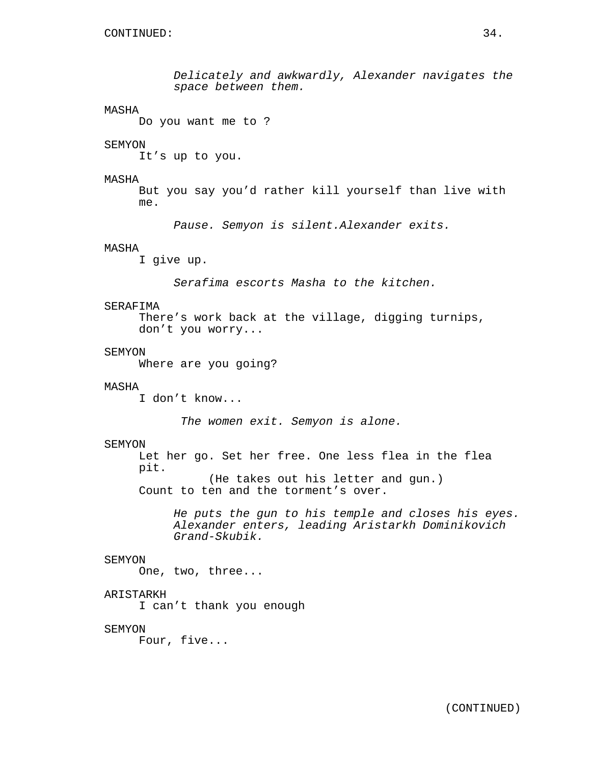CONTINUED:

*Delicately and awkwardly, Alexander navigates the space between them.*

MASHA
Do you want me to ?

SEMYON
It’s up to you.

MASHA
But you say you’d rather kill yourself than live with me.

*Pause. Semyon is silent.Alexander exits.*

MASHA
I give up.

*Serafima escorts Masha to the kitchen.*

SERAFIMA
There’s work back at the village, digging turnips, don’t you worry...

SEMYON
Where are you going?

MASHA
I don’t know...

*The women exit. Semyon is alone.*

SEMYON
Let her go. Set her free. One less flea in the flea pit.
(He takes out his letter and gun.)
Count to ten and the torment’s over.

*He puts the gun to his temple and closes his eyes. Alexander enters, leading Aristarkh Dominikovich Grand-Skubik.*

SEMYON
One, two, three...

ARISTARKH
I can’t thank you enough

SEMYON
Four, five...

(CONTINUED)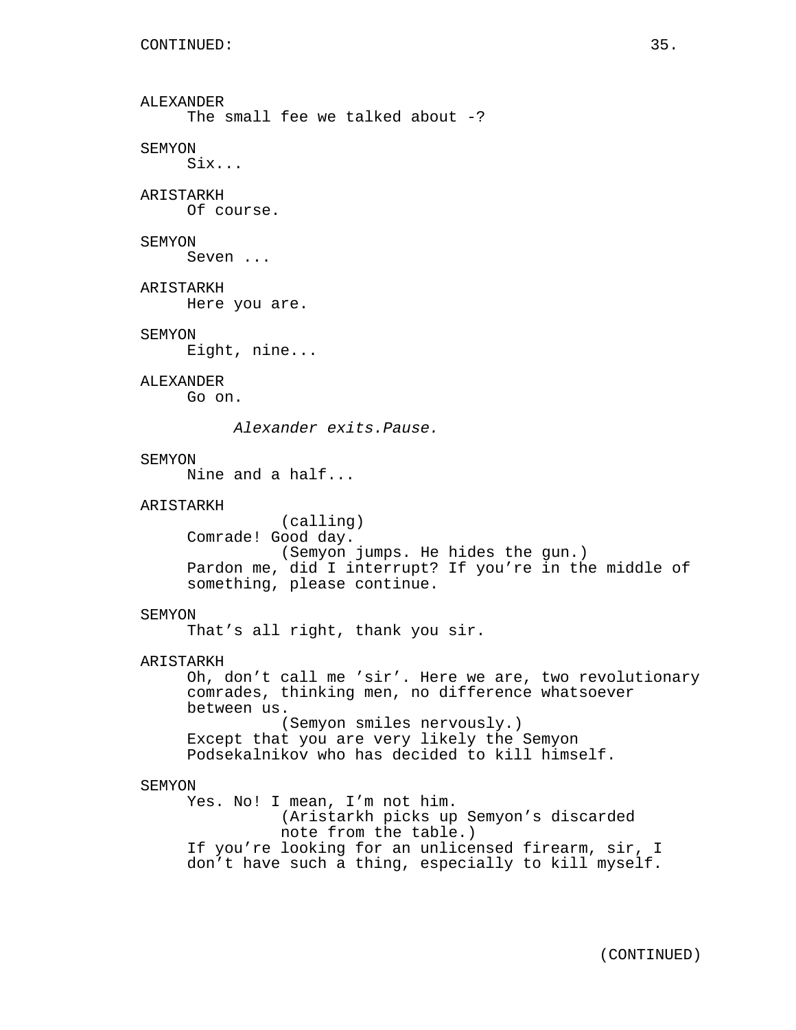CONTINUED:

ALEXANDER
The small fee we talked about -?

SEMYON
Six...

ARISTARKH
Of course.

SEMYON
Seven ...

ARISTARKH
Here you are.

SEMYON
Eight, nine...

ALEXANDER
Go on.

*Alexander exits.Pause.*

SEMYON
Nine and a half...

ARISTARKH
(calling)
Comrade! Good day.
(Semyon jumps. He hides the gun.)
Pardon me, did I interrupt? If you're in the middle of something, please continue.

SEMYON
That's all right, thank you sir.

ARISTARKH
Oh, don't call me 'sir'. Here we are, two revolutionary comrades, thinking men, no difference whatsoever between us.
(Semyon smiles nervously.)
Except that you are very likely the Semyon Podsekalnikov who has decided to kill himself.

SEMYON
Yes. No! I mean, I'm not him.
(Aristarkh picks up Semyon's discarded note from the table.)
If you're looking for an unlicensed firearm, sir, I don't have such a thing, especially to kill myself.

(CONTINUED)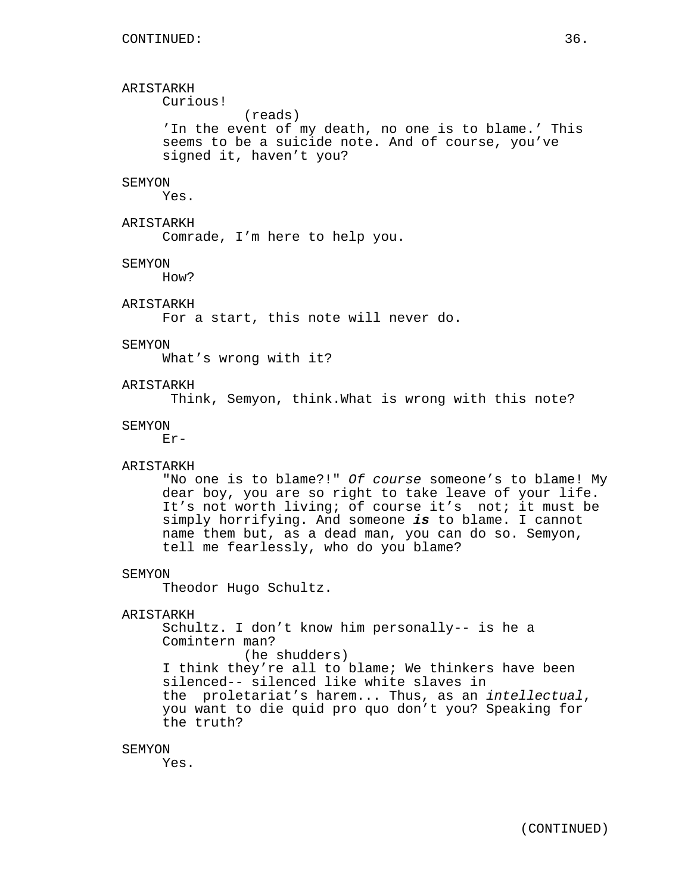CONTINUED:

ARISTARKH
Curious!
(reads)
'In the event of my death, no one is to blame.' This seems to be a suicide note. And of course, you've signed it, haven't you?

SEMYON
Yes.

ARISTARKH
Comrade, I'm here to help you.

SEMYON
How?

ARISTARKH
For a start, this note will never do.

SEMYON
What's wrong with it?

ARISTARKH
Think, Semyon, think.What is wrong with this note?

SEMYON
Er-

ARISTARKH
"No one is to blame?!" *Of course* someone's to blame! My dear boy, you are so right to take leave of your life. It's not worth living; of course it's not; it must be simply horrifying. And someone ***is*** to blame. I cannot name them but, as a dead man, you can do so. Semyon, tell me fearlessly, who do you blame?

SEMYON
Theodor Hugo Schultz.

ARISTARKH
Schultz. I don't know him personally-- is he a Comintern man?
(he shudders)
I think they're all to blame; We thinkers have been silenced-- silenced like white slaves in the proletariat's harem... Thus, as an *intellectual*, you want to die quid pro quo don't you? Speaking for the truth?

SEMYON
Yes.

(CONTINUED)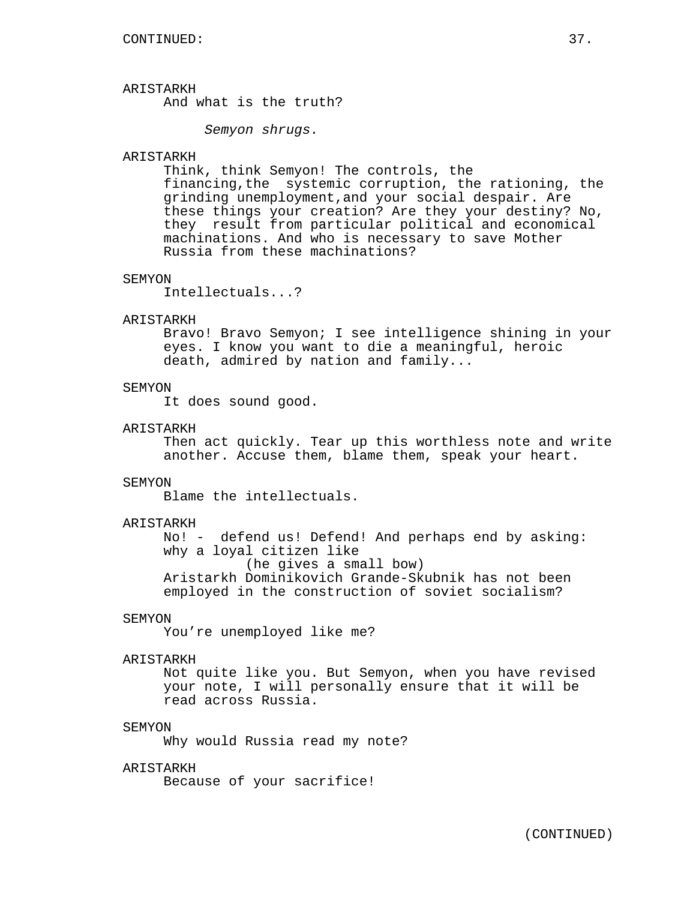CONTINUED:

ARISTARKH
And what is the truth?

*Semyon shrugs.*

ARISTARKH
Think, think Semyon! The controls, the financing,the systemic corruption, the rationing, the grinding unemployment,and your social despair. Are these things your creation? Are they your destiny? No, they result from particular political and economical machinations. And who is necessary to save Mother Russia from these machinations?

SEMYON
Intellectuals...?

ARISTARKH
Bravo! Bravo Semyon; I see intelligence shining in your eyes. I know you want to die a meaningful, heroic death, admired by nation and family...

SEMYON
It does sound good.

ARISTARKH
Then act quickly. Tear up this worthless note and write another. Accuse them, blame them, speak your heart.

SEMYON
Blame the intellectuals.

ARISTARKH
No! - defend us! Defend! And perhaps end by asking: why a loyal citizen like
(he gives a small bow)
Aristarkh Dominikovich Grande-Skubnik has not been employed in the construction of soviet socialism?

SEMYON
You're unemployed like me?

ARISTARKH
Not quite like you. But Semyon, when you have revised your note, I will personally ensure that it will be read across Russia.

SEMYON
Why would Russia read my note?

ARISTARKH
Because of your sacrifice!

(CONTINUED)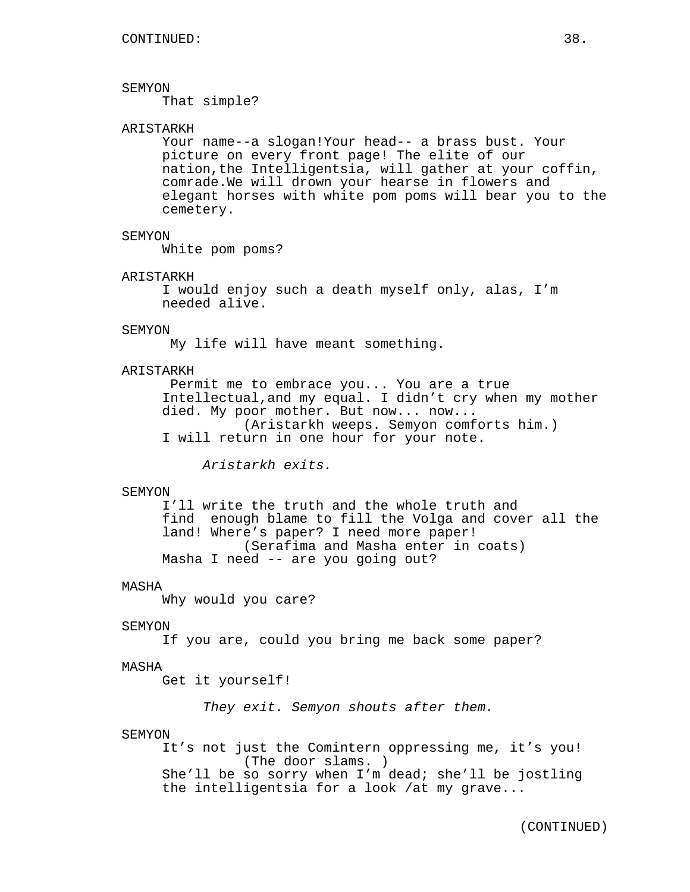CONTINUED:

SEMYON
That simple?

ARISTARKH
Your name--a slogan!Your head-- a brass bust. Your picture on every front page! The elite of our nation,the Intelligentsia, will gather at your coffin, comrade.We will drown your hearse in flowers and elegant horses with white pom poms will bear you to the cemetery.

SEMYON
White pom poms?

ARISTARKH
I would enjoy such a death myself only, alas, I'm needed alive.

SEMYON
My life will have meant something.

ARISTARKH
Permit me to embrace you... You are a true Intellectual,and my equal. I didn't cry when my mother died. My poor mother. But now... now...
(Aristarkh weeps. Semyon comforts him.)
I will return in one hour for your note.

*Aristarkh exits.*

SEMYON
I'll write the truth and the whole truth and find enough blame to fill the Volga and cover all the land! Where's paper? I need more paper!
(Serafima and Masha enter in coats)
Masha I need -- are you going out?

MASHA
Why would you care?

SEMYON
If you are, could you bring me back some paper?

MASHA
Get it yourself!

*They exit. Semyon shouts after them.*

SEMYON
It's not just the Comintern oppressing me, it's you!
(The door slams. )
She'll be so sorry when I'm dead; she'll be jostling the intelligentsia for a look /at my grave...

(CONTINUED)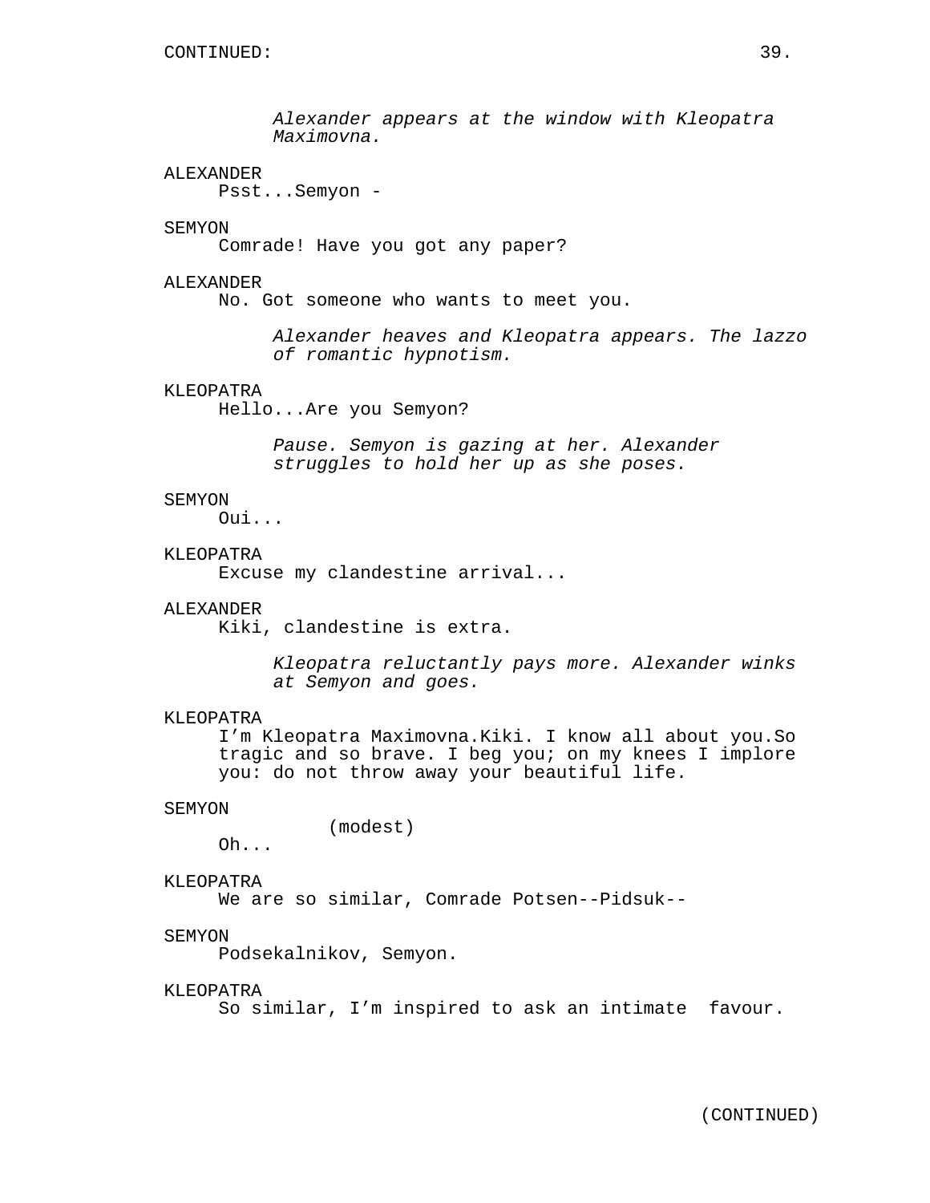*Alexander appears at the window with Kleopatra Maximovna.*

ALEXANDER
Psst...Semyon -

SEMYON
Comrade! Have you got any paper?

ALEXANDER
No. Got someone who wants to meet you.

*Alexander heaves and Kleopatra appears. The lazzo of romantic hypnotism.*

KLEOPATRA
Hello...Are you Semyon?

*Pause. Semyon is gazing at her. Alexander struggles to hold her up as she poses.*

SEMYON
Oui...

KLEOPATRA
Excuse my clandestine arrival...

ALEXANDER
Kiki, clandestine is extra.

*Kleopatra reluctantly pays more. Alexander winks at Semyon and goes.*

KLEOPATRA
I'm Kleopatra Maximovna.Kiki. I know all about you.So tragic and so brave. I beg you; on my knees I implore you: do not throw away your beautiful life.

SEMYON
(modest)
Oh...

KLEOPATRA
We are so similar, Comrade Potsen--Pidsuk--

SEMYON
Podsekalnikov, Semyon.

KLEOPATRA
So similar, I'm inspired to ask an intimate favour.

(CONTINUED)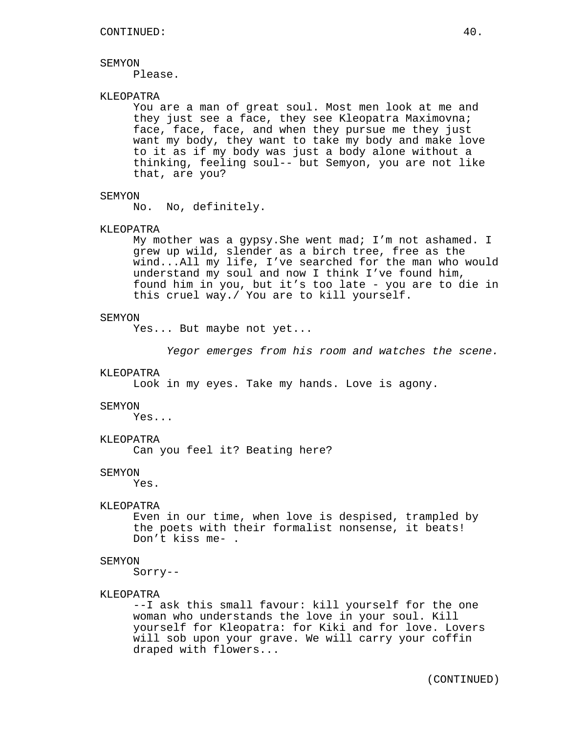CONTINUED:

SEMYON
Please.

KLEOPATRA
You are a man of great soul. Most men look at me and they just see a face, they see Kleopatra Maximovna; face, face, face, and when they pursue me they just want my body, they want to take my body and make love to it as if my body was just a body alone without a thinking, feeling soul-- but Semyon, you are not like that, are you?

SEMYON
No.  No, definitely.

KLEOPATRA
My mother was a gypsy.She went mad; I'm not ashamed. I grew up wild, slender as a birch tree, free as the wind...All my life, I've searched for the man who would understand my soul and now I think I've found him, found him in you, but it's too late - you are to die in this cruel way./ You are to kill yourself.

SEMYON
Yes... But maybe not yet...

*Yegor emerges from his room and watches the scene.*

KLEOPATRA
Look in my eyes. Take my hands. Love is agony.

SEMYON
Yes...

KLEOPATRA
Can you feel it? Beating here?

SEMYON
Yes.

KLEOPATRA
Even in our time, when love is despised, trampled by the poets with their formalist nonsense, it beats! Don't kiss me- .

SEMYON
Sorry--

KLEOPATRA
--I ask this small favour: kill yourself for the one woman who understands the love in your soul. Kill yourself for Kleopatra: for Kiki and for love. Lovers will sob upon your grave. We will carry your coffin draped with flowers...

(CONTINUED)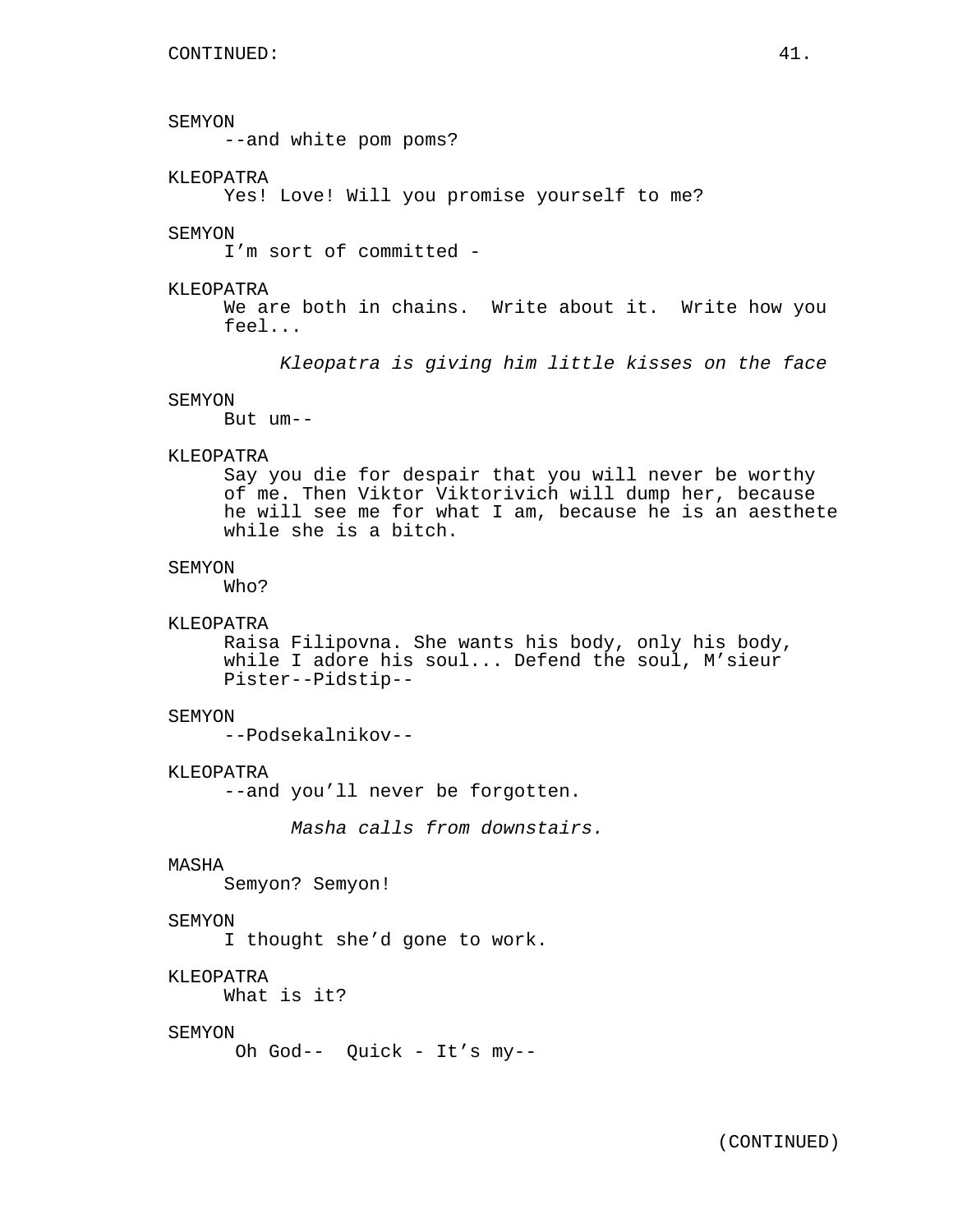CONTINUED:

SEMYON
--and white pom poms?

KLEOPATRA
Yes! Love! Will you promise yourself to me?

SEMYON
I'm sort of committed -

KLEOPATRA
We are both in chains. Write about it. Write how you feel...

*Kleopatra is giving him little kisses on the face*

SEMYON
But um--

KLEOPATRA
Say you die for despair that you will never be worthy of me. Then Viktor Viktorivich will dump her, because he will see me for what I am, because he is an aesthete while she is a bitch.

SEMYON
Who?

KLEOPATRA
Raisa Filipovna. She wants his body, only his body, while I adore his soul... Defend the soul, M'sieur Pister--Pidstip--

SEMYON
--Podsekalnikov--

KLEOPATRA
--and you'll never be forgotten.

*Masha calls from downstairs.*

MASHA
Semyon? Semyon!

SEMYON
I thought she'd gone to work.

KLEOPATRA
What is it?

SEMYON
Oh God-- Quick - It's my--

(CONTINUED)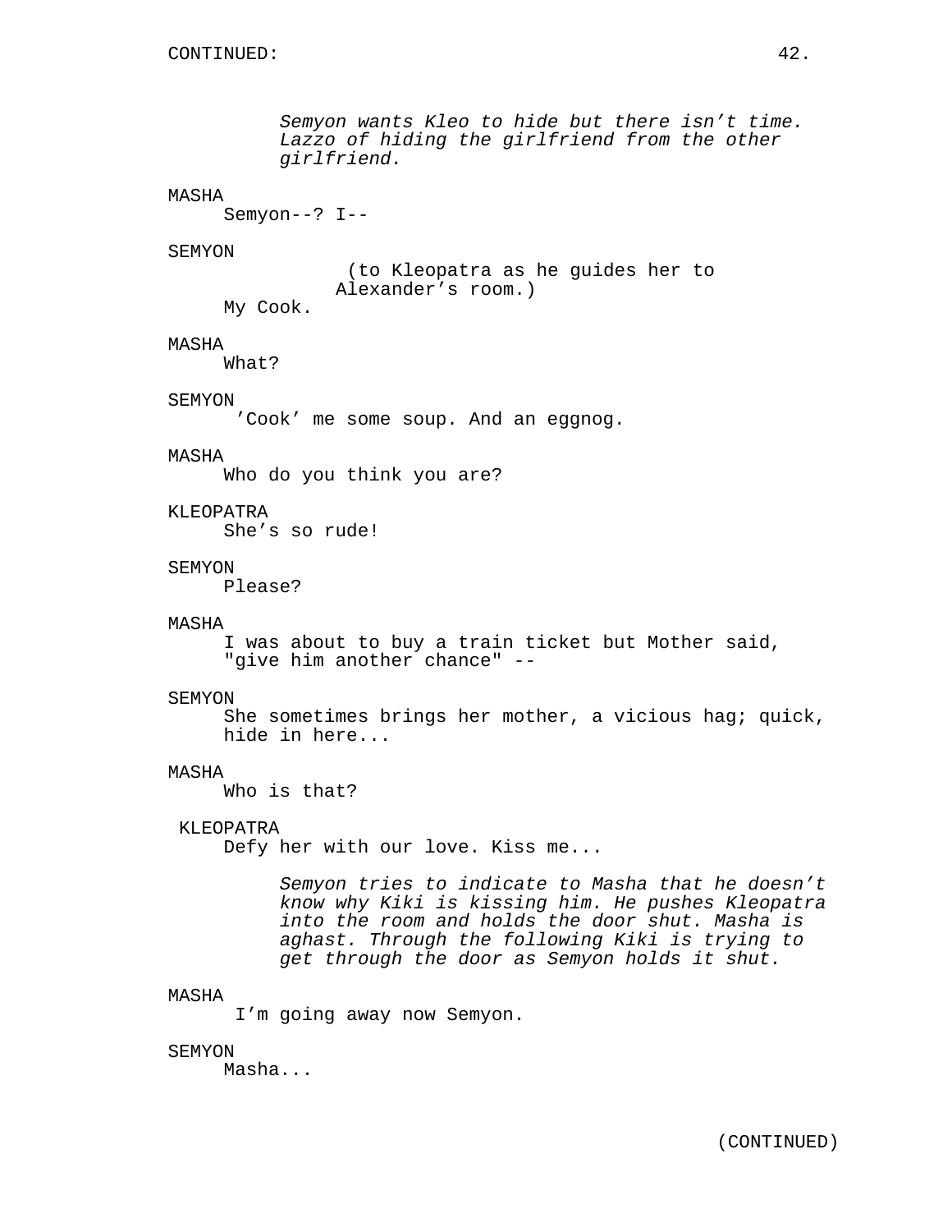*Semyon wants Kleo to hide but there isn't time. Lazzo of hiding the girlfriend from the other girlfriend.*

MASHA
Semyon--? I--

SEMYON
(to Kleopatra as he guides her to Alexander's room.)
My Cook.

MASHA
What?

SEMYON
'Cook' me some soup. And an eggnog.

MASHA
Who do you think you are?

KLEOPATRA
She's so rude!

SEMYON
Please?

MASHA
I was about to buy a train ticket but Mother said, "give him another chance" --

SEMYON
She sometimes brings her mother, a vicious hag; quick, hide in here...

MASHA
Who is that?

KLEOPATRA
Defy her with our love. Kiss me...

*Semyon tries to indicate to Masha that he doesn't know why Kiki is kissing him. He pushes Kleopatra into the room and holds the door shut. Masha is aghast. Through the following Kiki is trying to get through the door as Semyon holds it shut.*

MASHA
I'm going away now Semyon.

SEMYON
Masha...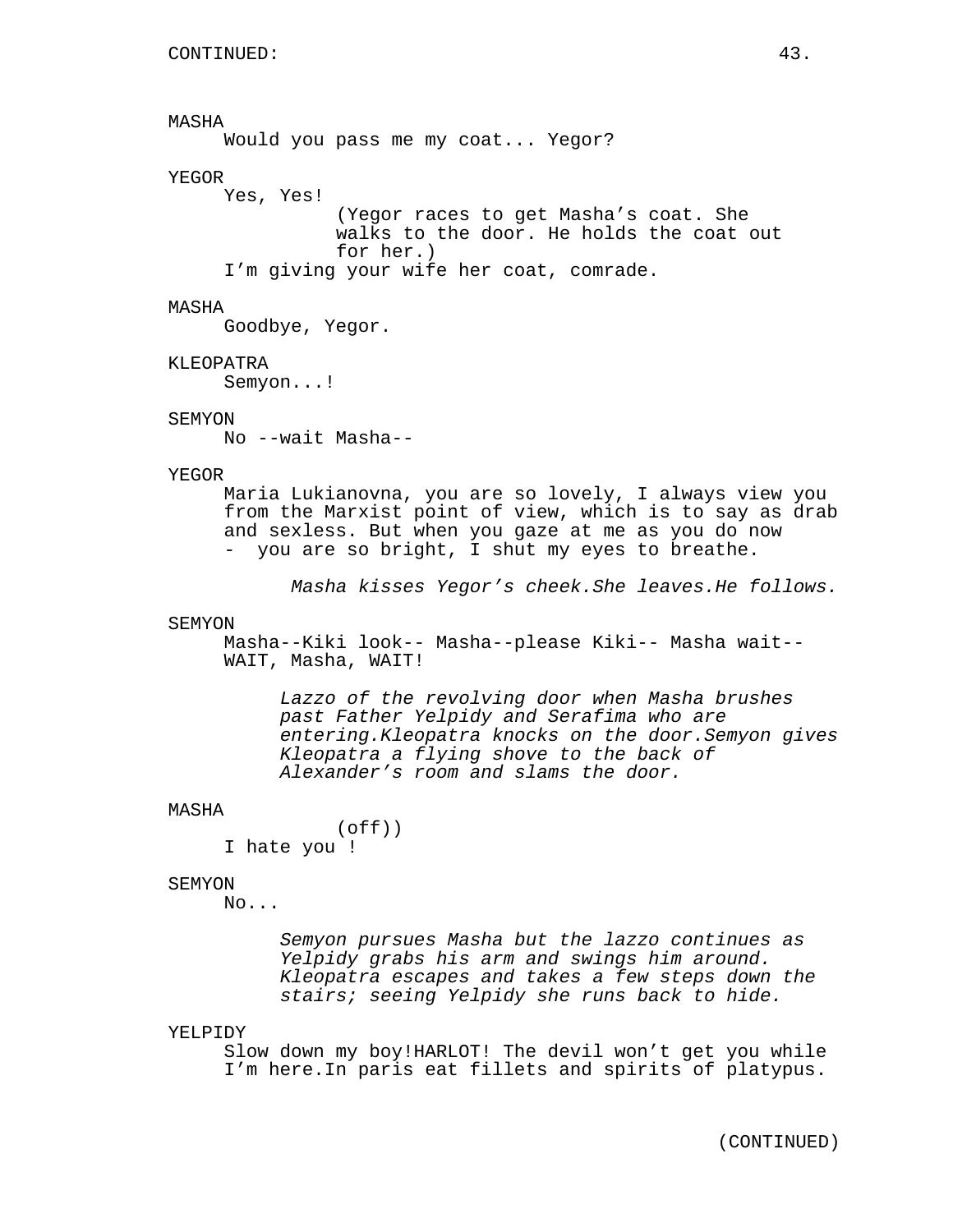MASHA
Would you pass me my coat... Yegor?

YEGOR
Yes, Yes!
(Yegor races to get Masha's coat. She walks to the door. He holds the coat out for her.)
I'm giving your wife her coat, comrade.

MASHA
Goodbye, Yegor.

KLEOPATRA
Semyon...!

SEMYON
No --wait Masha--

YEGOR
Maria Lukianovna, you are so lovely, I always view you from the Marxist point of view, which is to say as drab and sexless. But when you gaze at me as you do now - you are so bright, I shut my eyes to breathe.

*Masha kisses Yegor's cheek.She leaves.He follows.*

SEMYON
Masha--Kiki look-- Masha--please Kiki-- Masha wait-- WAIT, Masha, WAIT!

*Lazzo of the revolving door when Masha brushes past Father Yelpidy and Serafima who are entering.Kleopatra knocks on the door.Semyon gives Kleopatra a flying shove to the back of Alexander's room and slams the door.*

MASHA
(off))
I hate you !

SEMYON
No...

*Semyon pursues Masha but the lazzo continues as Yelpidy grabs his arm and swings him around. Kleopatra escapes and takes a few steps down the stairs; seeing Yelpidy she runs back to hide.*

YELPIDY
Slow down my boy!HARLOT! The devil won't get you while I'm here.In paris eat fillets and spirits of platypus.

(CONTINUED)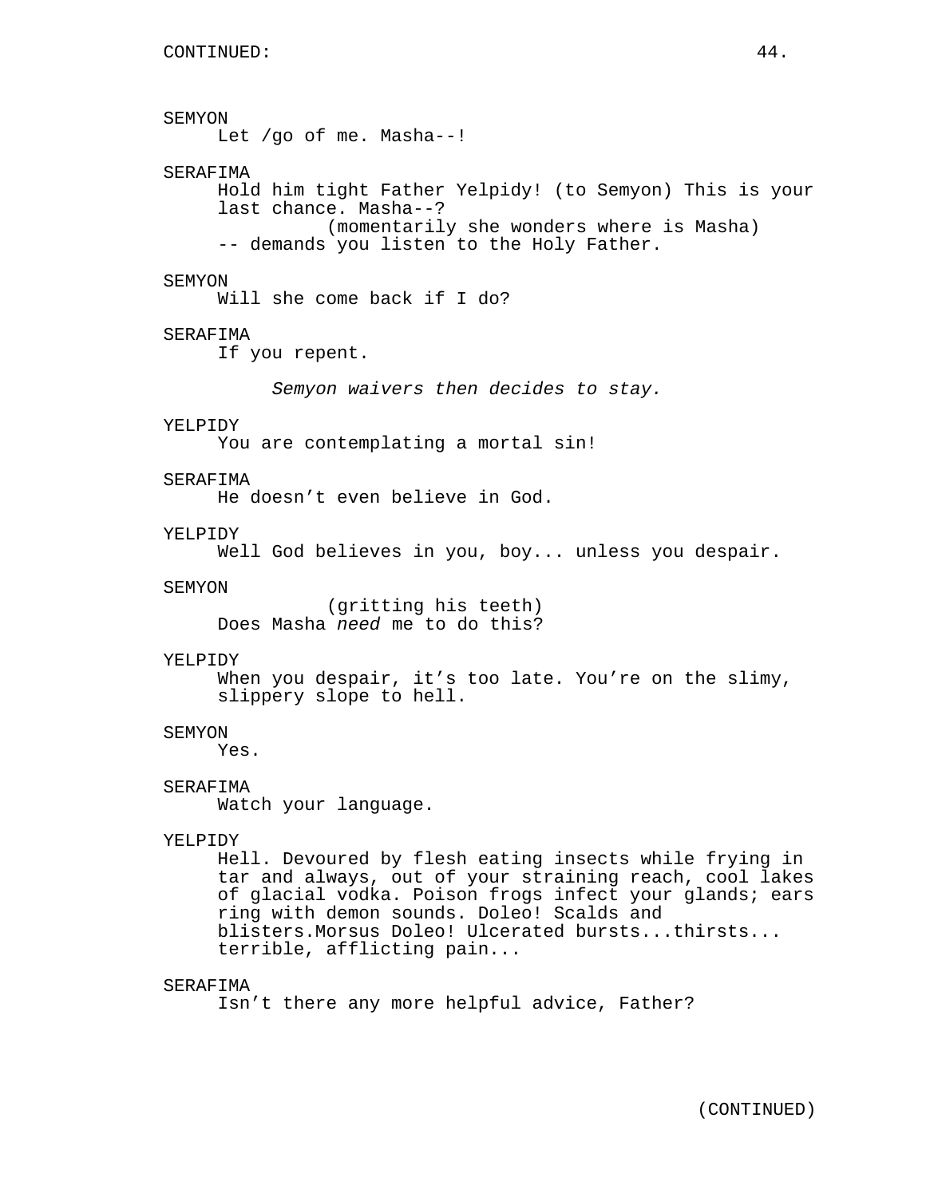SEMYON
Let /go of me. Masha--!

SERAFIMA
Hold him tight Father Yelpidy! (to Semyon) This is your last chance. Masha--?
(momentarily she wonders where is Masha)
-- demands you listen to the Holy Father.

SEMYON
Will she come back if I do?

SERAFIMA
If you repent.

*Semyon waivers then decides to stay.*

YELPIDY
You are contemplating a mortal sin!

SERAFIMA
He doesn't even believe in God.

YELPIDY
Well God believes in you, boy... unless you despair.

SEMYON
(gritting his teeth)
Does Masha *need* me to do this?

YELPIDY
When you despair, it's too late. You're on the slimy, slippery slope to hell.

SEMYON
Yes.

SERAFIMA
Watch your language.

YELPIDY
Hell. Devoured by flesh eating insects while frying in tar and always, out of your straining reach, cool lakes of glacial vodka. Poison frogs infect your glands; ears ring with demon sounds. Doleo! Scalds and blisters.Morsus Doleo! Ulcerated bursts...thirsts... terrible, afflicting pain...

SERAFIMA
Isn't there any more helpful advice, Father?

(CONTINUED)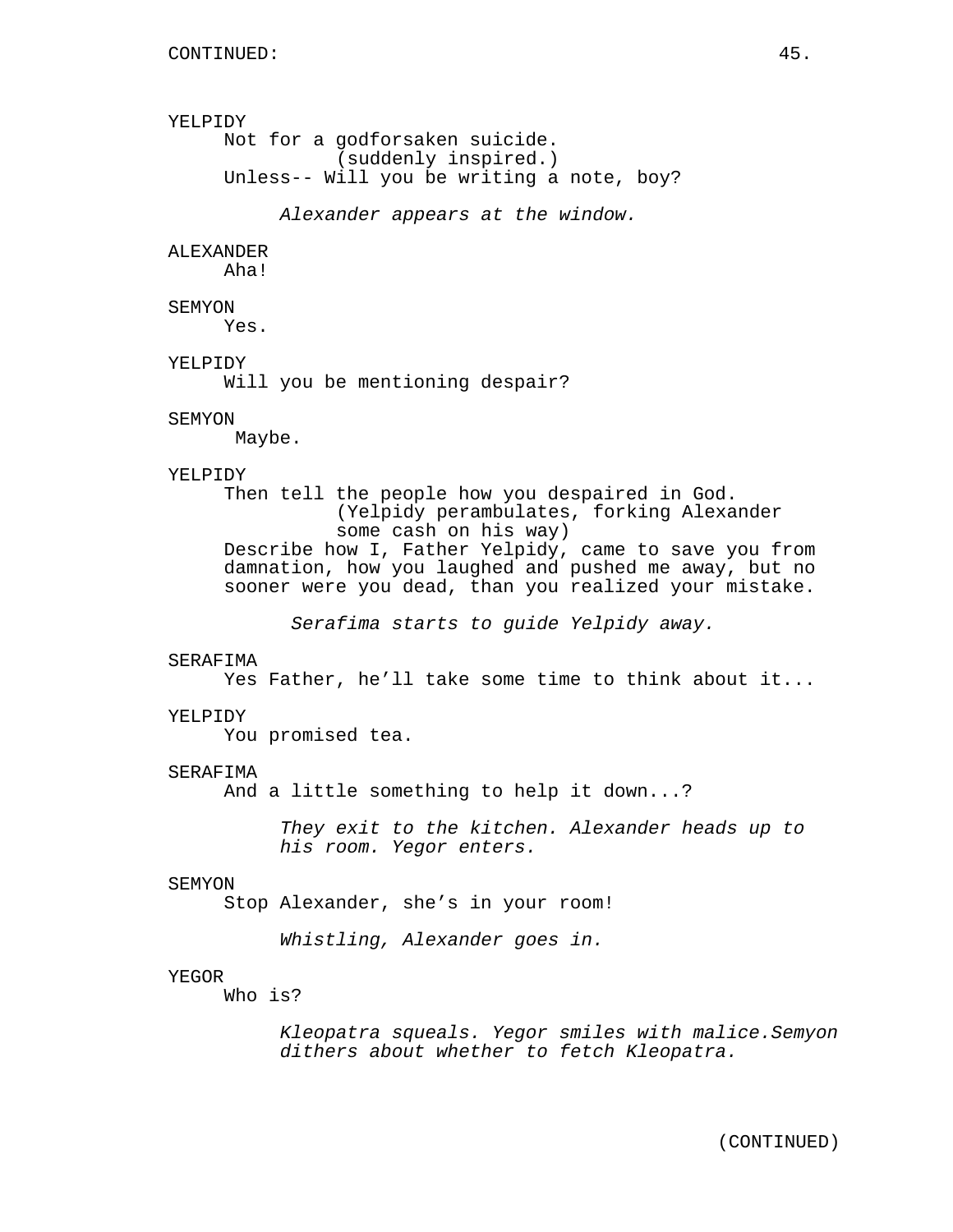YELPIDY
Not for a godforsaken suicide.
(suddenly inspired.)
Unless-- Will you be writing a note, boy?

*Alexander appears at the window.*

ALEXANDER
Aha!

SEMYON
Yes.

YELPIDY
Will you be mentioning despair?

SEMYON
Maybe.

YELPIDY
Then tell the people how you despaired in God.
(Yelpidy perambulates, forking Alexander some cash on his way)
Describe how I, Father Yelpidy, came to save you from damnation, how you laughed and pushed me away, but no sooner were you dead, than you realized your mistake.

*Serafima starts to guide Yelpidy away.*

SERAFIMA
Yes Father, he'll take some time to think about it...

YELPIDY
You promised tea.

SERAFIMA
And a little something to help it down...?

*They exit to the kitchen. Alexander heads up to his room. Yegor enters.*

SEMYON
Stop Alexander, she's in your room!

*Whistling, Alexander goes in.*

YEGOR
Who is?

*Kleopatra squeals. Yegor smiles with malice.Semyon dithers about whether to fetch Kleopatra.*

(CONTINUED)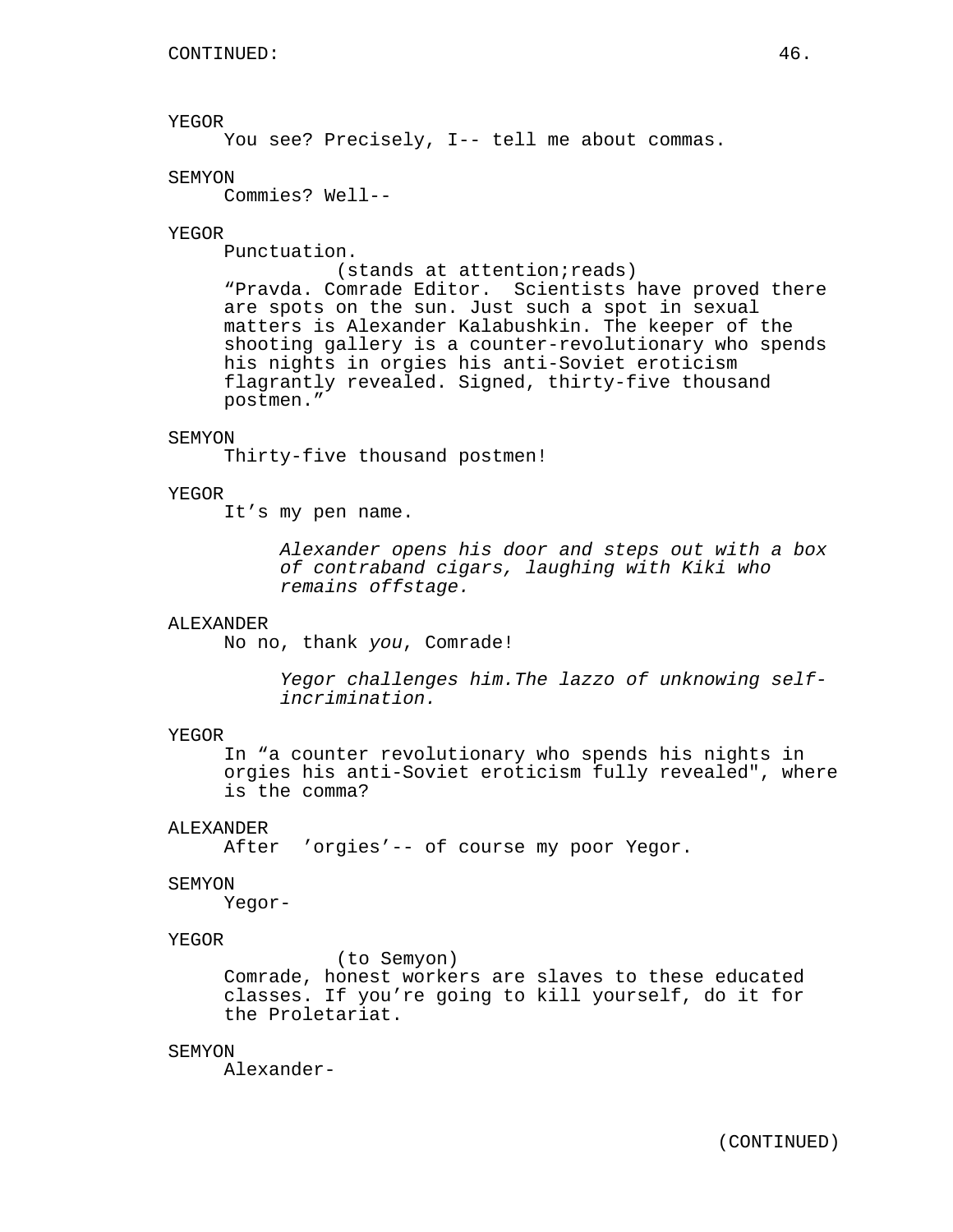CONTINUED:

YEGOR
You see? Precisely, I-- tell me about commas.

SEMYON
Commies? Well--

YEGOR
Punctuation.
(stands at attention;reads)
“Pravda. Comrade Editor. Scientists have proved there are spots on the sun. Just such a spot in sexual matters is Alexander Kalabushkin. The keeper of the shooting gallery is a counter-revolutionary who spends his nights in orgies his anti-Soviet eroticism flagrantly revealed. Signed, thirty-five thousand postmen.”

SEMYON
Thirty-five thousand postmen!

YEGOR
It’s my pen name.

*Alexander opens his door and steps out with a box of contraband cigars, laughing with Kiki who remains offstage.*

ALEXANDER
No no, thank *you*, Comrade!

*Yegor challenges him.The lazzo of unknowing self-incrimination.*

YEGOR
In “a counter revolutionary who spends his nights in orgies his anti-Soviet eroticism fully revealed", where is the comma?

ALEXANDER
After ’orgies’-- of course my poor Yegor.

SEMYON
Yegor-

YEGOR
(to Semyon)
Comrade, honest workers are slaves to these educated classes. If you’re going to kill yourself, do it for the Proletariat.

SEMYON
Alexander-

(CONTINUED)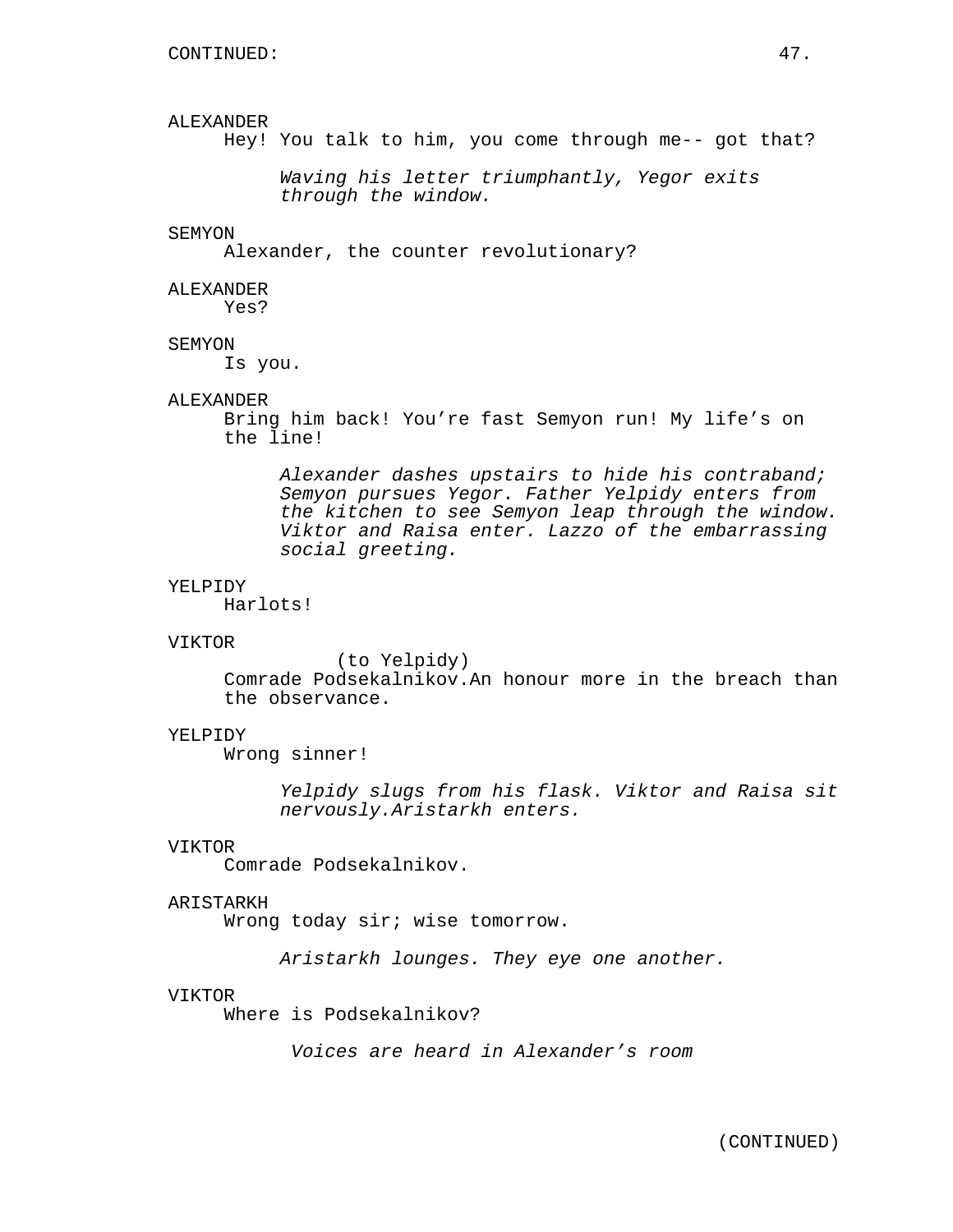ALEXANDER
Hey! You talk to him, you come through me-- got that?

*Waving his letter triumphantly, Yegor exits through the window.*

SEMYON
Alexander, the counter revolutionary?

ALEXANDER
Yes?

SEMYON
Is you.

ALEXANDER
Bring him back! You're fast Semyon run! My life's on the line!

*Alexander dashes upstairs to hide his contraband; Semyon pursues Yegor. Father Yelpidy enters from the kitchen to see Semyon leap through the window. Viktor and Raisa enter. Lazzo of the embarrassing social greeting.*

YELPIDY
Harlots!

VIKTOR
(to Yelpidy)
Comrade Podsekalnikov.An honour more in the breach than the observance.

YELPIDY
Wrong sinner!

*Yelpidy slugs from his flask. Viktor and Raisa sit nervously.Aristarkh enters.*

VIKTOR
Comrade Podsekalnikov.

ARISTARKH
Wrong today sir; wise tomorrow.

*Aristarkh lounges. They eye one another.*

VIKTOR
Where is Podsekalnikov?

*Voices are heard in Alexander's room*

(CONTINUED)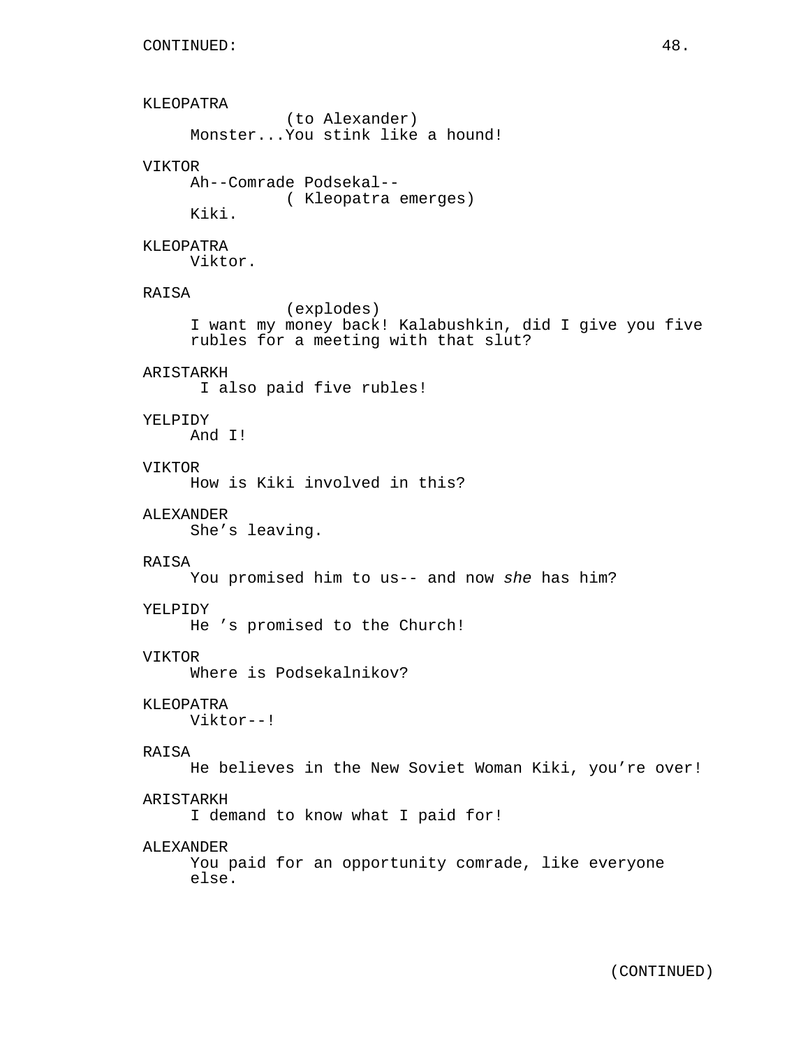KLEOPATRA
(to Alexander)
Monster...You stink like a hound!

VIKTOR
Ah--Comrade Podsekal--
( Kleopatra emerges)
Kiki.

KLEOPATRA
Viktor.

RAISA
(explodes)
I want my money back! Kalabushkin, did I give you five rubles for a meeting with that slut?

ARISTARKH
I also paid five rubles!

YELPIDY
And I!

VIKTOR
How is Kiki involved in this?

ALEXANDER
She's leaving.

RAISA
You promised him to us-- and now *she* has him?

YELPIDY
He 's promised to the Church!

VIKTOR
Where is Podsekalnikov?

KLEOPATRA
Viktor--!

RAISA
He believes in the New Soviet Woman Kiki, you're over!

ARISTARKH
I demand to know what I paid for!

ALEXANDER
You paid for an opportunity comrade, like everyone else.

(CONTINUED)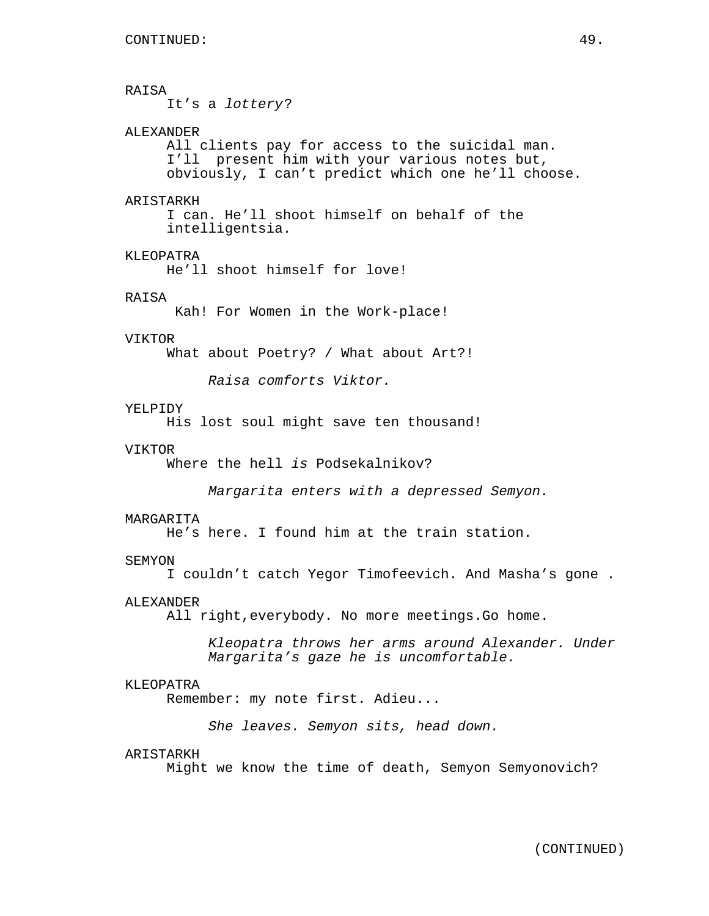CONTINUED:

RAISA
It's a *lottery*?

ALEXANDER
All clients pay for access to the suicidal man. I'll present him with your various notes but, obviously, I can't predict which one he'll choose.

ARISTARKH
I can. He'll shoot himself on behalf of the intelligentsia.

KLEOPATRA
He'll shoot himself for love!

RAISA
Kah! For Women in the Work-place!

VIKTOR
What about Poetry? / What about Art?!

*Raisa comforts Viktor.*

YELPIDY
His lost soul might save ten thousand!

VIKTOR
Where the hell *is* Podsekalnikov?

*Margarita enters with a depressed Semyon.*

MARGARITA
He's here. I found him at the train station.

SEMYON
I couldn't catch Yegor Timofeevich. And Masha's gone .

ALEXANDER
All right,everybody. No more meetings.Go home.

*Kleopatra throws her arms around Alexander. Under Margarita's gaze he is uncomfortable.*

KLEOPATRA
Remember: my note first. Adieu...

*She leaves. Semyon sits, head down.*

ARISTARKH
Might we know the time of death, Semyon Semyonovich?

(CONTINUED)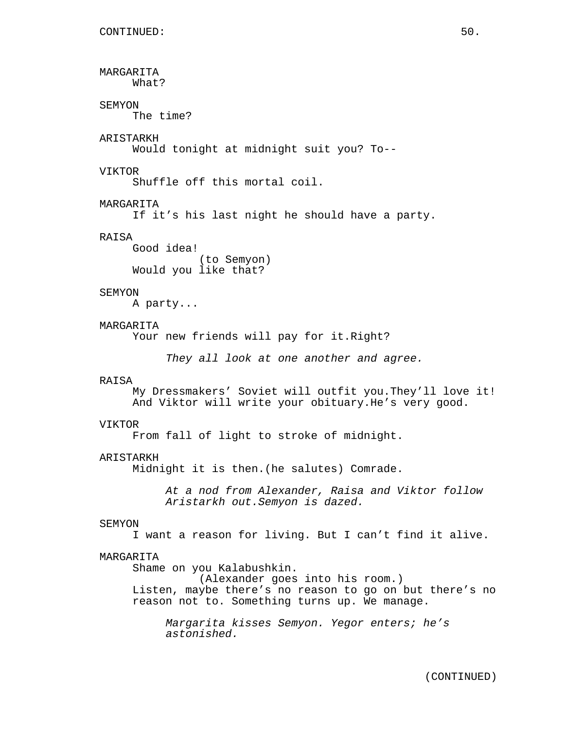CONTINUED:

MARGARITA
What?

SEMYON
The time?

ARISTARKH
Would tonight at midnight suit you? To--

VIKTOR
Shuffle off this mortal coil.

MARGARITA
If it's his last night he should have a party.

RAISA
Good idea!
(to Semyon)
Would you like that?

SEMYON
A party...

MARGARITA
Your new friends will pay for it.Right?

*They all look at one another and agree.*

RAISA
My Dressmakers' Soviet will outfit you.They'll love it!
And Viktor will write your obituary.He's very good.

VIKTOR
From fall of light to stroke of midnight.

ARISTARKH
Midnight it is then.(he salutes) Comrade.

*At a nod from Alexander, Raisa and Viktor follow Aristarkh out.Semyon is dazed.*

SEMYON
I want a reason for living. But I can't find it alive.

MARGARITA
Shame on you Kalabushkin.
(Alexander goes into his room.)
Listen, maybe there's no reason to go on but there's no reason not to. Something turns up. We manage.

*Margarita kisses Semyon. Yegor enters; he's astonished.*

(CONTINUED)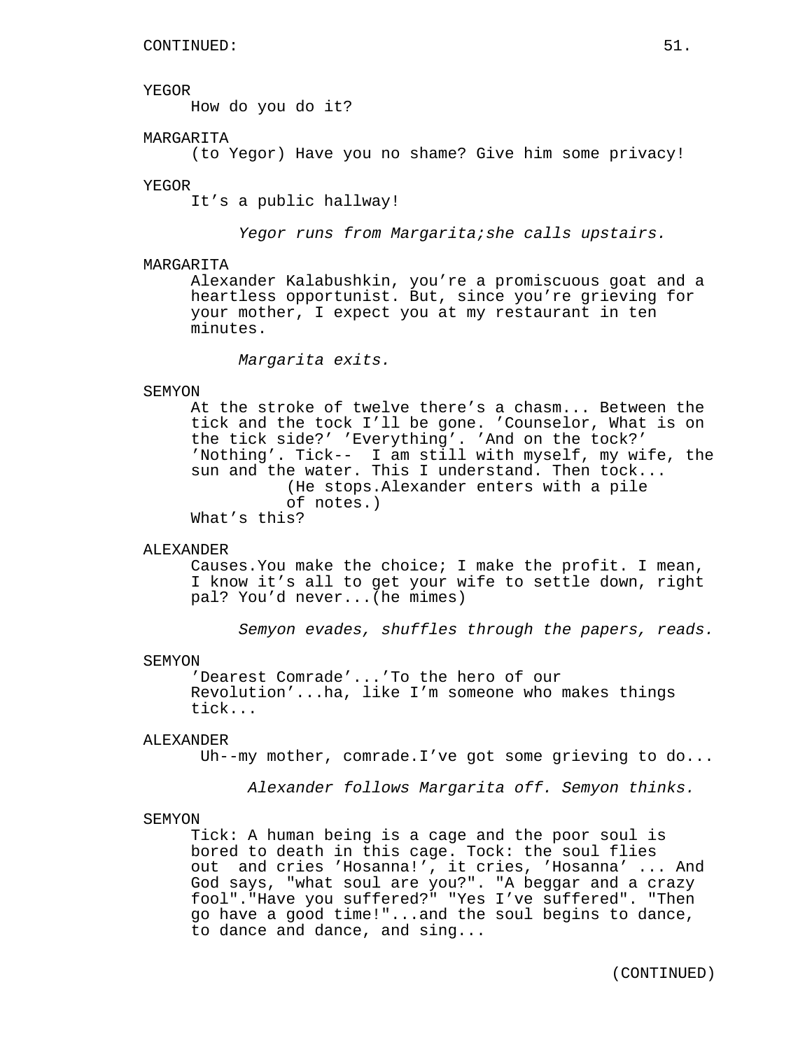CONTINUED:

YEGOR
How do you do it?

MARGARITA
(to Yegor) Have you no shame? Give him some privacy!

YEGOR
It’s a public hallway!

*Yegor runs from Margarita;she calls upstairs.*

MARGARITA
Alexander Kalabushkin, you’re a promiscuous goat and a heartless opportunist. But, since you’re grieving for your mother, I expect you at my restaurant in ten minutes.

*Margarita exits.*

SEMYON
At the stroke of twelve there’s a chasm... Between the tick and the tock I’ll be gone. ’Counselor, What is on the tick side?’ ’Everything’. ’And on the tock?’ ’Nothing’. Tick-- I am still with myself, my wife, the sun and the water. This I understand. Then tock...
(He stops.Alexander enters with a pile of notes.)
What’s this?

ALEXANDER
Causes.You make the choice; I make the profit. I mean, I know it’s all to get your wife to settle down, right pal? You’d never...(he mimes)

*Semyon evades, shuffles through the papers, reads.*

SEMYON
’Dearest Comrade’...’To the hero of our Revolution’...ha, like I’m someone who makes things tick...

ALEXANDER
Uh--my mother, comrade.I’ve got some grieving to do...

*Alexander follows Margarita off. Semyon thinks.*

SEMYON
Tick: A human being is a cage and the poor soul is bored to death in this cage. Tock: the soul flies out and cries ’Hosanna!’, it cries, ’Hosanna’ ... And God says, "what soul are you?". "A beggar and a crazy fool"."Have you suffered?" "Yes I’ve suffered". "Then go have a good time!"...and the soul begins to dance, to dance and dance, and sing...

(CONTINUED)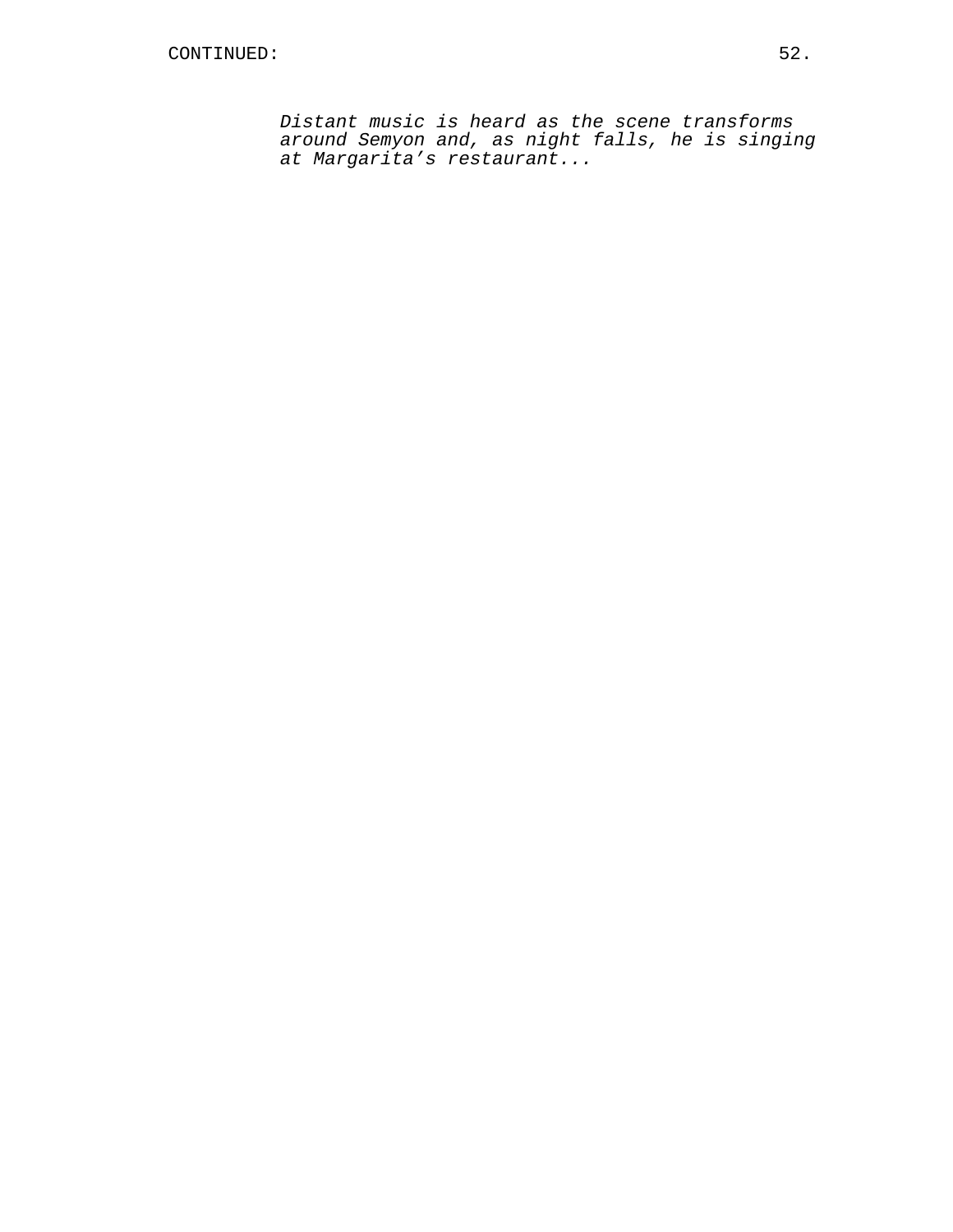*Distant music is heard as the scene transforms around Semyon and, as night falls, he is singing at Margarita's restaurant...*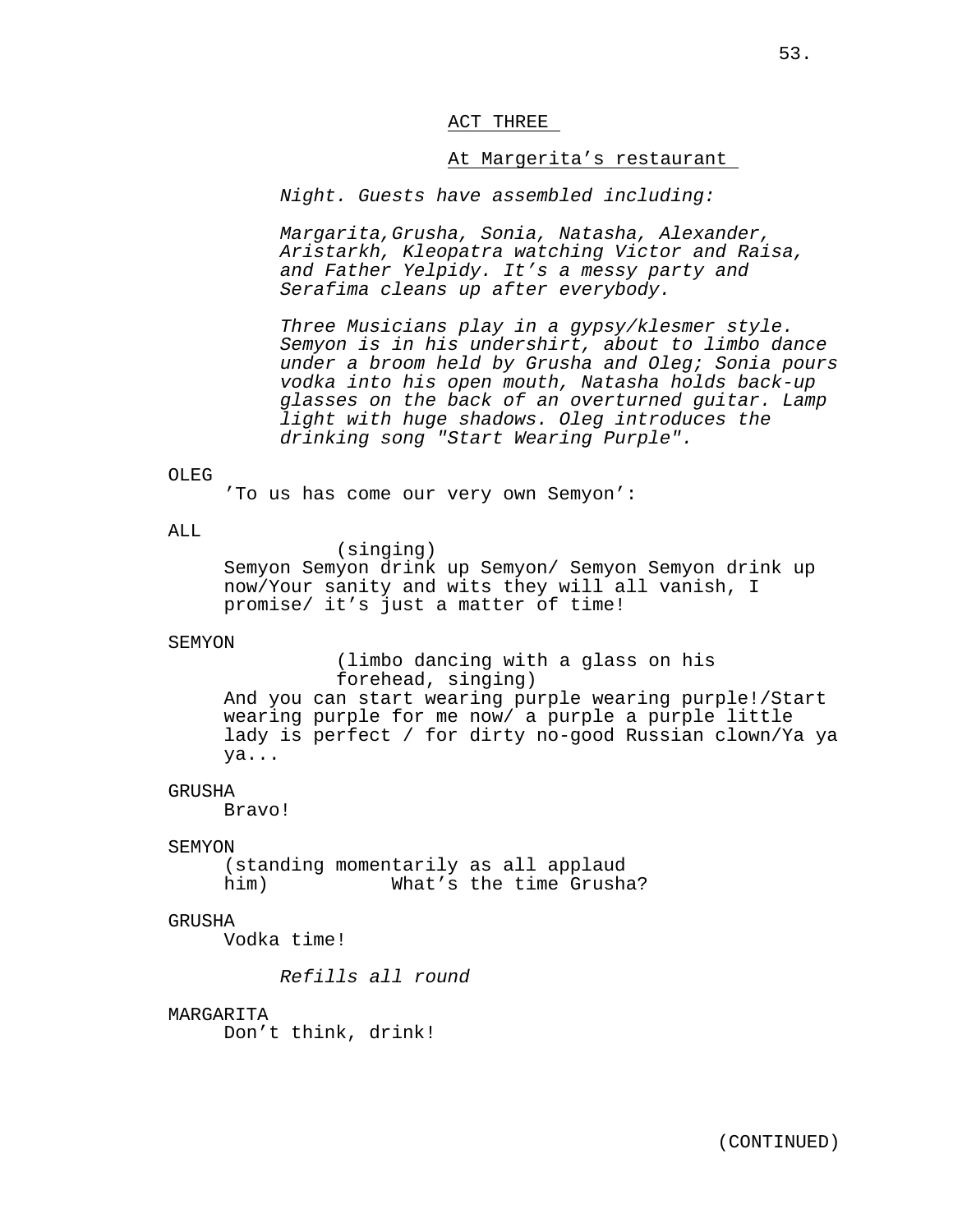ACT THREE

At Margerita's restaurant

*Night. Guests have assembled including:*

*Margarita,Grusha, Sonia, Natasha, Alexander, Aristarkh, Kleopatra watching Victor and Raisa, and Father Yelpidy. It's a messy party and Serafima cleans up after everybody.*

*Three Musicians play in a gypsy/klesmer style. Semyon is in his undershirt, about to limbo dance under a broom held by Grusha and Oleg; Sonia pours vodka into his open mouth, Natasha holds back-up glasses on the back of an overturned guitar. Lamp light with huge shadows. Oleg introduces the drinking song "Start Wearing Purple".*

OLEG
'To us has come our very own Semyon':

ALL
(singing)
Semyon Semyon drink up Semyon/ Semyon Semyon drink up now/Your sanity and wits they will all vanish, I promise/ it's just a matter of time!

SEMYON
(limbo dancing with a glass on his forehead, singing)
And you can start wearing purple wearing purple!/Start wearing purple for me now/ a purple a purple little lady is perfect / for dirty no-good Russian clown/Ya ya ya...

GRUSHA
Bravo!

SEMYON
(standing momentarily as all applaud him) What's the time Grusha?

GRUSHA
Vodka time!

*Refills all round*

MARGARITA
Don't think, drink!

(CONTINUED)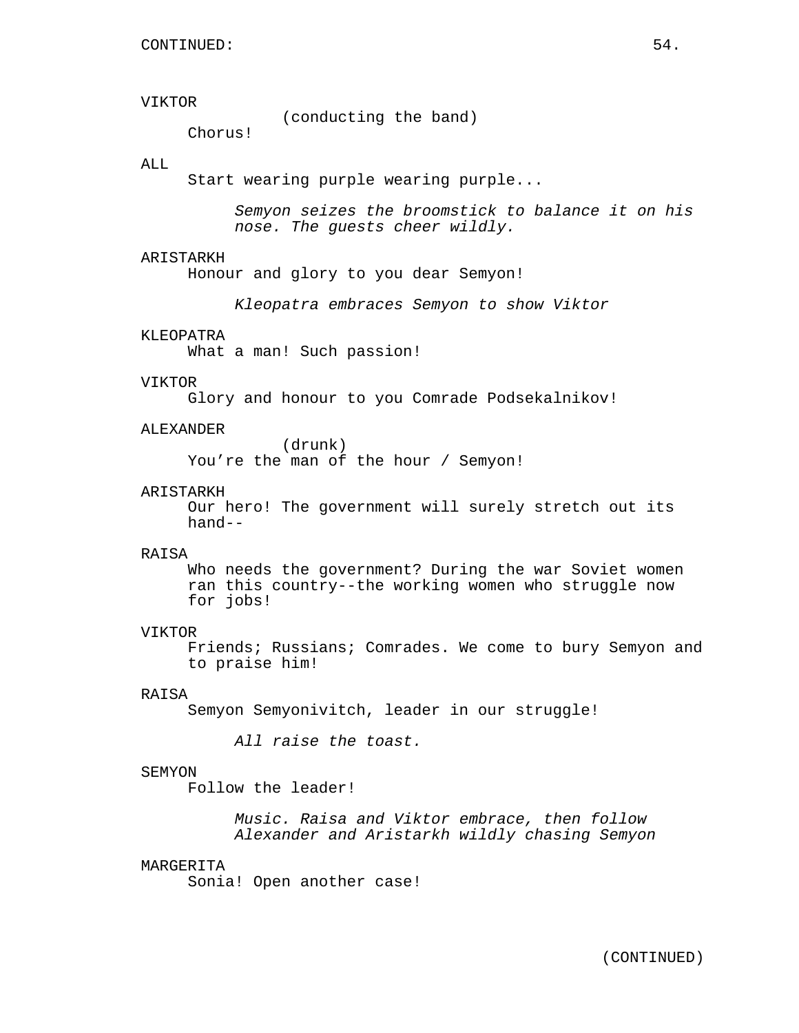CONTINUED:

VIKTOR
(conducting the band)
Chorus!

ALL
Start wearing purple wearing purple...

*Semyon seizes the broomstick to balance it on his nose. The guests cheer wildly.*

ARISTARKH
Honour and glory to you dear Semyon!

*Kleopatra embraces Semyon to show Viktor*

KLEOPATRA
What a man! Such passion!

VIKTOR
Glory and honour to you Comrade Podsekalnikov!

ALEXANDER
(drunk)
You're the man of the hour / Semyon!

ARISTARKH
Our hero! The government will surely stretch out its hand--

RAISA
Who needs the government? During the war Soviet women ran this country--the working women who struggle now for jobs!

VIKTOR
Friends; Russians; Comrades. We come to bury Semyon and to praise him!

RAISA
Semyon Semyonivitch, leader in our struggle!

*All raise the toast.*

SEMYON
Follow the leader!

*Music. Raisa and Viktor embrace, then follow Alexander and Aristarkh wildly chasing Semyon*

MARGERITA
Sonia! Open another case!

(CONTINUED)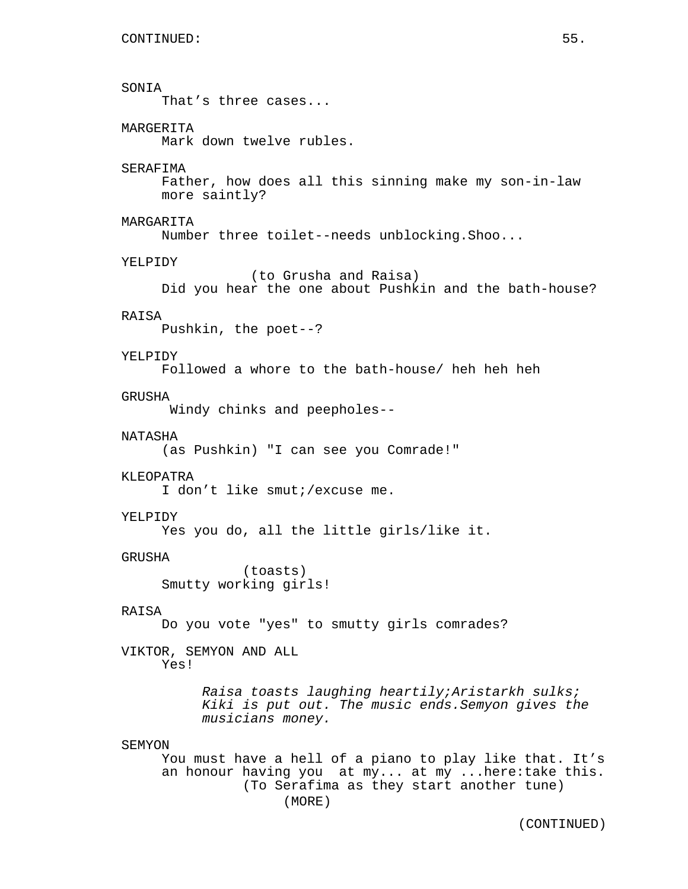CONTINUED:

SONIA
That’s three cases...

MARGERITA
Mark down twelve rubles.

SERAFIMA
Father, how does all this sinning make my son-in-law more saintly?

MARGARITA
Number three toilet--needs unblocking.Shoo...

YELPIDY
(to Grusha and Raisa)
Did you hear the one about Pushkin and the bath-house?

RAISA
Pushkin, the poet--?

YELPIDY
Followed a whore to the bath-house/ heh heh heh

GRUSHA
Windy chinks and peepholes--

NATASHA
(as Pushkin) "I can see you Comrade!"

KLEOPATRA
I don’t like smut;/excuse me.

YELPIDY
Yes you do, all the little girls/like it.

GRUSHA
(toasts)
Smutty working girls!

RAISA
Do you vote "yes" to smutty girls comrades?

VIKTOR, SEMYON AND ALL
Yes!

*Raisa toasts laughing heartily;Aristarkh sulks; Kiki is put out. The music ends.Semyon gives the musicians money.*

SEMYON
You must have a hell of a piano to play like that. It’s an honour having you at my... at my ...here:take this.
(To Serafima as they start another tune)
(MORE)

(CONTINUED)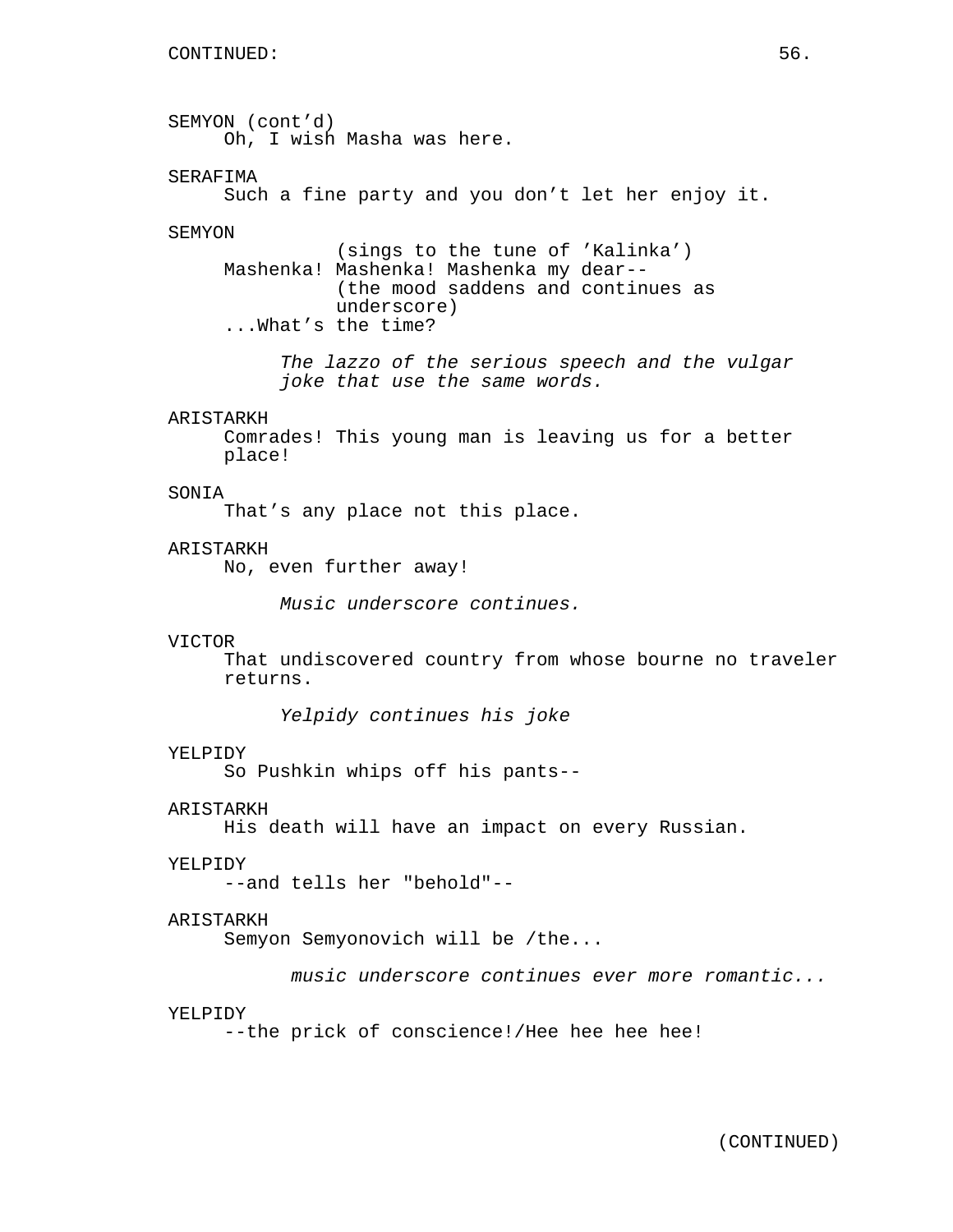CONTINUED:

SEMYON (cont'd)
Oh, I wish Masha was here.

SERAFIMA
Such a fine party and you don't let her enjoy it.

SEMYON
(sings to the tune of 'Kalinka')
Mashenka! Mashenka! Mashenka my dear--
(the mood saddens and continues as underscore)
...What's the time?

*The lazzo of the serious speech and the vulgar joke that use the same words.*

ARISTARKH
Comrades! This young man is leaving us for a better place!

SONIA
That's any place not this place.

ARISTARKH
No, even further away!

*Music underscore continues.*

VICTOR
That undiscovered country from whose bourne no traveler returns.

*Yelpidy continues his joke*

YELPIDY
So Pushkin whips off his pants--

ARISTARKH
His death will have an impact on every Russian.

YELPIDY
--and tells her "behold"--

ARISTARKH
Semyon Semyonovich will be /the...

*music underscore continues ever more romantic...*

YELPIDY
--the prick of conscience!/Hee hee hee hee!

(CONTINUED)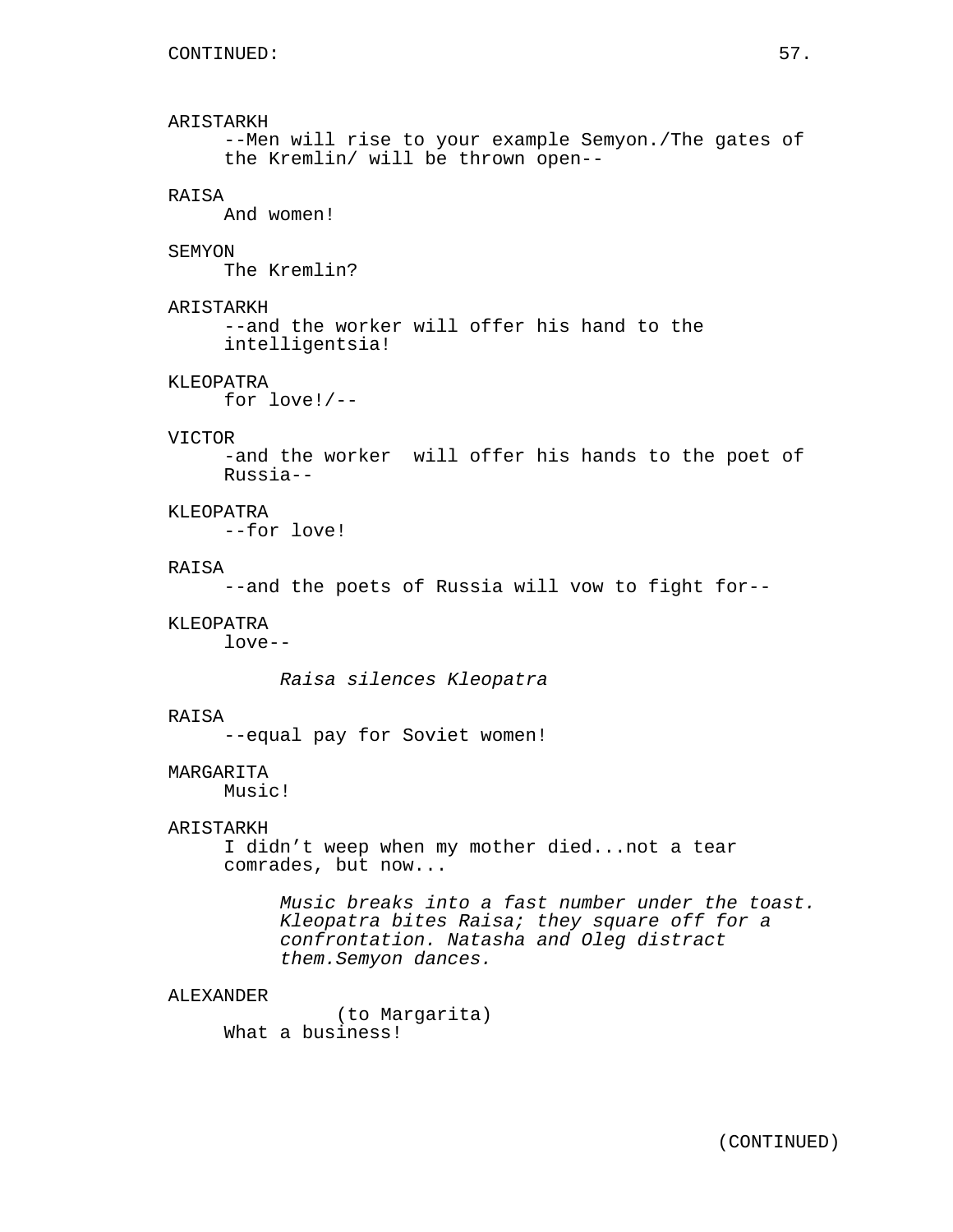ARISTARKH
--Men will rise to your example Semyon./The gates of the Kremlin/ will be thrown open--

RAISA
And women!

SEMYON
The Kremlin?

ARISTARKH
--and the worker will offer his hand to the intelligentsia!

KLEOPATRA
for love!/--

VICTOR
-and the worker  will offer his hands to the poet of Russia--

KLEOPATRA
--for love!

RAISA
--and the poets of Russia will vow to fight for--

KLEOPATRA
love--

*Raisa silences Kleopatra*

RAISA
--equal pay for Soviet women!

MARGARITA
Music!

ARISTARKH
I didn't weep when my mother died...not a tear comrades, but now...

*Music breaks into a fast number under the toast. Kleopatra bites Raisa; they square off for a confrontation. Natasha and Oleg distract them.Semyon dances.*

ALEXANDER
(to Margarita)
What a business!

(CONTINUED)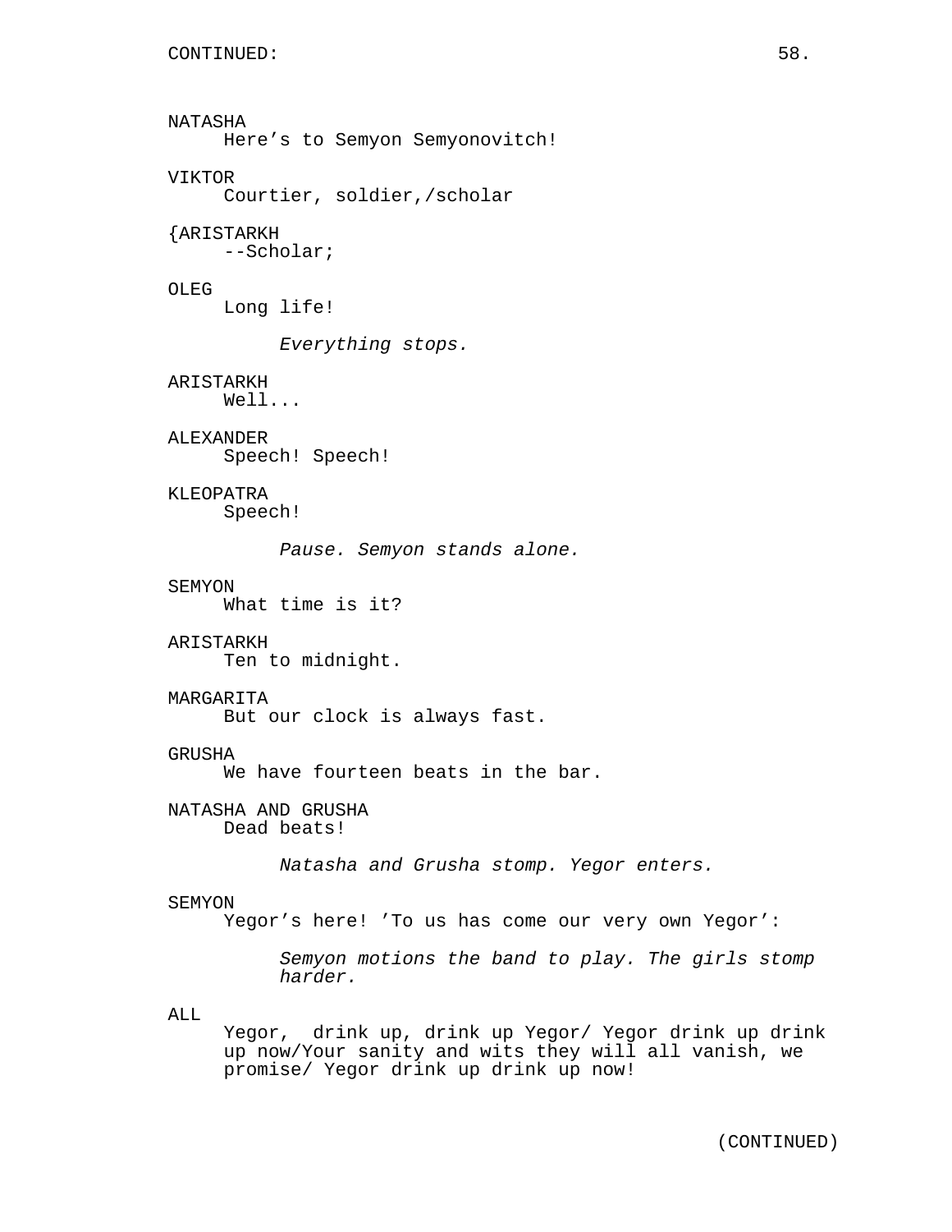NATASHA
Here's to Semyon Semyonovitch!

VIKTOR
Courtier, soldier,/scholar

{ARISTARKH
--Scholar;

OLEG
Long life!

*Everything stops.*

ARISTARKH
Well...

ALEXANDER
Speech! Speech!

KLEOPATRA
Speech!

*Pause. Semyon stands alone.*

SEMYON
What time is it?

ARISTARKH
Ten to midnight.

MARGARITA
But our clock is always fast.

GRUSHA
We have fourteen beats in the bar.

NATASHA AND GRUSHA
Dead beats!

*Natasha and Grusha stomp. Yegor enters.*

SEMYON
Yegor's here! 'To us has come our very own Yegor':

*Semyon motions the band to play. The girls stomp harder.*

ALL
Yegor, drink up, drink up Yegor/ Yegor drink up drink up now/Your sanity and wits they will all vanish, we promise/ Yegor drink up drink up now!

(CONTINUED)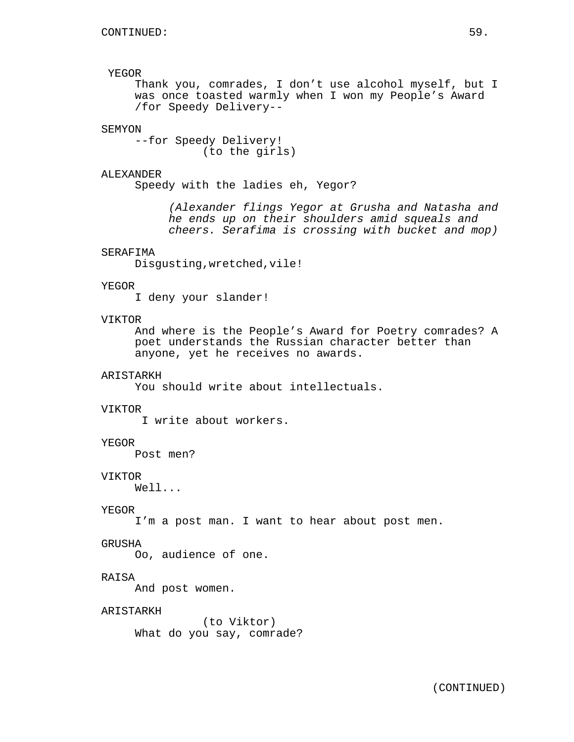CONTINUED:

YEGOR
Thank you, comrades, I don't use alcohol myself, but I was once toasted warmly when I won my People's Award /for Speedy Delivery--

SEMYON
--for Speedy Delivery!
(to the girls)

ALEXANDER
Speedy with the ladies eh, Yegor?

*(Alexander flings Yegor at Grusha and Natasha and he ends up on their shoulders amid squeals and cheers. Serafima is crossing with bucket and mop)*

SERAFIMA
Disgusting,wretched,vile!

YEGOR
I deny your slander!

VIKTOR
And where is the People's Award for Poetry comrades? A poet understands the Russian character better than anyone, yet he receives no awards.

ARISTARKH
You should write about intellectuals.

VIKTOR
I write about workers.

YEGOR
Post men?

VIKTOR
Well...

YEGOR
I'm a post man. I want to hear about post men.

GRUSHA
Oo, audience of one.

RAISA
And post women.

ARISTARKH
(to Viktor)
What do you say, comrade?

(CONTINUED)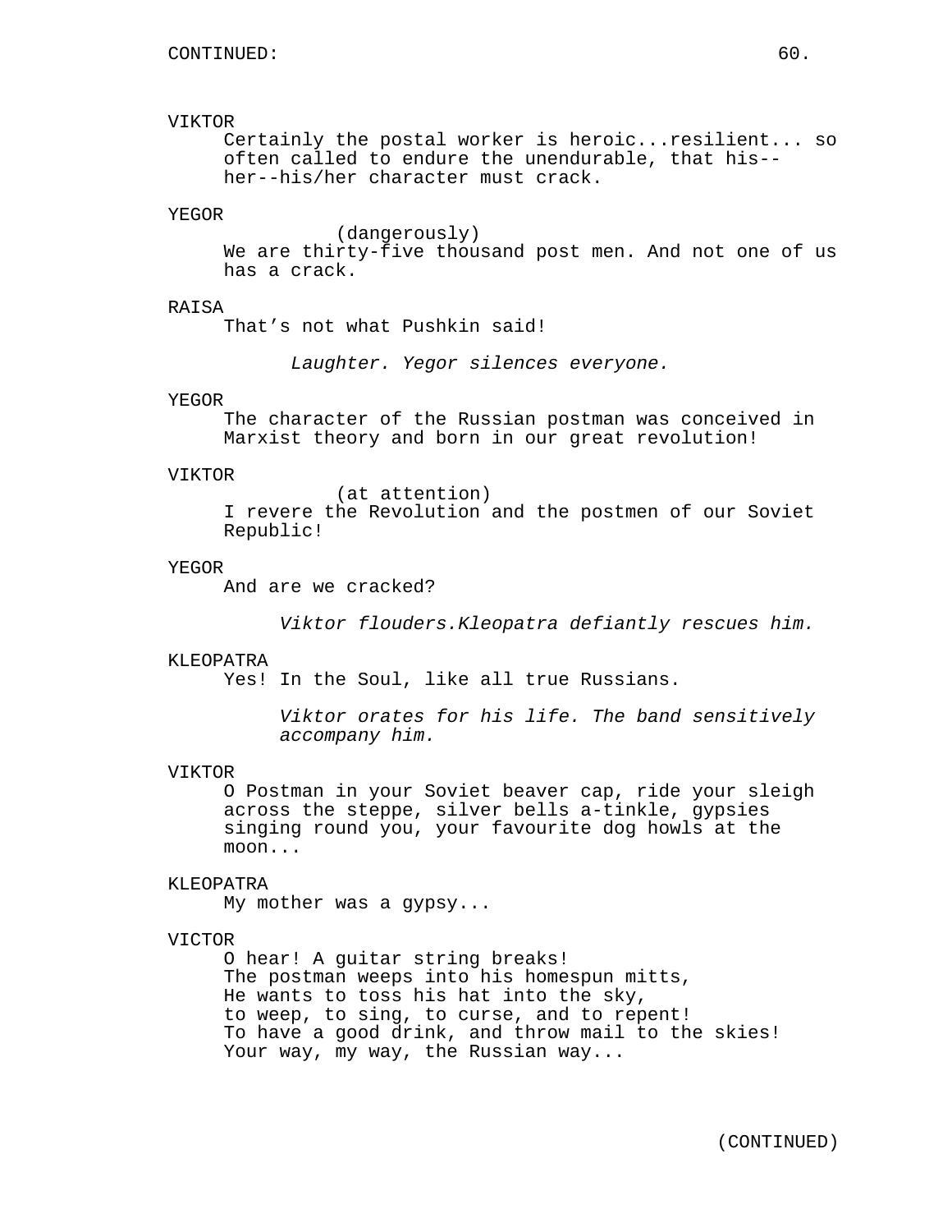VIKTOR
Certainly the postal worker is heroic...resilient... so often called to endure the unendurable, that his--her--his/her character must crack.

YEGOR
(dangerously)
We are thirty-five thousand post men. And not one of us has a crack.

RAISA
That's not what Pushkin said!

*Laughter. Yegor silences everyone.*

YEGOR
The character of the Russian postman was conceived in Marxist theory and born in our great revolution!

VIKTOR
(at attention)
I revere the Revolution and the postmen of our Soviet Republic!

YEGOR
And are we cracked?

*Viktor flouders.Kleopatra defiantly rescues him.*

KLEOPATRA
Yes! In the Soul, like all true Russians.

*Viktor orates for his life. The band sensitively accompany him.*

VIKTOR
O Postman in your Soviet beaver cap, ride your sleigh across the steppe, silver bells a-tinkle, gypsies singing round you, your favourite dog howls at the moon...

KLEOPATRA
My mother was a gypsy...

VICTOR
O hear! A guitar string breaks!
The postman weeps into his homespun mitts,
He wants to toss his hat into the sky,
to weep, to sing, to curse, and to repent!
To have a good drink, and throw mail to the skies!
Your way, my way, the Russian way...

(CONTINUED)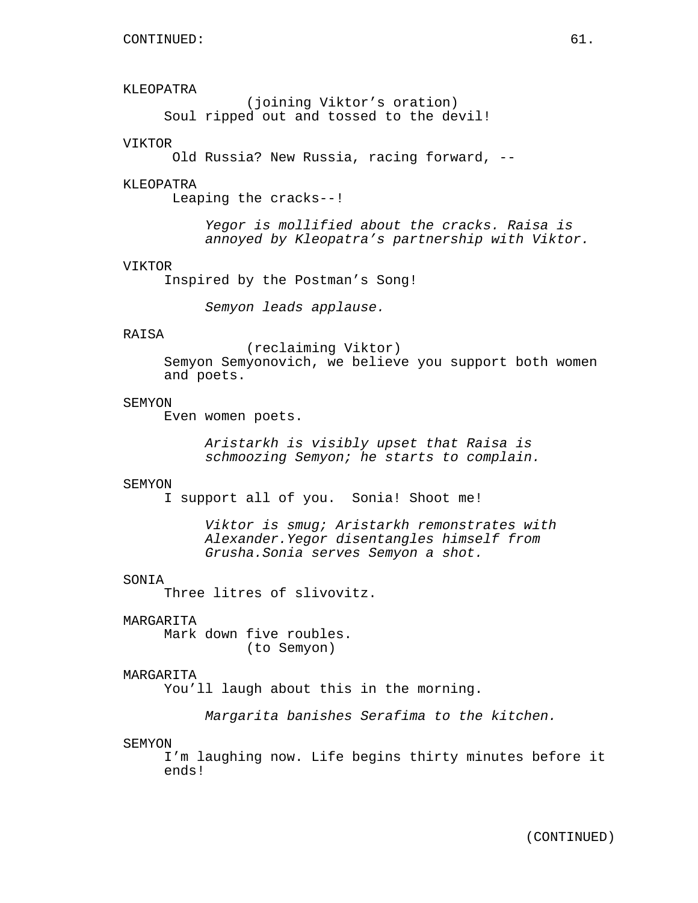KLEOPATRA
(joining Viktor's oration)
Soul ripped out and tossed to the devil!

VIKTOR
Old Russia? New Russia, racing forward, --

KLEOPATRA
Leaping the cracks--!

*Yegor is mollified about the cracks. Raisa is annoyed by Kleopatra's partnership with Viktor.*

VIKTOR
Inspired by the Postman's Song!

*Semyon leads applause.*

RAISA
(reclaiming Viktor)
Semyon Semyonovich, we believe you support both women and poets.

SEMYON
Even women poets.

*Aristarkh is visibly upset that Raisa is schmoozing Semyon; he starts to complain.*

SEMYON
I support all of you. Sonia! Shoot me!

*Viktor is smug; Aristarkh remonstrates with Alexander.Yegor disentangles himself from Grusha.Sonia serves Semyon a shot.*

SONIA
Three litres of slivovitz.

MARGARITA
Mark down five roubles.
(to Semyon)

MARGARITA
You'll laugh about this in the morning.

*Margarita banishes Serafima to the kitchen.*

SEMYON
I'm laughing now. Life begins thirty minutes before it ends!

(CONTINUED)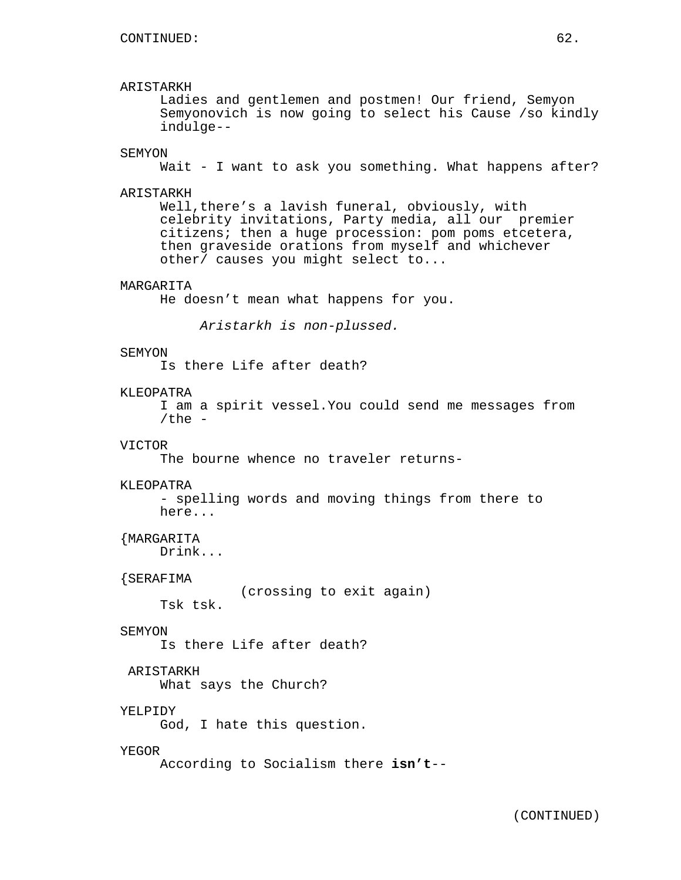CONTINUED:

ARISTARKH
Ladies and gentlemen and postmen! Our friend, Semyon Semyonovich is now going to select his Cause /so kindly indulge--

SEMYON
Wait - I want to ask you something. What happens after?

ARISTARKH
Well,there's a lavish funeral, obviously, with celebrity invitations, Party media, all our premier citizens; then a huge procession: pom poms etcetera, then graveside orations from myself and whichever other/ causes you might select to...

MARGARITA
He doesn't mean what happens for you.

*Aristarkh is non-plussed.*

SEMYON
Is there Life after death?

KLEOPATRA
I am a spirit vessel.You could send me messages from /the -

VICTOR
The bourne whence no traveler returns-

KLEOPATRA
- spelling words and moving things from there to here...

{MARGARITA
Drink...

{SERAFIMA
(crossing to exit again)
Tsk tsk.

SEMYON
Is there Life after death?

ARISTARKH
What says the Church?

YELPIDY
God, I hate this question.

YEGOR
According to Socialism there **isn't**--

(CONTINUED)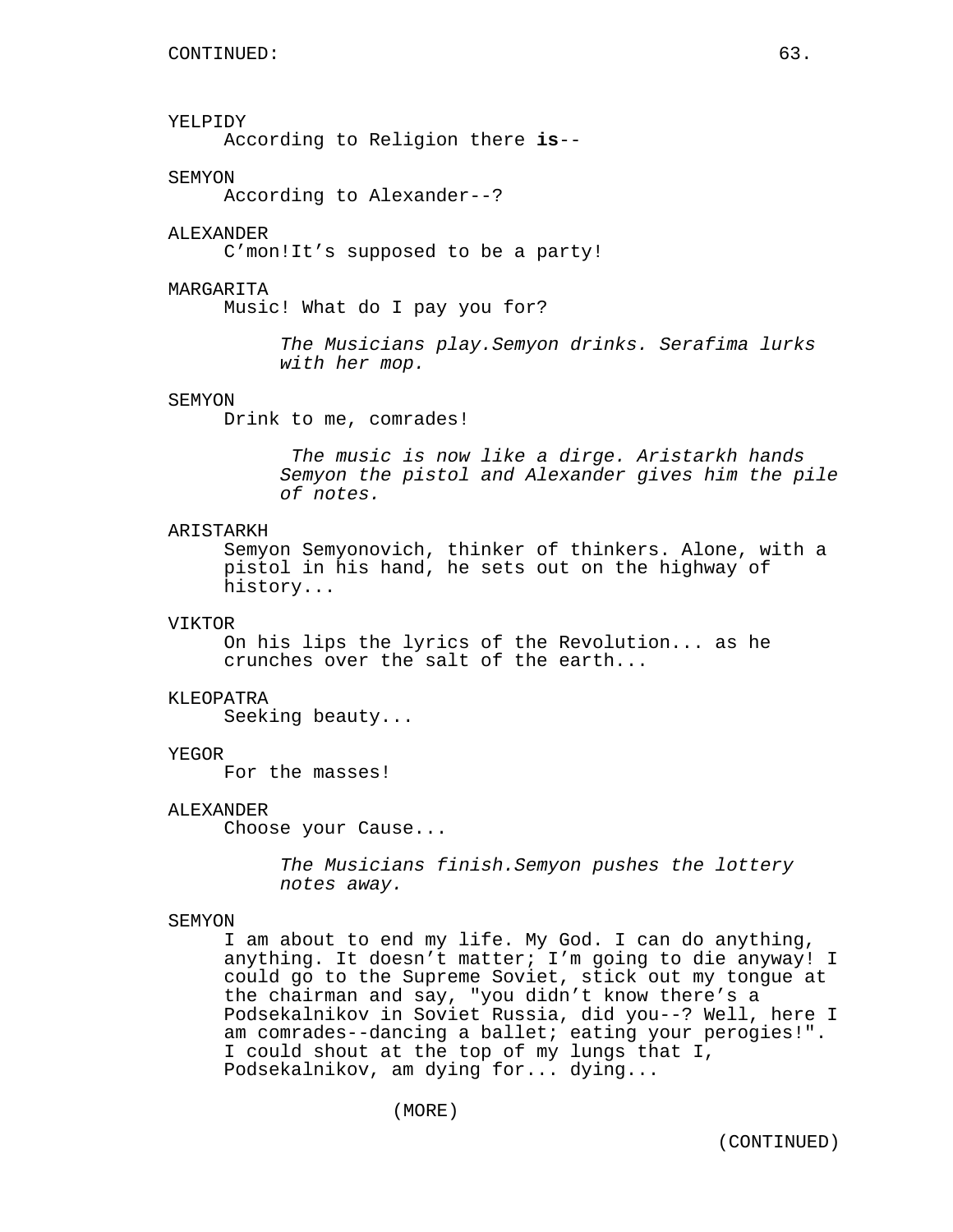CONTINUED:

YELPIDY
According to Religion there **is**--

SEMYON
According to Alexander--?

ALEXANDER
C'mon!It's supposed to be a party!

MARGARITA
Music! What do I pay you for?

*The Musicians play.Semyon drinks. Serafima lurks with her mop.*

SEMYON
Drink to me, comrades!

*The music is now like a dirge. Aristarkh hands Semyon the pistol and Alexander gives him the pile of notes.*

ARISTARKH
Semyon Semyonovich, thinker of thinkers. Alone, with a pistol in his hand, he sets out on the highway of history...

VIKTOR
On his lips the lyrics of the Revolution... as he crunches over the salt of the earth...

KLEOPATRA
Seeking beauty...

YEGOR
For the masses!

ALEXANDER
Choose your Cause...

*The Musicians finish.Semyon pushes the lottery notes away.*

SEMYON
I am about to end my life. My God. I can do anything, anything. It doesn't matter; I'm going to die anyway! I could go to the Supreme Soviet, stick out my tongue at the chairman and say, "you didn't know there's a Podsekalnikov in Soviet Russia, did you--? Well, here I am comrades--dancing a ballet; eating your perogies!". I could shout at the top of my lungs that I, Podsekalnikov, am dying for... dying...

(MORE)

(CONTINUED)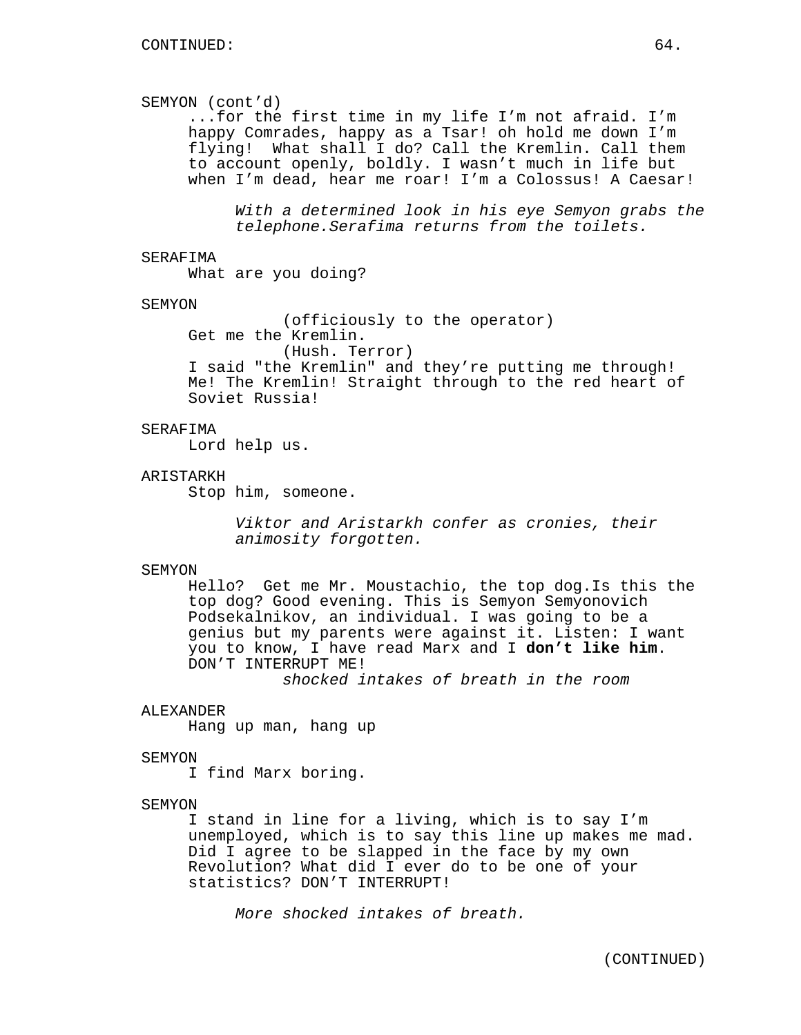SEMYON (cont'd)

...for the first time in my life I'm not afraid. I'm happy Comrades, happy as a Tsar! oh hold me down I'm flying!  What shall I do? Call the Kremlin. Call them to account openly, boldly. I wasn't much in life but when I'm dead, hear me roar! I'm a Colossus! A Caesar!

*With a determined look in his eye Semyon grabs the telephone.Serafima returns from the toilets.*

SERAFIMA

What are you doing?

SEMYON

(officiously to the operator)

Get me the Kremlin.

(Hush. Terror)

I said "the Kremlin" and they're putting me through! Me! The Kremlin! Straight through to the red heart of Soviet Russia!

SERAFIMA

Lord help us.

ARISTARKH

Stop him, someone.

*Viktor and Aristarkh confer as cronies, their animosity forgotten.*

SEMYON

Hello?  Get me Mr. Moustachio, the top dog.Is this the top dog? Good evening. This is Semyon Semyonovich Podsekalnikov, an individual. I was going to be a genius but my parents were against it. Listen: I want you to know, I have read Marx and I **don't like him**. DON'T INTERRUPT ME!

*shocked intakes of breath in the room*

ALEXANDER

Hang up man, hang up

SEMYON

I find Marx boring.

SEMYON

I stand in line for a living, which is to say I'm unemployed, which is to say this line up makes me mad. Did I agree to be slapped in the face by my own Revolution? What did I ever do to be one of your statistics? DON'T INTERRUPT!

*More shocked intakes of breath.*

(CONTINUED)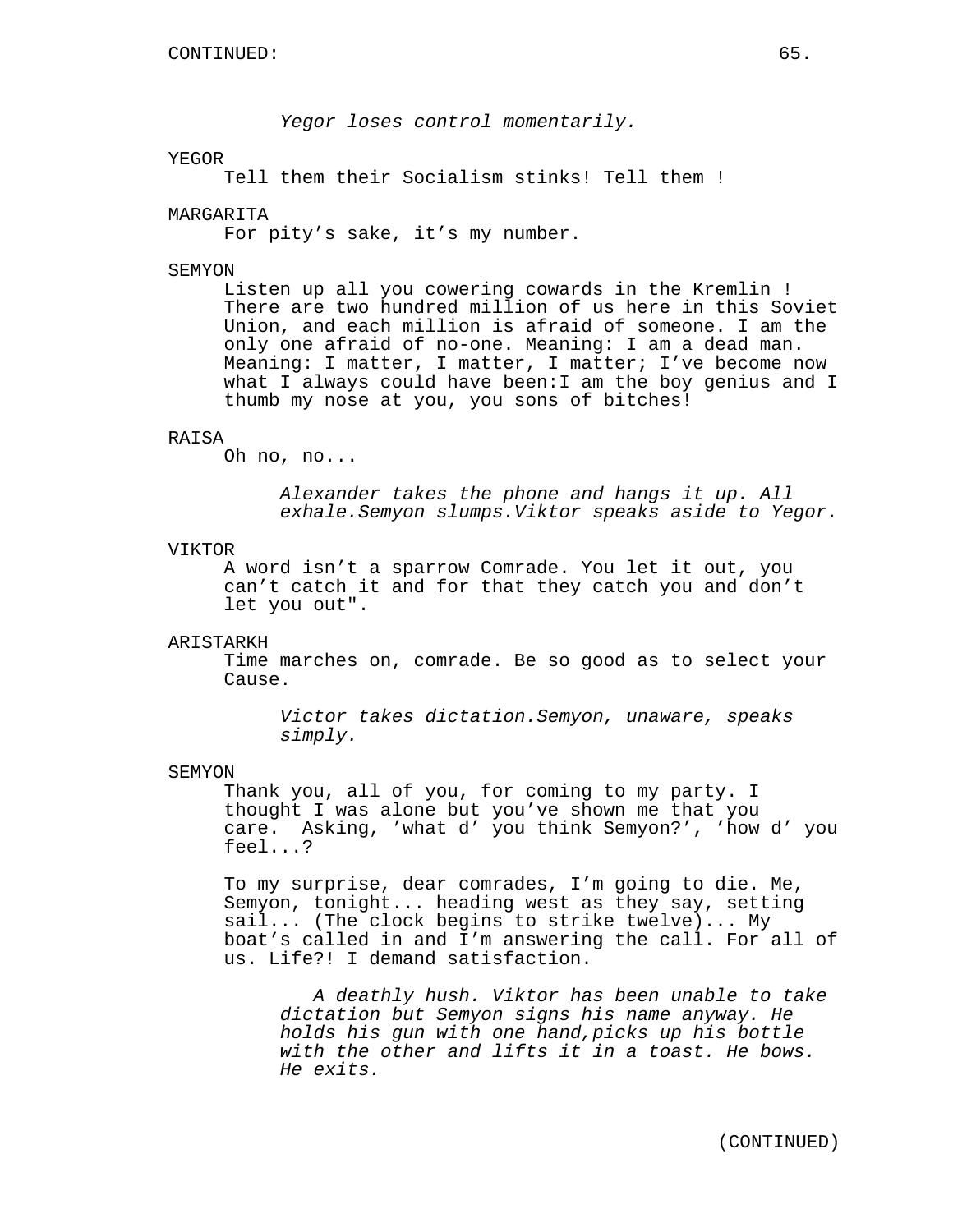*Yegor loses control momentarily.*

YEGOR
Tell them their Socialism stinks! Tell them !

MARGARITA
For pity's sake, it's my number.

SEMYON
Listen up all you cowering cowards in the Kremlin ! There are two hundred million of us here in this Soviet Union, and each million is afraid of someone. I am the only one afraid of no-one. Meaning: I am a dead man. Meaning: I matter, I matter, I matter; I've become now what I always could have been:I am the boy genius and I thumb my nose at you, you sons of bitches!

RAISA
Oh no, no...

*Alexander takes the phone and hangs it up. All exhale.Semyon slumps.Viktor speaks aside to Yegor.*

VIKTOR
A word isn't a sparrow Comrade. You let it out, you can't catch it and for that they catch you and don't let you out".

ARISTARKH
Time marches on, comrade. Be so good as to select your Cause.

*Victor takes dictation.Semyon, unaware, speaks simply.*

SEMYON
Thank you, all of you, for coming to my party. I thought I was alone but you've shown me that you care. Asking, 'what d' you think Semyon?', 'how d' you feel...?

To my surprise, dear comrades, I'm going to die. Me, Semyon, tonight... heading west as they say, setting sail... (The clock begins to strike twelve)... My boat's called in and I'm answering the call. For all of us. Life?! I demand satisfaction.

*A deathly hush. Viktor has been unable to take dictation but Semyon signs his name anyway. He holds his gun with one hand,picks up his bottle with the other and lifts it in a toast. He bows. He exits.*

(CONTINUED)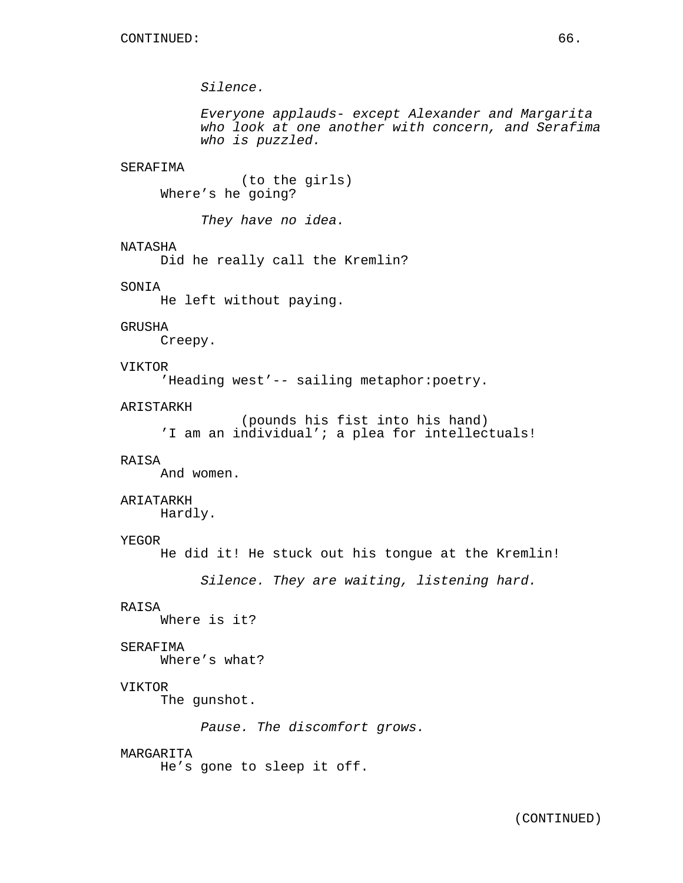CONTINUED:

*Silence.*

*Everyone applauds- except Alexander and Margarita who look at one another with concern, and Serafima who is puzzled.*

SERAFIMA
(to the girls)
Where's he going?

*They have no idea.*

NATASHA
Did he really call the Kremlin?

SONIA
He left without paying.

GRUSHA
Creepy.

VIKTOR
'Heading west'-- sailing metaphor:poetry.

ARISTARKH
(pounds his fist into his hand)
'I am an individual'; a plea for intellectuals!

RAISA
And women.

ARIATARKH
Hardly.

YEGOR
He did it! He stuck out his tongue at the Kremlin!

*Silence. They are waiting, listening hard.*

RAISA
Where is it?

SERAFIMA
Where's what?

VIKTOR
The gunshot.

*Pause. The discomfort grows.*

MARGARITA
He's gone to sleep it off.

(CONTINUED)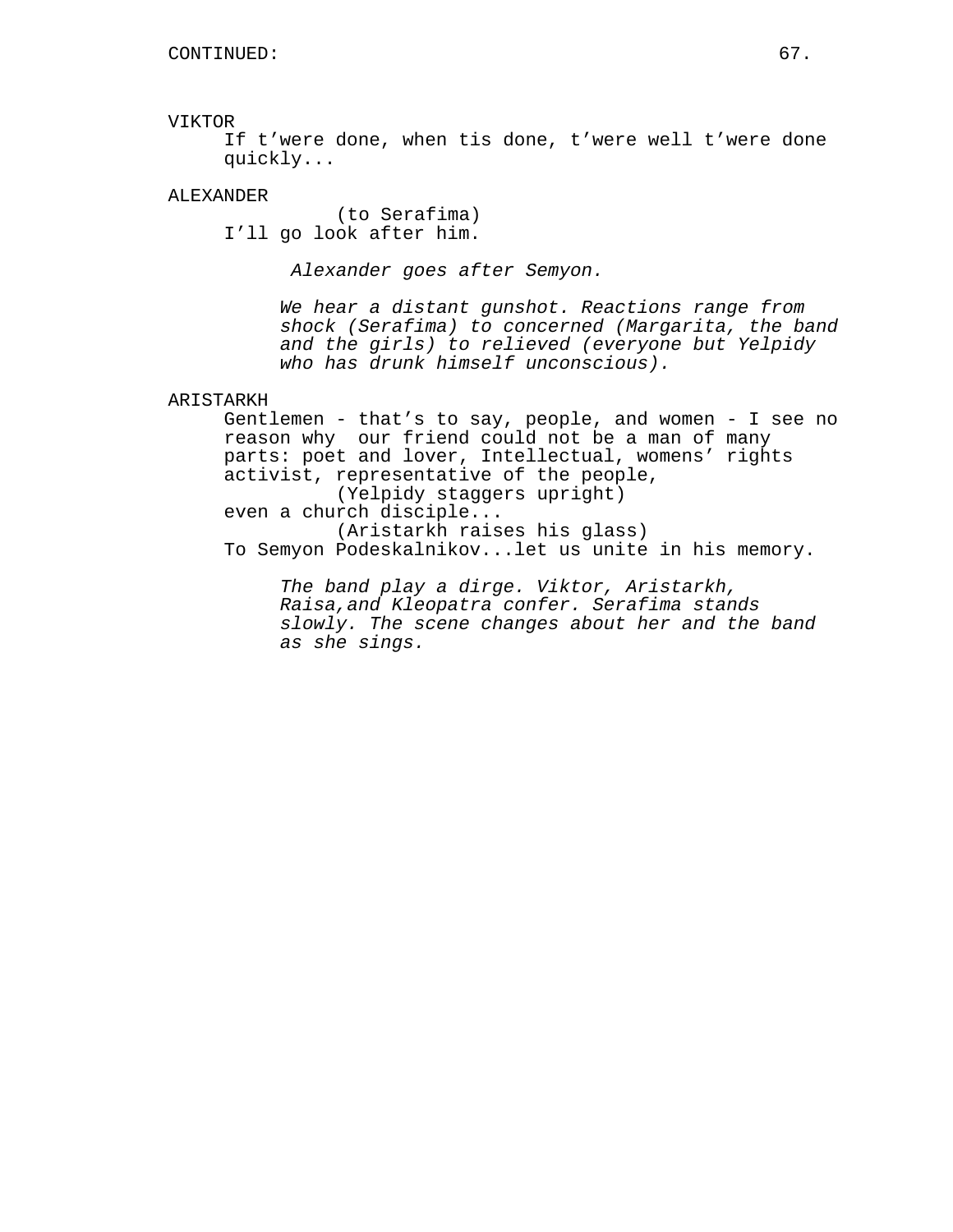VIKTOR
If t'were done, when tis done, t'were well t'were done quickly...

ALEXANDER
(to Serafima)
I'll go look after him.

*Alexander goes after Semyon.*

*We hear a distant gunshot. Reactions range from shock (Serafima) to concerned (Margarita, the band and the girls) to relieved (everyone but Yelpidy who has drunk himself unconscious).*

ARISTARKH
Gentlemen - that's to say, people, and women - I see no reason why our friend could not be a man of many parts: poet and lover, Intellectual, womens' rights activist, representative of the people,
(Yelpidy staggers upright)
even a church disciple...
(Aristarkh raises his glass)
To Semyon Podeskalnikov...let us unite in his memory.

*The band play a dirge. Viktor, Aristarkh, Raisa,and Kleopatra confer. Serafima stands slowly. The scene changes about her and the band as she sings.*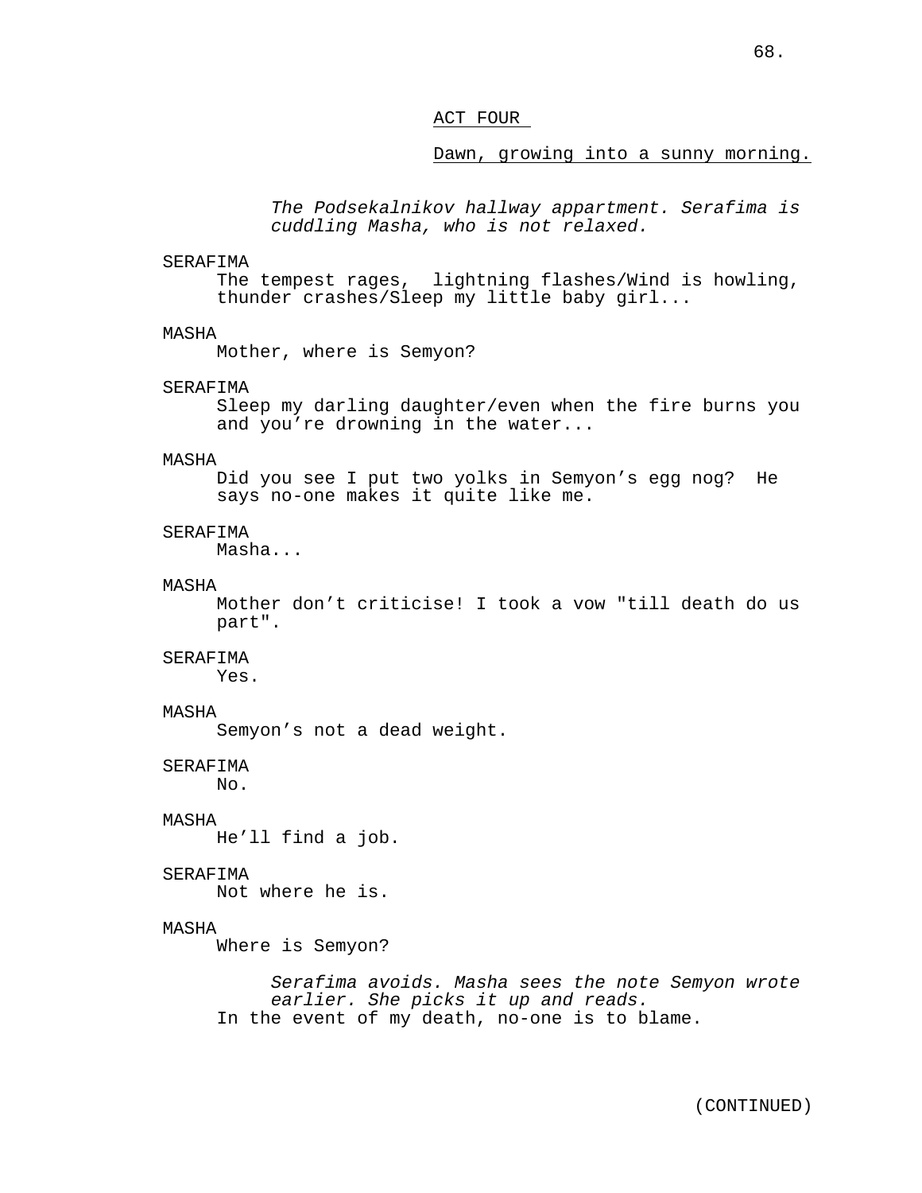ACT FOUR

Dawn, growing into a sunny morning.

*The Podsekalnikov hallway appartment. Serafima is cuddling Masha, who is not relaxed.*

SERAFIMA
The tempest rages,  lightning flashes/Wind is howling, thunder crashes/Sleep my little baby girl...

MASHA
Mother, where is Semyon?

SERAFIMA
Sleep my darling daughter/even when the fire burns you and you're drowning in the water...

MASHA
Did you see I put two yolks in Semyon's egg nog?  He says no-one makes it quite like me.

SERAFIMA
Masha...

MASHA
Mother don't criticise! I took a vow "till death do us part".

SERAFIMA
Yes.

MASHA
Semyon's not a dead weight.

SERAFIMA
No.

MASHA
He'll find a job.

SERAFIMA
Not where he is.

MASHA
Where is Semyon?

*Serafima avoids. Masha sees the note Semyon wrote earlier. She picks it up and reads.*

In the event of my death, no-one is to blame.

(CONTINUED)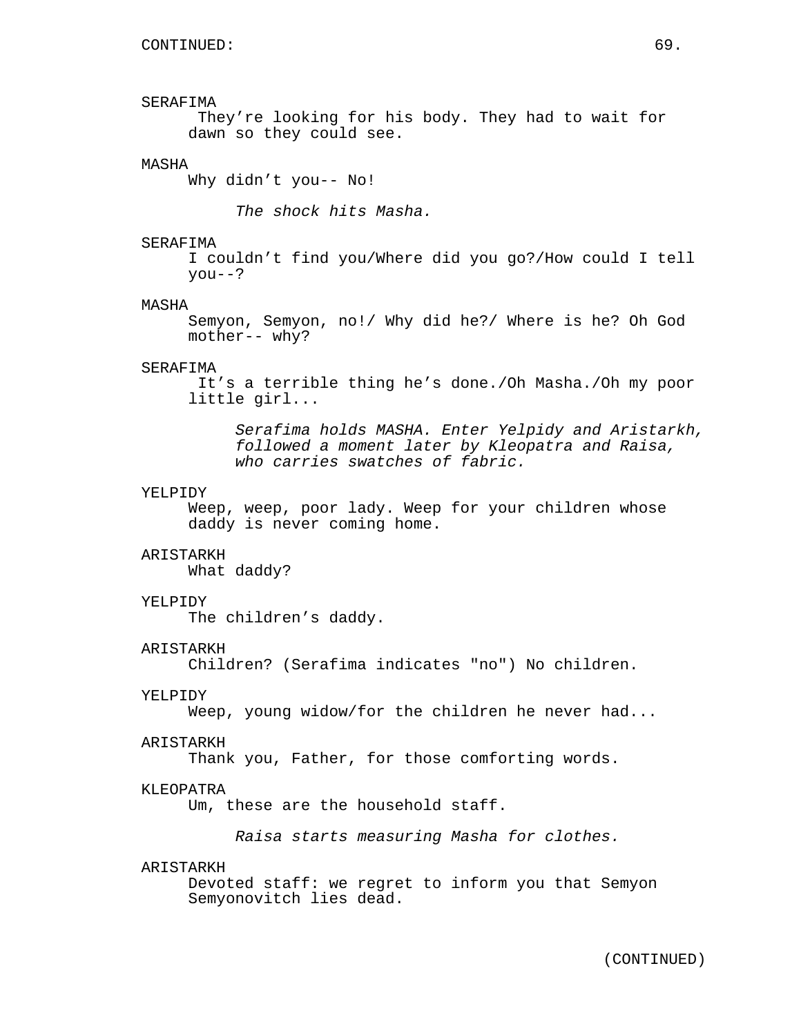SERAFIMA
They're looking for his body. They had to wait for dawn so they could see.

MASHA
Why didn't you-- No!

*The shock hits Masha.*

SERAFIMA
I couldn't find you/Where did you go?/How could I tell you--?

MASHA
Semyon, Semyon, no!/ Why did he?/ Where is he? Oh God mother-- why?

SERAFIMA
It's a terrible thing he's done./Oh Masha./Oh my poor little girl...

*Serafima holds MASHA. Enter Yelpidy and Aristarkh, followed a moment later by Kleopatra and Raisa, who carries swatches of fabric.*

YELPIDY
Weep, weep, poor lady. Weep for your children whose daddy is never coming home.

ARISTARKH
What daddy?

YELPIDY
The children's daddy.

ARISTARKH
Children? (Serafima indicates "no") No children.

YELPIDY
Weep, young widow/for the children he never had...

ARISTARKH
Thank you, Father, for those comforting words.

KLEOPATRA
Um, these are the household staff.

*Raisa starts measuring Masha for clothes.*

ARISTARKH
Devoted staff: we regret to inform you that Semyon Semyonovitch lies dead.

(CONTINUED)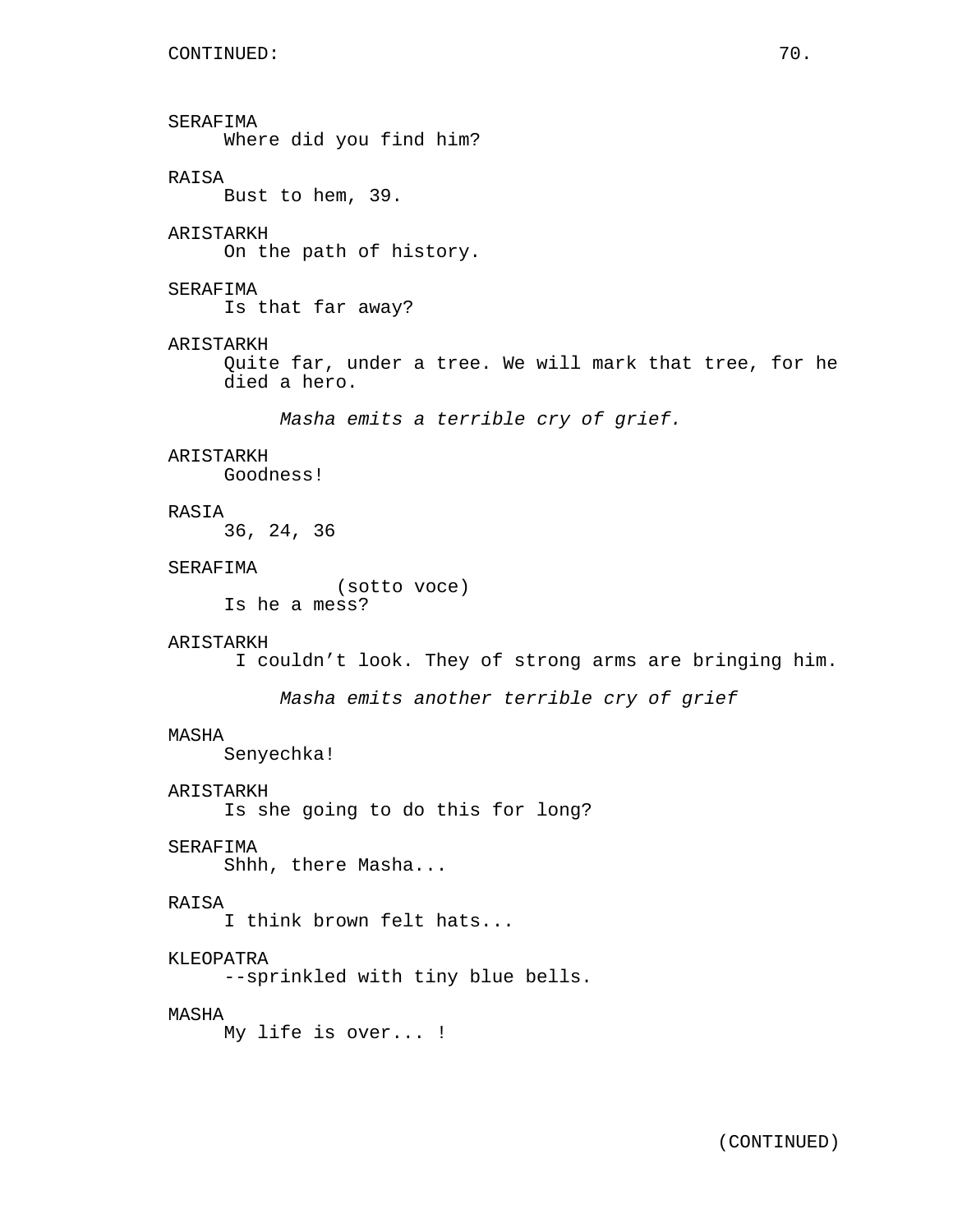SERAFIMA
Where did you find him?

RAISA
Bust to hem, 39.

ARISTARKH
On the path of history.

SERAFIMA
Is that far away?

ARISTARKH
Quite far, under a tree. We will mark that tree, for he died a hero.

*Masha emits a terrible cry of grief.*

ARISTARKH
Goodness!

RASIA
36, 24, 36

SERAFIMA
(sotto voce)
Is he a mess?

ARISTARKH
I couldn't look. They of strong arms are bringing him.

*Masha emits another terrible cry of grief*

MASHA
Senyechka!

ARISTARKH
Is she going to do this for long?

SERAFIMA
Shhh, there Masha...

RAISA
I think brown felt hats...

KLEOPATRA
--sprinkled with tiny blue bells.

MASHA
My life is over... !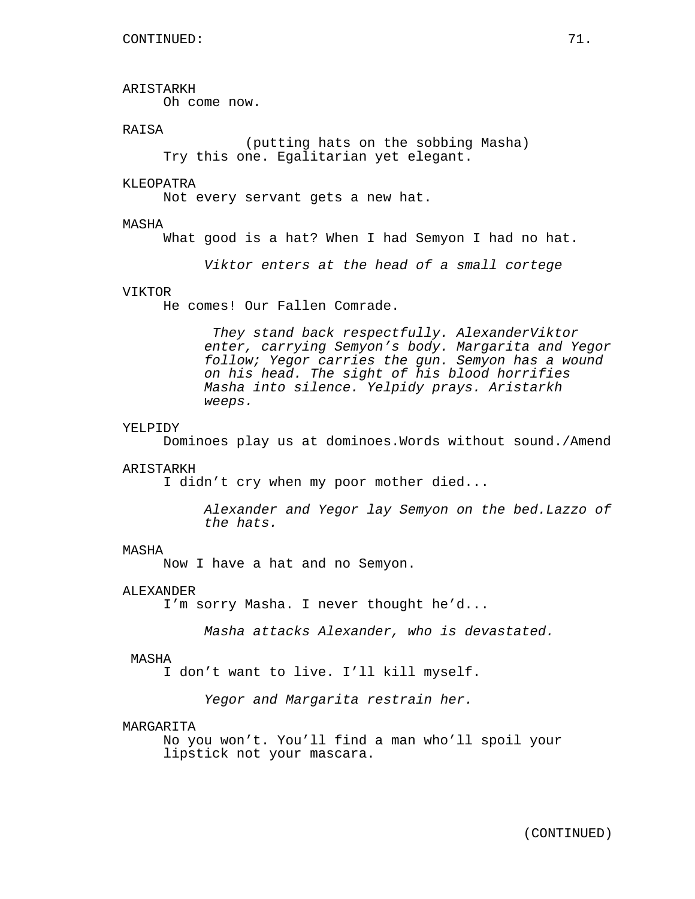ARISTARKH
Oh come now.

RAISA
(putting hats on the sobbing Masha)
Try this one. Egalitarian yet elegant.

KLEOPATRA
Not every servant gets a new hat.

MASHA
What good is a hat? When I had Semyon I had no hat.

*Viktor enters at the head of a small cortege*

VIKTOR
He comes! Our Fallen Comrade.

*They stand back respectfully. AlexanderViktor enter, carrying Semyon's body. Margarita and Yegor follow; Yegor carries the gun. Semyon has a wound on his head. The sight of his blood horrifies Masha into silence. Yelpidy prays. Aristarkh weeps.*

YELPIDY
Dominoes play us at dominoes.Words without sound./Amend

ARISTARKH
I didn't cry when my poor mother died...

*Alexander and Yegor lay Semyon on the bed.Lazzo of the hats.*

MASHA
Now I have a hat and no Semyon.

ALEXANDER
I'm sorry Masha. I never thought he'd...

*Masha attacks Alexander, who is devastated.*

MASHA
I don't want to live. I'll kill myself.

*Yegor and Margarita restrain her.*

MARGARITA
No you won't. You'll find a man who'll spoil your lipstick not your mascara.

(CONTINUED)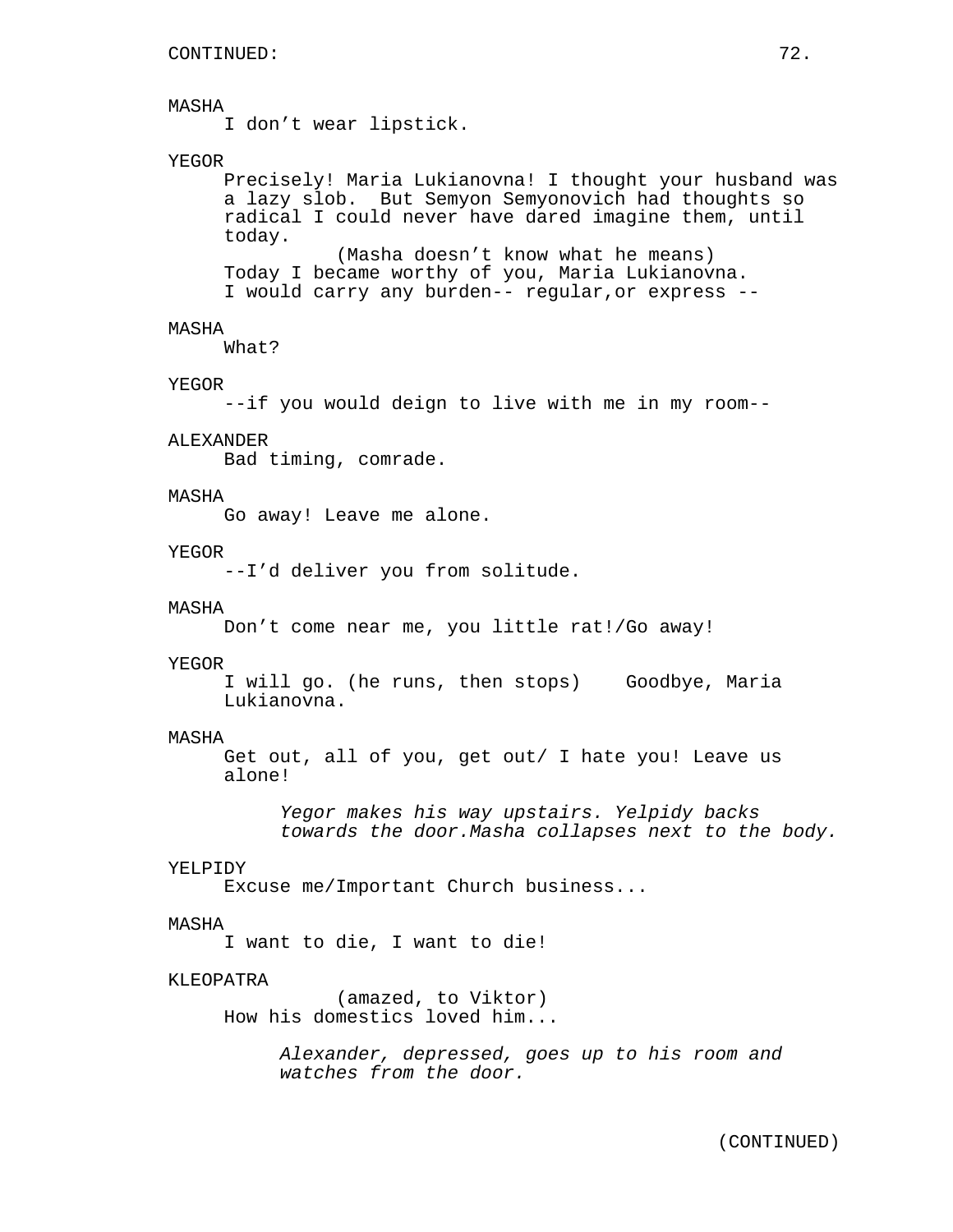CONTINUED:

MASHA
I don’t wear lipstick.

YEGOR
Precisely! Maria Lukianovna! I thought your husband was a lazy slob. But Semyon Semyonovich had thoughts so radical I could never have dared imagine them, until today.
(Masha doesn’t know what he means)
Today I became worthy of you, Maria Lukianovna. I would carry any burden-- regular,or express --

MASHA
What?

YEGOR
--if you would deign to live with me in my room--

ALEXANDER
Bad timing, comrade.

MASHA
Go away! Leave me alone.

YEGOR
--I’d deliver you from solitude.

MASHA
Don’t come near me, you little rat!/Go away!

YEGOR
I will go. (he runs, then stops) Goodbye, Maria Lukianovna.

MASHA
Get out, all of you, get out/ I hate you! Leave us alone!

*Yegor makes his way upstairs. Yelpidy backs towards the door.Masha collapses next to the body.*

YELPIDY
Excuse me/Important Church business...

MASHA
I want to die, I want to die!

KLEOPATRA
(amazed, to Viktor)
How his domestics loved him...

*Alexander, depressed, goes up to his room and watches from the door.*

(CONTINUED)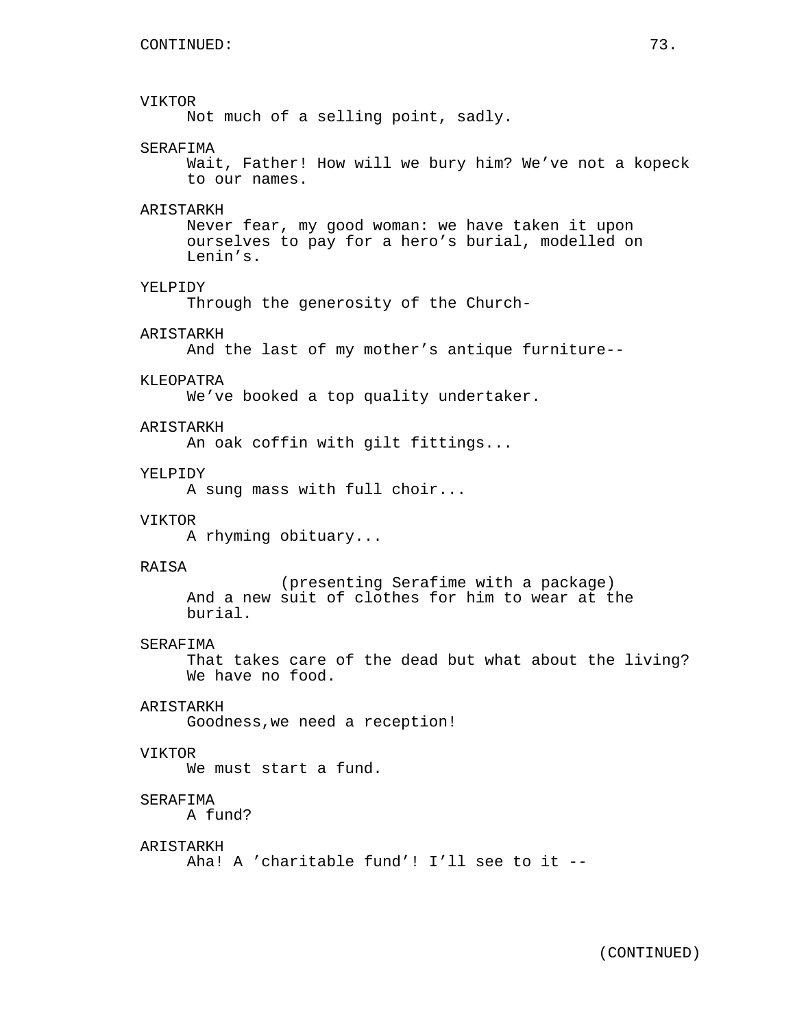CONTINUED:

VIKTOR
Not much of a selling point, sadly.

SERAFIMA
Wait, Father! How will we bury him? We’ve not a kopeck to our names.

ARISTARKH
Never fear, my good woman: we have taken it upon ourselves to pay for a hero’s burial, modelled on Lenin’s.

YELPIDY
Through the generosity of the Church-

ARISTARKH
And the last of my mother’s antique furniture--

KLEOPATRA
We’ve booked a top quality undertaker.

ARISTARKH
An oak coffin with gilt fittings...

YELPIDY
A sung mass with full choir...

VIKTOR
A rhyming obituary...

RAISA
(presenting Serafime with a package)
And a new suit of clothes for him to wear at the burial.

SERAFIMA
That takes care of the dead but what about the living? We have no food.

ARISTARKH
Goodness,we need a reception!

VIKTOR
We must start a fund.

SERAFIMA
A fund?

ARISTARKH
Aha! A ’charitable fund’! I’ll see to it --

(CONTINUED)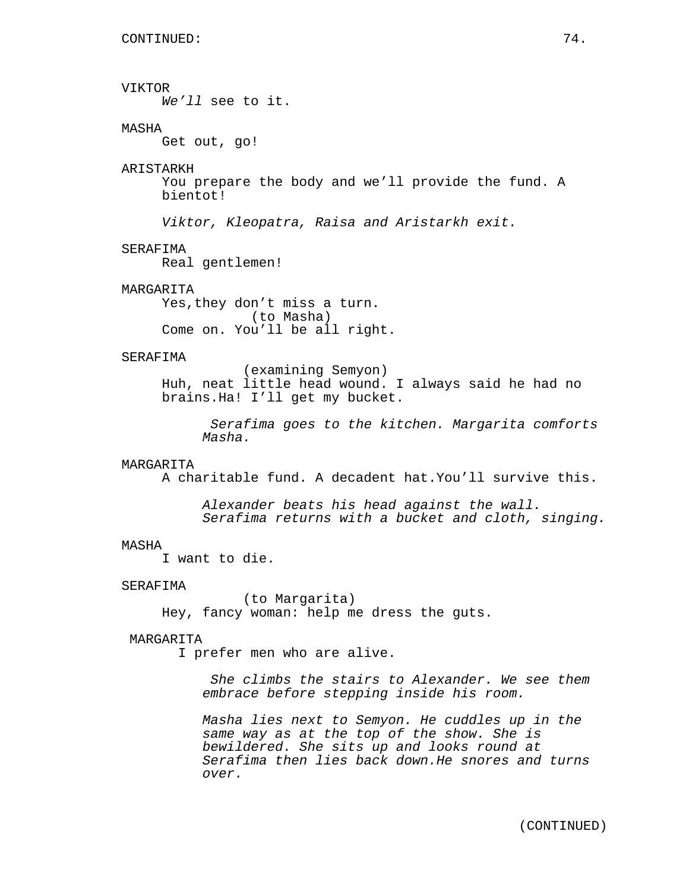VIKTOR
*We'll* see to it.

MASHA
Get out, go!

ARISTARKH
You prepare the body and we'll provide the fund. A bientot!

*Viktor, Kleopatra, Raisa and Aristarkh exit.*

SERAFIMA
Real gentlemen!

MARGARITA
Yes,they don't miss a turn.
(to Masha)
Come on. You'll be all right.

SERAFIMA
(examining Semyon)
Huh, neat little head wound. I always said he had no brains.Ha! I'll get my bucket.

*Serafima goes to the kitchen. Margarita comforts Masha.*

MARGARITA
A charitable fund. A decadent hat.You'll survive this.

*Alexander beats his head against the wall. Serafima returns with a bucket and cloth, singing.*

MASHA
I want to die.

SERAFIMA
(to Margarita)
Hey, fancy woman: help me dress the guts.

MARGARITA
I prefer men who are alive.

*She climbs the stairs to Alexander. We see them embrace before stepping inside his room.*

*Masha lies next to Semyon. He cuddles up in the same way as at the top of the show. She is bewildered. She sits up and looks round at Serafima then lies back down.He snores and turns over.*

(CONTINUED)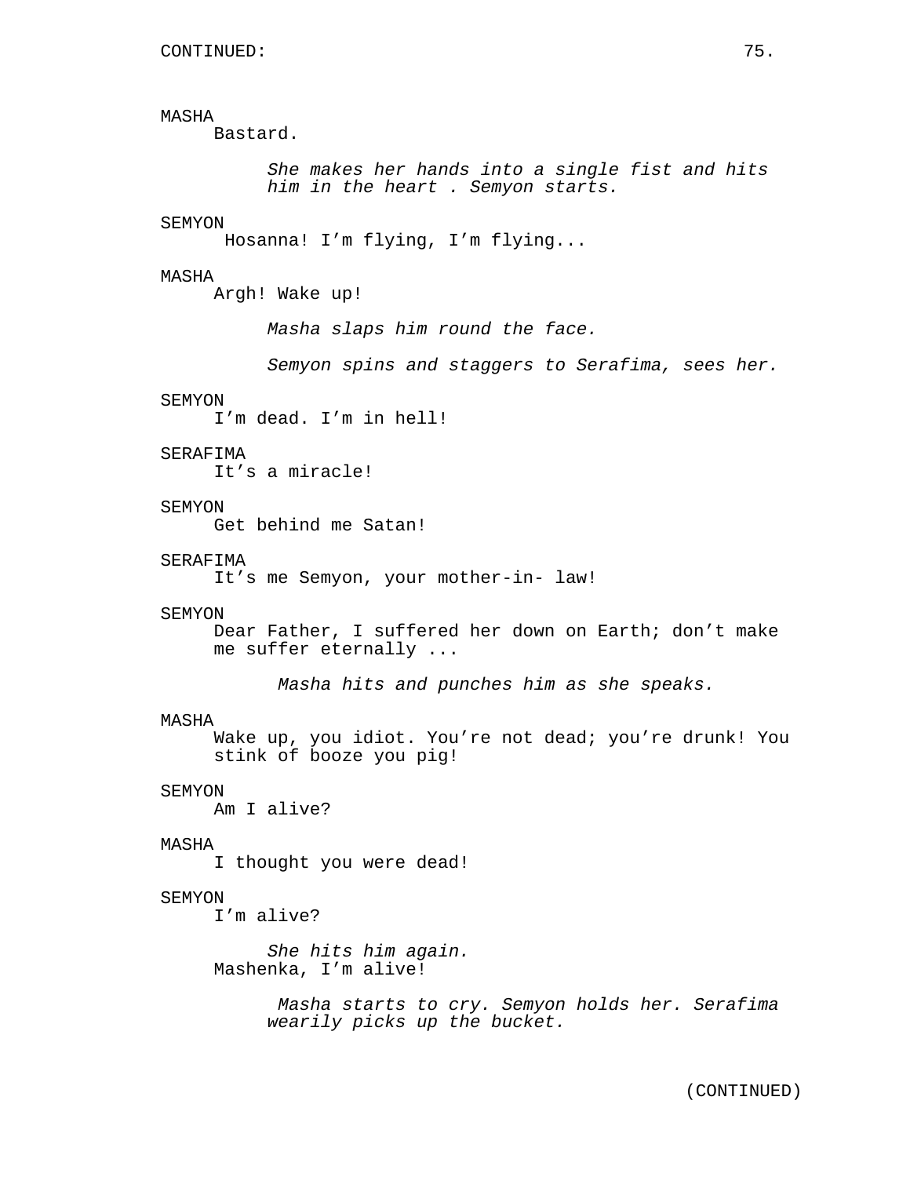CONTINUED:

MASHA
Bastard.

*She makes her hands into a single fist and hits him in the heart . Semyon starts.*

SEMYON
Hosanna! I'm flying, I'm flying...

MASHA
Argh! Wake up!

*Masha slaps him round the face.*

*Semyon spins and staggers to Serafima, sees her.*

SEMYON
I'm dead. I'm in hell!

SERAFIMA
It's a miracle!

SEMYON
Get behind me Satan!

SERAFIMA
It's me Semyon, your mother-in- law!

SEMYON
Dear Father, I suffered her down on Earth; don't make me suffer eternally ...

*Masha hits and punches him as she speaks.*

MASHA
Wake up, you idiot. You're not dead; you're drunk! You stink of booze you pig!

SEMYON
Am I alive?

MASHA
I thought you were dead!

SEMYON
I'm alive?

*She hits him again.*

Mashenka, I'm alive!

*Masha starts to cry. Semyon holds her. Serafima wearily picks up the bucket.*

(CONTINUED)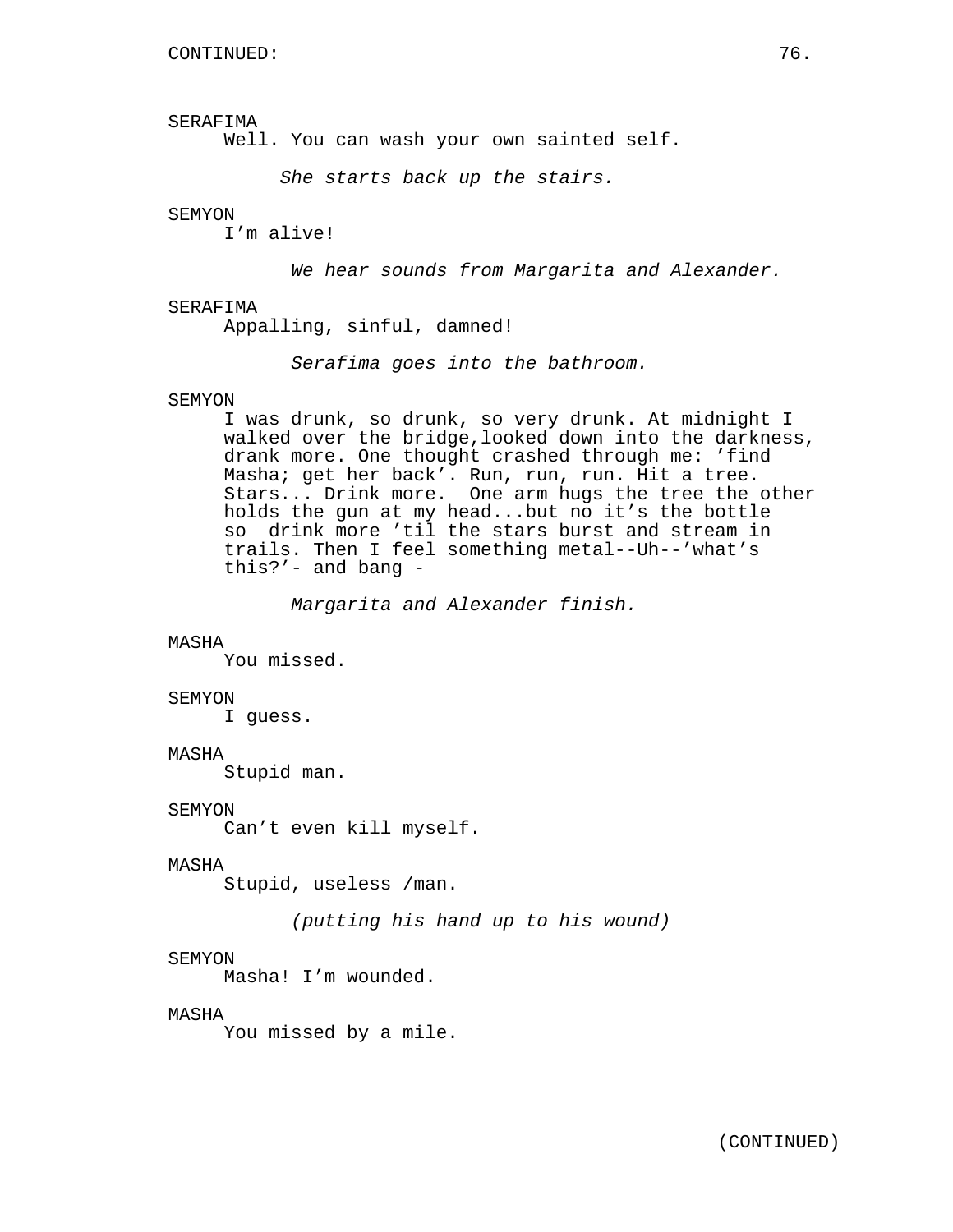CONTINUED:

SERAFIMA
Well. You can wash your own sainted self.

*She starts back up the stairs.*

SEMYON
I'm alive!

*We hear sounds from Margarita and Alexander.*

SERAFIMA
Appalling, sinful, damned!

*Serafima goes into the bathroom.*

SEMYON
I was drunk, so drunk, so very drunk. At midnight I walked over the bridge,looked down into the darkness, drank more. One thought crashed through me: 'find Masha; get her back'. Run, run, run. Hit a tree. Stars... Drink more.  One arm hugs the tree the other holds the gun at my head...but no it's the bottle so  drink more 'til the stars burst and stream in trails. Then I feel something metal--Uh--'what's this?'- and bang -

*Margarita and Alexander finish.*

MASHA
You missed.

SEMYON
I guess.

MASHA
Stupid man.

SEMYON
Can't even kill myself.

MASHA
Stupid, useless /man.

*(putting his hand up to his wound)*

SEMYON
Masha! I'm wounded.

MASHA
You missed by a mile.

(CONTINUED)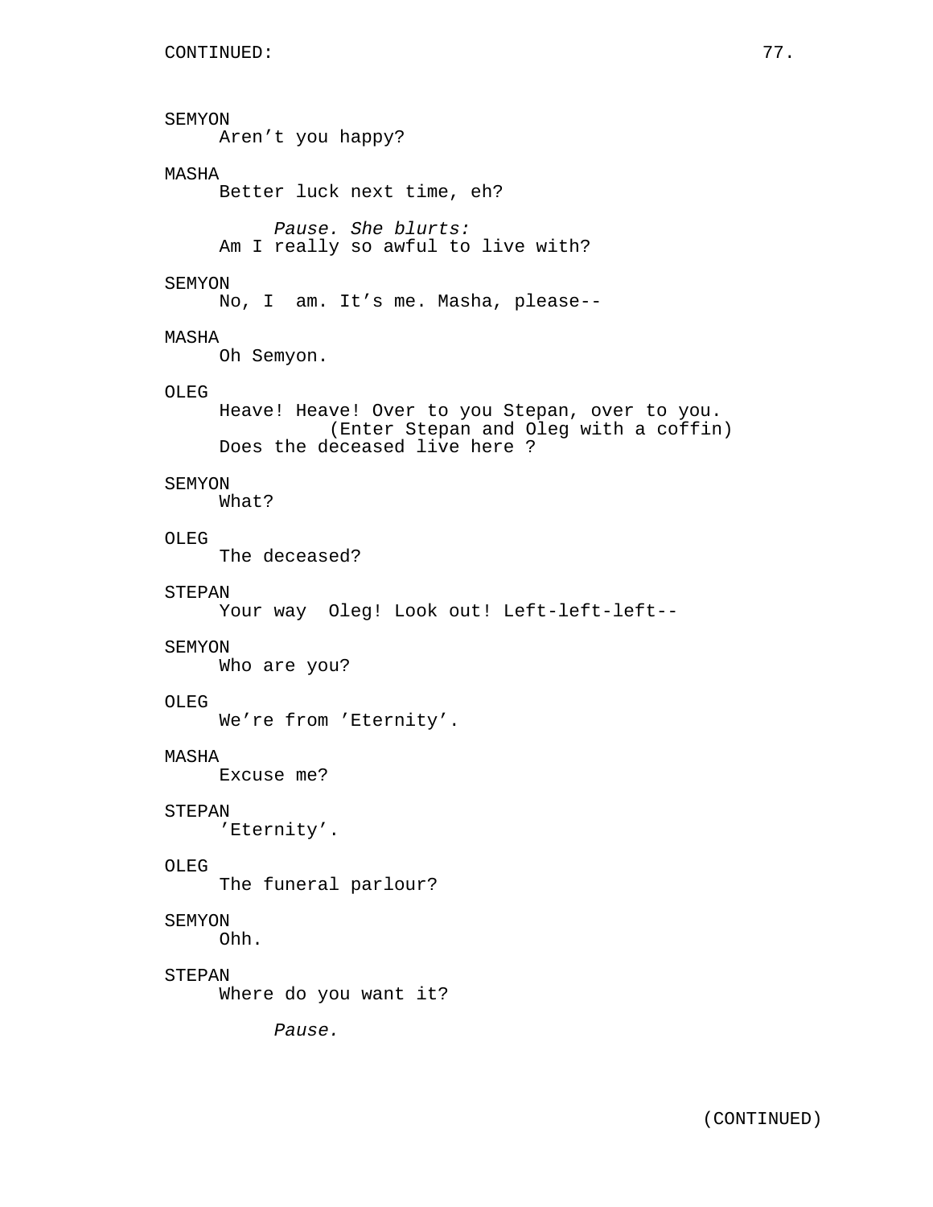SEMYON
Aren’t you happy?

MASHA
Better luck next time, eh?

*Pause. She blurts:*

Am I really so awful to live with?

SEMYON
No, I  am. It’s me. Masha, please--

MASHA
Oh Semyon.

OLEG
Heave! Heave! Over to you Stepan, over to you.
(Enter Stepan and Oleg with a coffin)
Does the deceased live here ?

SEMYON
What?

OLEG
The deceased?

STEPAN
Your way  Oleg! Look out! Left-left-left--

SEMYON
Who are you?

OLEG
We’re from ’Eternity’.

MASHA
Excuse me?

STEPAN
’Eternity’.

OLEG
The funeral parlour?

SEMYON
Ohh.

STEPAN
Where do you want it?

*Pause.*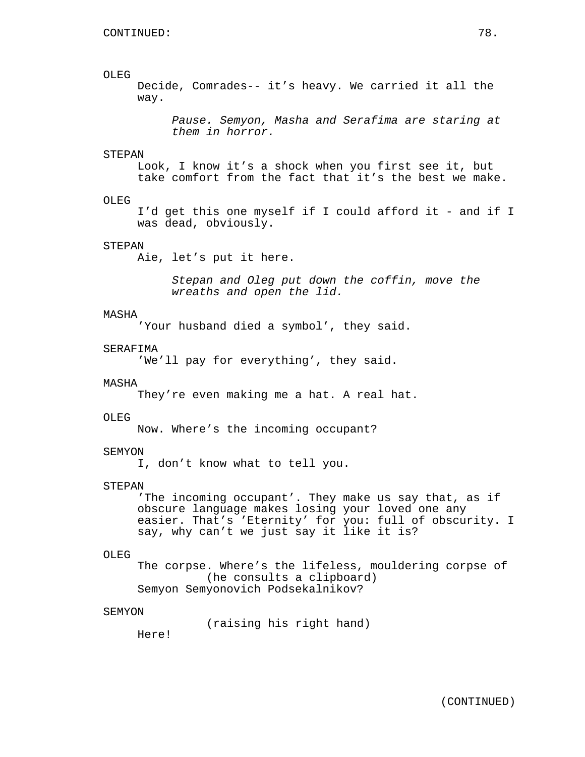OLEG

Decide, Comrades-- it’s heavy. We carried it all the way.

*Pause. Semyon, Masha and Serafima are staring at them in horror.*

STEPAN

Look, I know it’s a shock when you first see it, but take comfort from the fact that it’s the best we make.

OLEG

I’d get this one myself if I could afford it - and if I was dead, obviously.

STEPAN

Aie, let’s put it here.

*Stepan and Oleg put down the coffin, move the wreaths and open the lid.*

MASHA

’Your husband died a symbol’, they said.

SERAFIMA

’We’ll pay for everything’, they said.

MASHA

They’re even making me a hat. A real hat.

OLEG

Now. Where’s the incoming occupant?

SEMYON

I, don’t know what to tell you.

STEPAN

’The incoming occupant’. They make us say that, as if obscure language makes losing your loved one any easier. That’s ’Eternity’ for you: full of obscurity. I say, why can’t we just say it like it is?

OLEG

The corpse. Where’s the lifeless, mouldering corpse of
(he consults a clipboard)
Semyon Semyonovich Podsekalnikov?

SEMYON

(raising his right hand)
Here!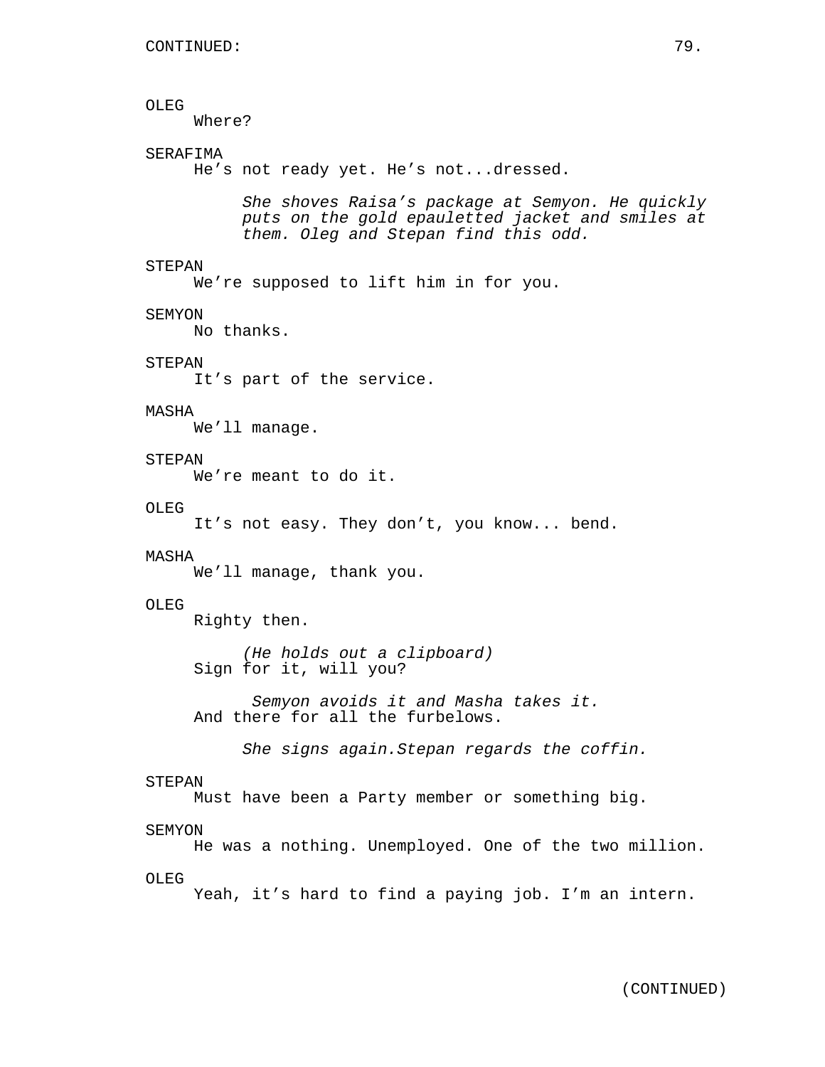CONTINUED:

OLEG
Where?

SERAFIMA
He's not ready yet. He's not...dressed.

*She shoves Raisa's package at Semyon. He quickly puts on the gold epauletted jacket and smiles at them. Oleg and Stepan find this odd.*

STEPAN
We're supposed to lift him in for you.

SEMYON
No thanks.

STEPAN
It's part of the service.

MASHA
We'll manage.

STEPAN
We're meant to do it.

OLEG
It's not easy. They don't, you know... bend.

MASHA
We'll manage, thank you.

OLEG
Righty then.

*(He holds out a clipboard)*
Sign for it, will you?

*Semyon avoids it and Masha takes it.*
And there for all the furbelows.

*She signs again.Stepan regards the coffin.*

STEPAN
Must have been a Party member or something big.

SEMYON
He was a nothing. Unemployed. One of the two million.

OLEG
Yeah, it's hard to find a paying job. I'm an intern.

(CONTINUED)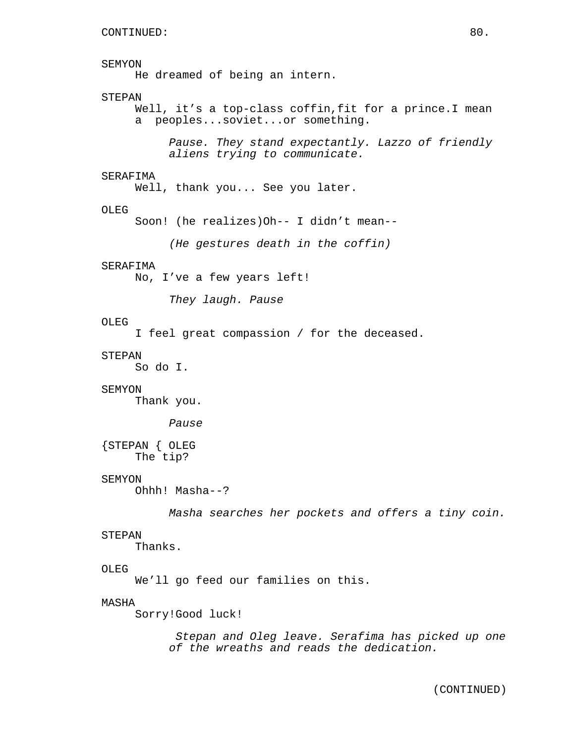CONTINUED:

SEMYON
He dreamed of being an intern.

STEPAN
Well, it’s a top-class coffin,fit for a prince.I mean a peoples...soviet...or something.

*Pause. They stand expectantly. Lazzo of friendly aliens trying to communicate.*

SERAFIMA
Well, thank you... See you later.

OLEG
Soon! (he realizes)Oh-- I didn’t mean--

*(He gestures death in the coffin)*

SERAFIMA
No, I’ve a few years left!

*They laugh. Pause*

OLEG
I feel great compassion / for the deceased.

STEPAN
So do I.

SEMYON
Thank you.

*Pause*

{STEPAN { OLEG
The tip?

SEMYON
Ohhh! Masha--?

*Masha searches her pockets and offers a tiny coin.*

STEPAN
Thanks.

OLEG
We’ll go feed our families on this.

MASHA
Sorry!Good luck!

*Stepan and Oleg leave. Serafima has picked up one of the wreaths and reads the dedication.*

(CONTINUED)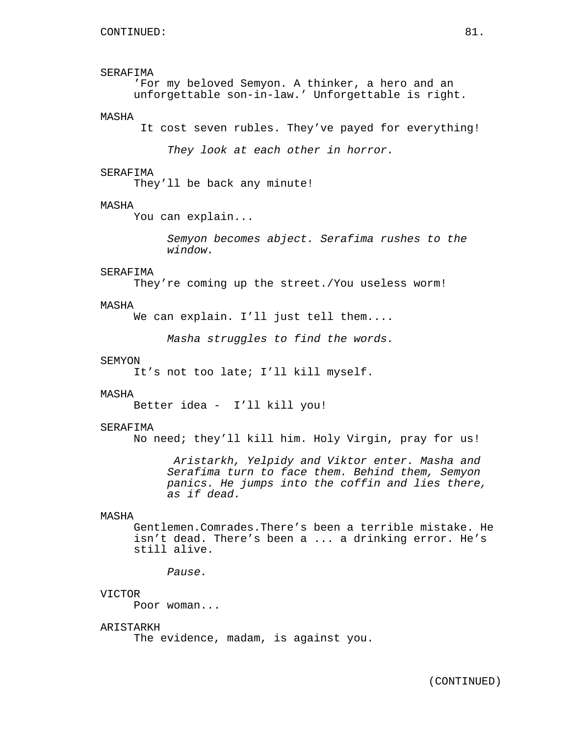SERAFIMA
’For my beloved Semyon. A thinker, a hero and an unforgettable son-in-law.’ Unforgettable is right.

MASHA
It cost seven rubles. They’ve payed for everything!

*They look at each other in horror.*

SERAFIMA
They’ll be back any minute!

MASHA
You can explain...

*Semyon becomes abject. Serafima rushes to the window.*

SERAFIMA
They’re coming up the street./You useless worm!

MASHA
We can explain. I’ll just tell them....

*Masha struggles to find the words.*

SEMYON
It’s not too late; I’ll kill myself.

MASHA
Better idea - I’ll kill you!

SERAFIMA
No need; they’ll kill him. Holy Virgin, pray for us!

*Aristarkh, Yelpidy and Viktor enter. Masha and Serafima turn to face them. Behind them, Semyon panics. He jumps into the coffin and lies there, as if dead.*

MASHA
Gentlemen.Comrades.There’s been a terrible mistake. He isn’t dead. There’s been a ... a drinking error. He’s still alive.

*Pause.*

VICTOR
Poor woman...

ARISTARKH
The evidence, madam, is against you.

(CONTINUED)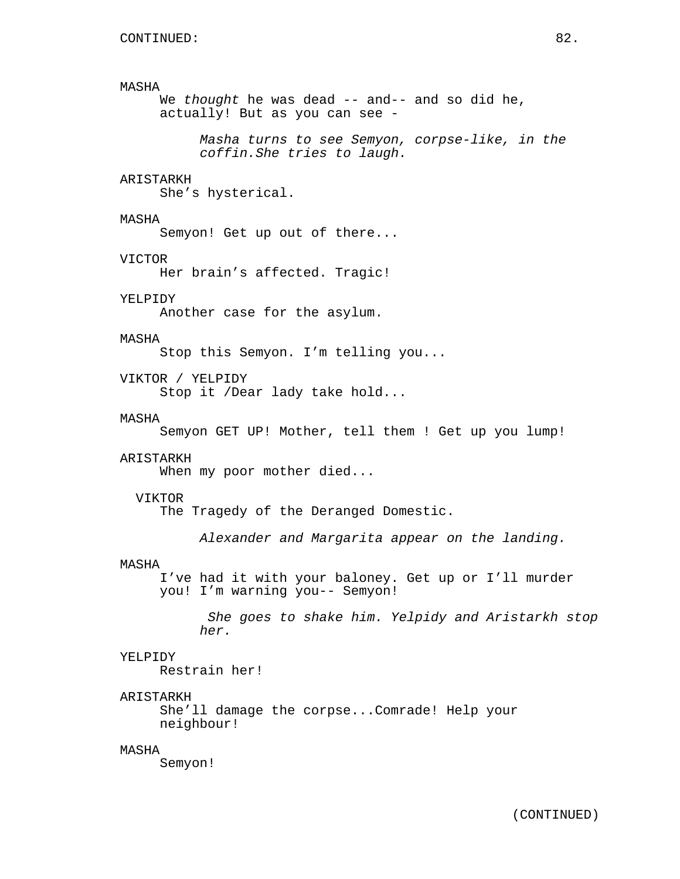MASHA
We *thought* he was dead -- and-- and so did he, actually! But as you can see -

*Masha turns to see Semyon, corpse-like, in the coffin.She tries to laugh.*

ARISTARKH
She's hysterical.

MASHA
Semyon! Get up out of there...

VICTOR
Her brain's affected. Tragic!

YELPIDY
Another case for the asylum.

MASHA
Stop this Semyon. I'm telling you...

VIKTOR / YELPIDY
Stop it /Dear lady take hold...

MASHA
Semyon GET UP! Mother, tell them ! Get up you lump!

ARISTARKH
When my poor mother died...

VIKTOR
The Tragedy of the Deranged Domestic.

*Alexander and Margarita appear on the landing.*

MASHA
I've had it with your baloney. Get up or I'll murder you! I'm warning you-- Semyon!

*She goes to shake him. Yelpidy and Aristarkh stop her.*

YELPIDY
Restrain her!

ARISTARKH
She'll damage the corpse...Comrade! Help your neighbour!

MASHA
Semyon!

(CONTINUED)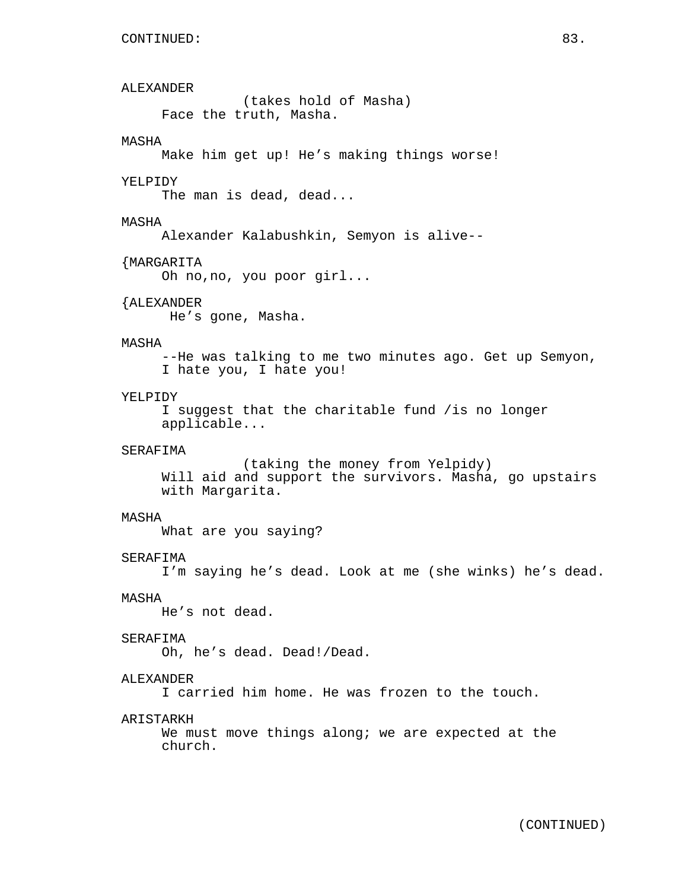ALEXANDER
(takes hold of Masha)
Face the truth, Masha.

MASHA
Make him get up! He's making things worse!

YELPIDY
The man is dead, dead...

MASHA
Alexander Kalabushkin, Semyon is alive--

{MARGARITA
Oh no,no, you poor girl...

{ALEXANDER
He's gone, Masha.

MASHA
--He was talking to me two minutes ago. Get up Semyon, I hate you, I hate you!

YELPIDY
I suggest that the charitable fund /is no longer applicable...

SERAFIMA
(taking the money from Yelpidy)
Will aid and support the survivors. Masha, go upstairs with Margarita.

MASHA
What are you saying?

SERAFIMA
I'm saying he's dead. Look at me (she winks) he's dead.

MASHA
He's not dead.

SERAFIMA
Oh, he's dead. Dead!/Dead.

ALEXANDER
I carried him home. He was frozen to the touch.

ARISTARKH
We must move things along; we are expected at the church.

(CONTINUED)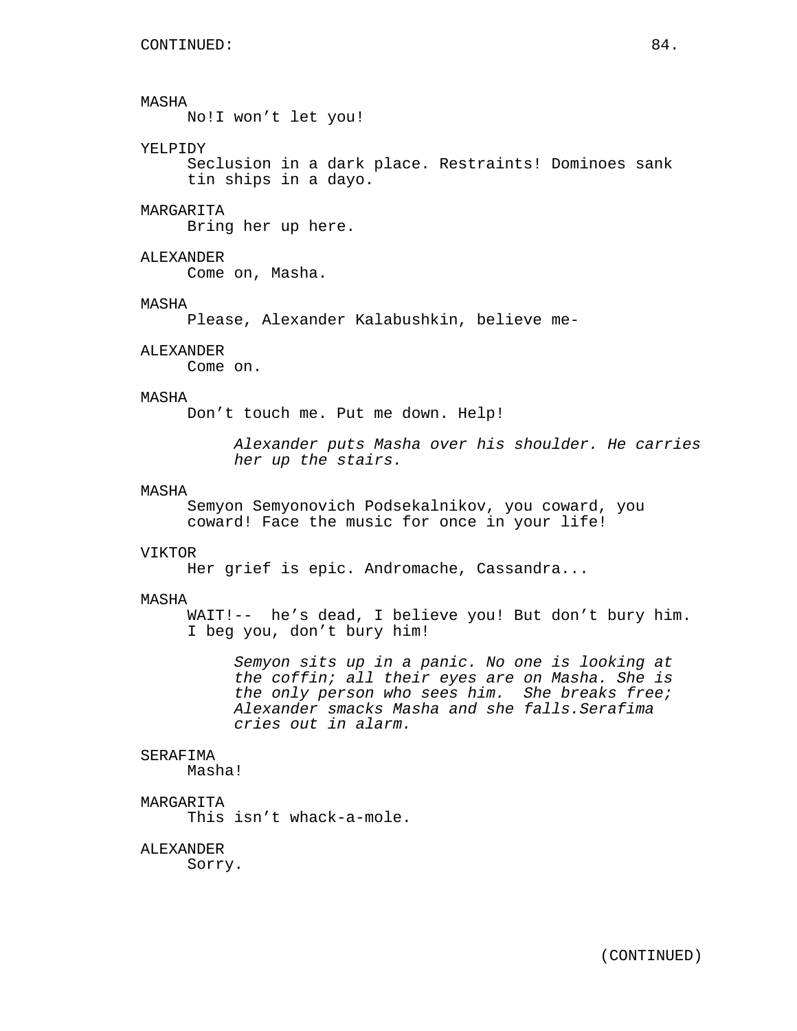MASHA
No!I won't let you!

YELPIDY
Seclusion in a dark place. Restraints! Dominoes sank tin ships in a dayo.

MARGARITA
Bring her up here.

ALEXANDER
Come on, Masha.

MASHA
Please, Alexander Kalabushkin, believe me-

ALEXANDER
Come on.

MASHA
Don't touch me. Put me down. Help!

*Alexander puts Masha over his shoulder. He carries her up the stairs.*

MASHA
Semyon Semyonovich Podsekalnikov, you coward, you coward! Face the music for once in your life!

VIKTOR
Her grief is epic. Andromache, Cassandra...

MASHA
WAIT!-- he's dead, I believe you! But don't bury him. I beg you, don't bury him!

*Semyon sits up in a panic. No one is looking at the coffin; all their eyes are on Masha. She is the only person who sees him. She breaks free; Alexander smacks Masha and she falls.Serafima cries out in alarm.*

SERAFIMA
Masha!

MARGARITA
This isn't whack-a-mole.

ALEXANDER
Sorry.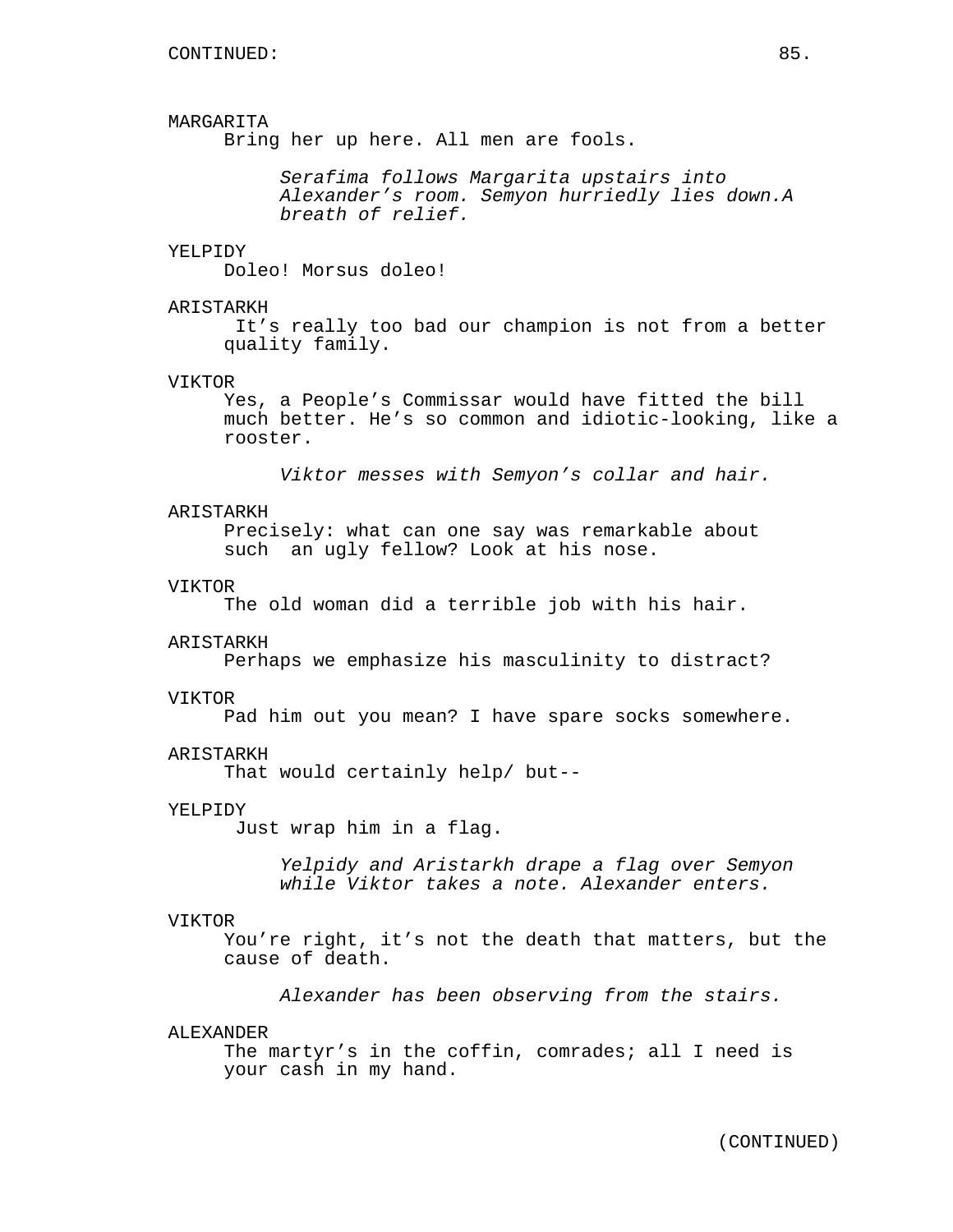CONTINUED:

MARGARITA
Bring her up here. All men are fools.

*Serafima follows Margarita upstairs into Alexander's room. Semyon hurriedly lies down.A breath of relief.*

YELPIDY
Doleo! Morsus doleo!

ARISTARKH
It's really too bad our champion is not from a better quality family.

VIKTOR
Yes, a People's Commissar would have fitted the bill much better. He's so common and idiotic-looking, like a rooster.

*Viktor messes with Semyon's collar and hair.*

ARISTARKH
Precisely: what can one say was remarkable about such an ugly fellow? Look at his nose.

VIKTOR
The old woman did a terrible job with his hair.

ARISTARKH
Perhaps we emphasize his masculinity to distract?

VIKTOR
Pad him out you mean? I have spare socks somewhere.

ARISTARKH
That would certainly help/ but--

YELPIDY
Just wrap him in a flag.

*Yelpidy and Aristarkh drape a flag over Semyon while Viktor takes a note. Alexander enters.*

VIKTOR
You're right, it's not the death that matters, but the cause of death.

*Alexander has been observing from the stairs.*

ALEXANDER
The martyr's in the coffin, comrades; all I need is your cash in my hand.

(CONTINUED)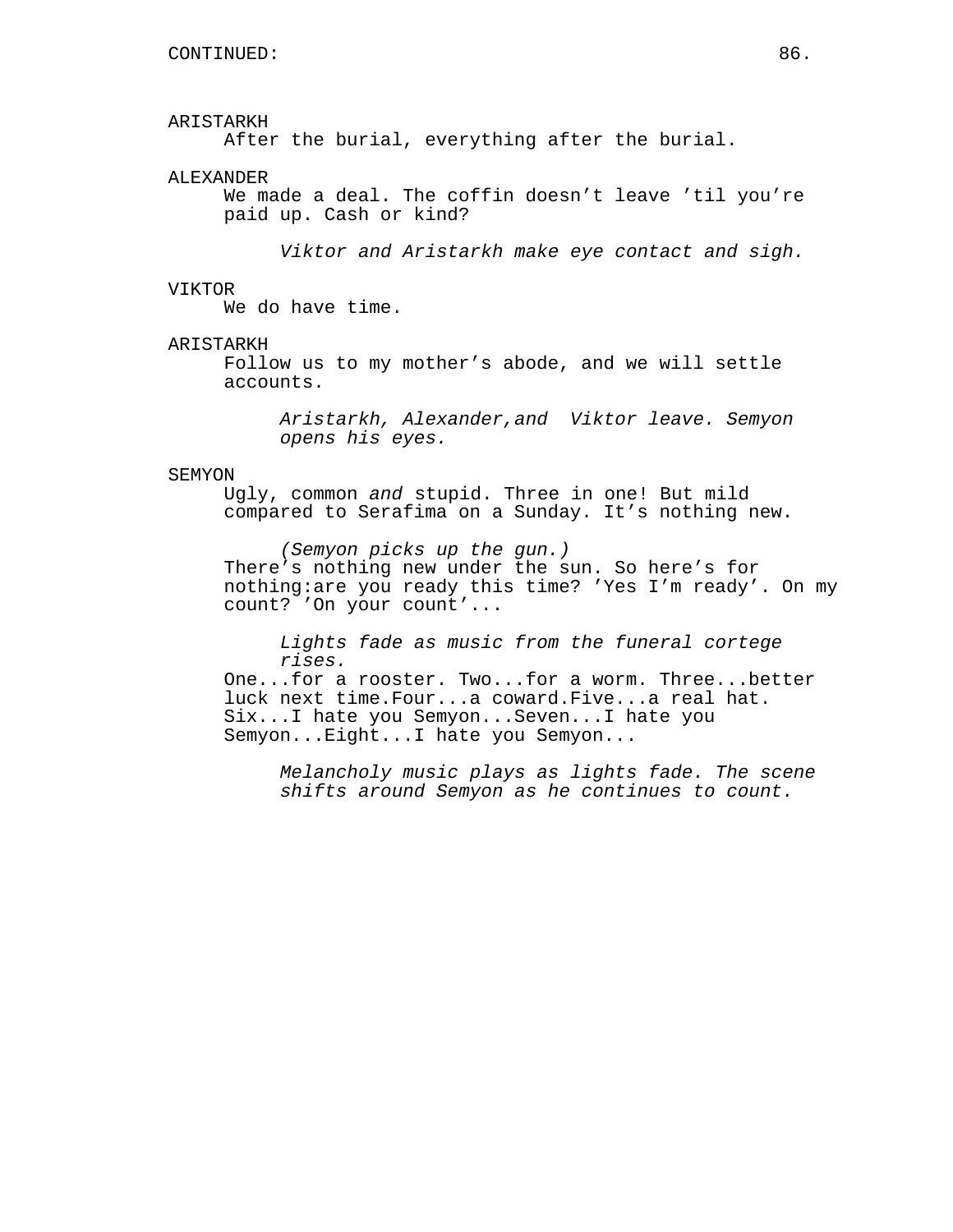ARISTARKH
After the burial, everything after the burial.

ALEXANDER
We made a deal. The coffin doesn't leave 'til you're paid up. Cash or kind?

*Viktor and Aristarkh make eye contact and sigh.*

VIKTOR
We do have time.

ARISTARKH
Follow us to my mother's abode, and we will settle accounts.

*Aristarkh, Alexander,and  Viktor leave. Semyon opens his eyes.*

SEMYON
Ugly, common *and* stupid. Three in one! But mild compared to Serafima on a Sunday. It's nothing new.

*(Semyon picks up the gun.)*
There's nothing new under the sun. So here's for nothing:are you ready this time? 'Yes I'm ready'. On my count? 'On your count'...

*Lights fade as music from the funeral cortege rises.*
One...for a rooster. Two...for a worm. Three...better luck next time.Four...a coward.Five...a real hat. Six...I hate you Semyon...Seven...I hate you Semyon...Eight...I hate you Semyon...

*Melancholy music plays as lights fade. The scene shifts around Semyon as he continues to count.*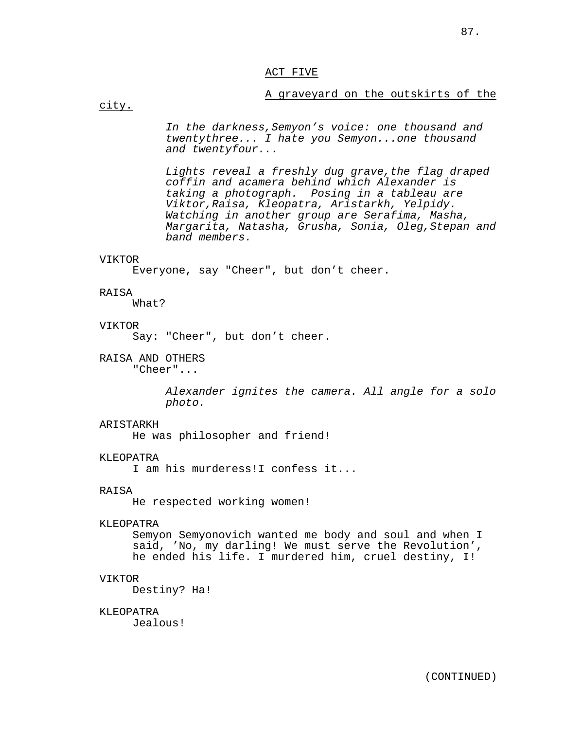## ACT FIVE

A graveyard on the outskirts of the city.

*In the darkness,Semyon’s voice: one thousand and twentythree... I hate you Semyon...one thousand and twentyfour...*

*Lights reveal a freshly dug grave,the flag draped coffin and acamera behind which Alexander is taking a photograph. Posing in a tableau are Viktor,Raisa, Kleopatra, Aristarkh, Yelpidy. Watching in another group are Serafima, Masha, Margarita, Natasha, Grusha, Sonia, Oleg,Stepan and band members.*

VIKTOR
Everyone, say "Cheer", but don’t cheer.

RAISA
What?

VIKTOR
Say: "Cheer", but don’t cheer.

RAISA AND OTHERS
"Cheer"...

*Alexander ignites the camera. All angle for a solo photo.*

ARISTARKH
He was philosopher and friend!

KLEOPATRA
I am his murderess!I confess it...

RAISA
He respected working women!

KLEOPATRA
Semyon Semyonovich wanted me body and soul and when I said, ’No, my darling! We must serve the Revolution’, he ended his life. I murdered him, cruel destiny, I!

VIKTOR
Destiny? Ha!

KLEOPATRA
Jealous!

(CONTINUED)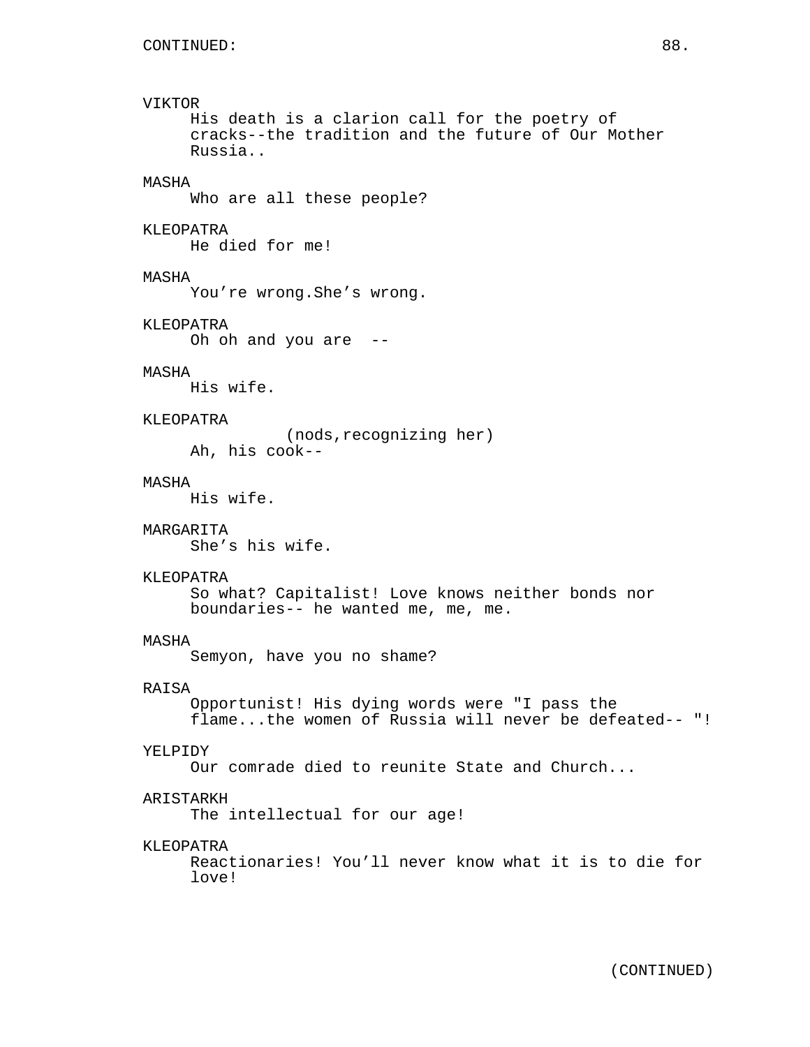CONTINUED:

VIKTOR
His death is a clarion call for the poetry of cracks--the tradition and the future of Our Mother Russia..

MASHA
Who are all these people?

KLEOPATRA
He died for me!

MASHA
You're wrong.She's wrong.

KLEOPATRA
Oh oh and you are --

MASHA
His wife.

KLEOPATRA
(nods,recognizing her)
Ah, his cook--

MASHA
His wife.

MARGARITA
She's his wife.

KLEOPATRA
So what? Capitalist! Love knows neither bonds nor boundaries-- he wanted me, me, me.

MASHA
Semyon, have you no shame?

RAISA
Opportunist! His dying words were "I pass the flame...the women of Russia will never be defeated-- "!

YELPIDY
Our comrade died to reunite State and Church...

ARISTARKH
The intellectual for our age!

KLEOPATRA
Reactionaries! You'll never know what it is to die for love!

(CONTINUED)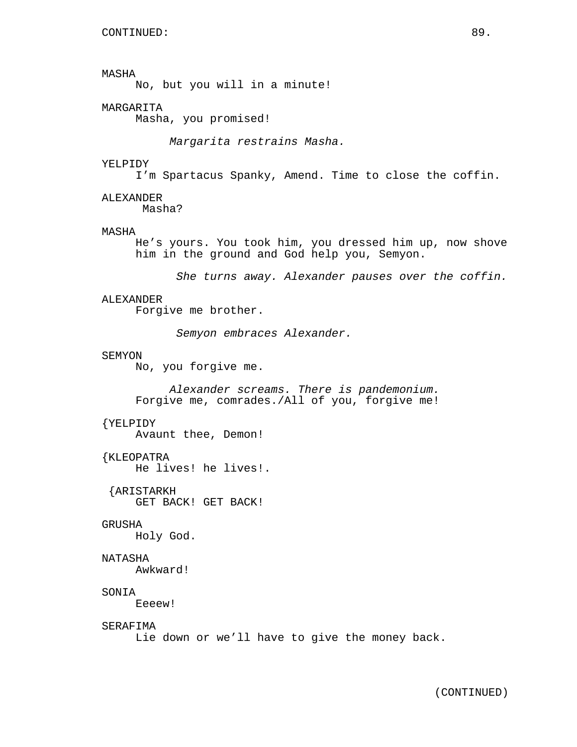CONTINUED:

MASHA
No, but you will in a minute!

MARGARITA
Masha, you promised!

*Margarita restrains Masha.*

YELPIDY
I’m Spartacus Spanky, Amend. Time to close the coffin.

ALEXANDER
Masha?

MASHA
He’s yours. You took him, you dressed him up, now shove him in the ground and God help you, Semyon.

*She turns away. Alexander pauses over the coffin.*

ALEXANDER
Forgive me brother.

*Semyon embraces Alexander.*

SEMYON
No, you forgive me.

*Alexander screams. There is pandemonium.*
Forgive me, comrades./All of you, forgive me!

{YELPIDY
Avaunt thee, Demon!

{KLEOPATRA
He lives! he lives!.

{ARISTARKH
GET BACK! GET BACK!

GRUSHA
Holy God.

NATASHA
Awkward!

SONIA
Eeeew!

SERAFIMA
Lie down or we’ll have to give the money back.

(CONTINUED)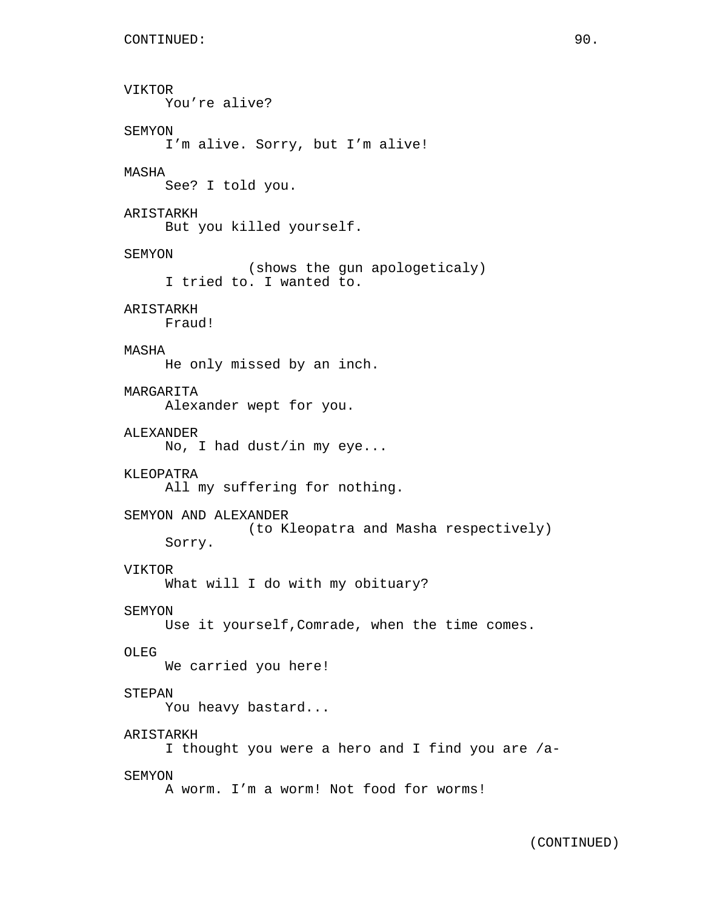CONTINUED:

VIKTOR
You're alive?

SEMYON
I'm alive. Sorry, but I'm alive!

MASHA
See? I told you.

ARISTARKH
But you killed yourself.

SEMYON
(shows the gun apologeticaly)
I tried to. I wanted to.

ARISTARKH
Fraud!

MASHA
He only missed by an inch.

MARGARITA
Alexander wept for you.

ALEXANDER
No, I had dust/in my eye...

KLEOPATRA
All my suffering for nothing.

SEMYON AND ALEXANDER
(to Kleopatra and Masha respectively)
Sorry.

VIKTOR
What will I do with my obituary?

SEMYON
Use it yourself,Comrade, when the time comes.

OLEG
We carried you here!

STEPAN
You heavy bastard...

ARISTARKH
I thought you were a hero and I find you are /a-

SEMYON
A worm. I'm a worm! Not food for worms!

(CONTINUED)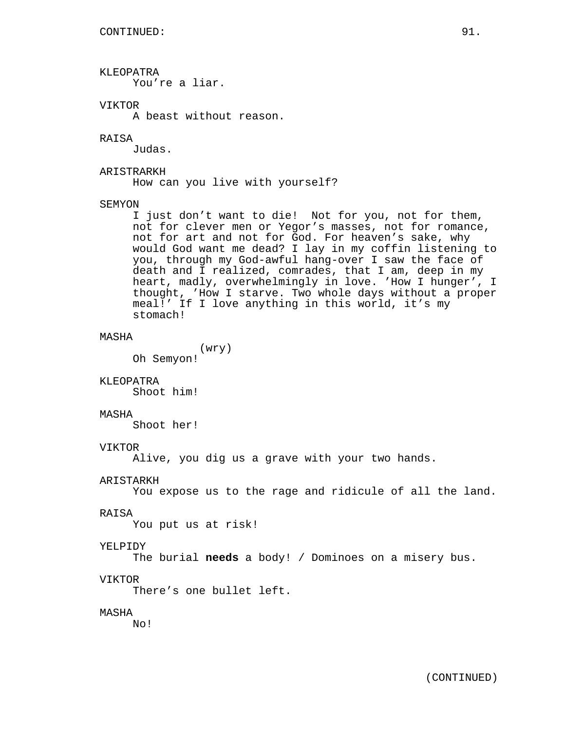CONTINUED:

KLEOPATRA
You're a liar.

VIKTOR
A beast without reason.

RAISA
Judas.

ARISTRARKH
How can you live with yourself?

SEMYON
I just don't want to die! Not for you, not for them, not for clever men or Yegor's masses, not for romance, not for art and not for God. For heaven's sake, why would God want me dead? I lay in my coffin listening to you, through my God-awful hang-over I saw the face of death and I realized, comrades, that I am, deep in my heart, madly, overwhelmingly in love. 'How I hunger', I thought, 'How I starve. Two whole days without a proper meal!' If I love anything in this world, it's my stomach!

MASHA
(wry)
Oh Semyon!

KLEOPATRA
Shoot him!

MASHA
Shoot her!

VIKTOR
Alive, you dig us a grave with your two hands.

ARISTARKH
You expose us to the rage and ridicule of all the land.

RAISA
You put us at risk!

YELPIDY
The burial **needs** a body! / Dominoes on a misery bus.

VIKTOR
There's one bullet left.

MASHA
No!

(CONTINUED)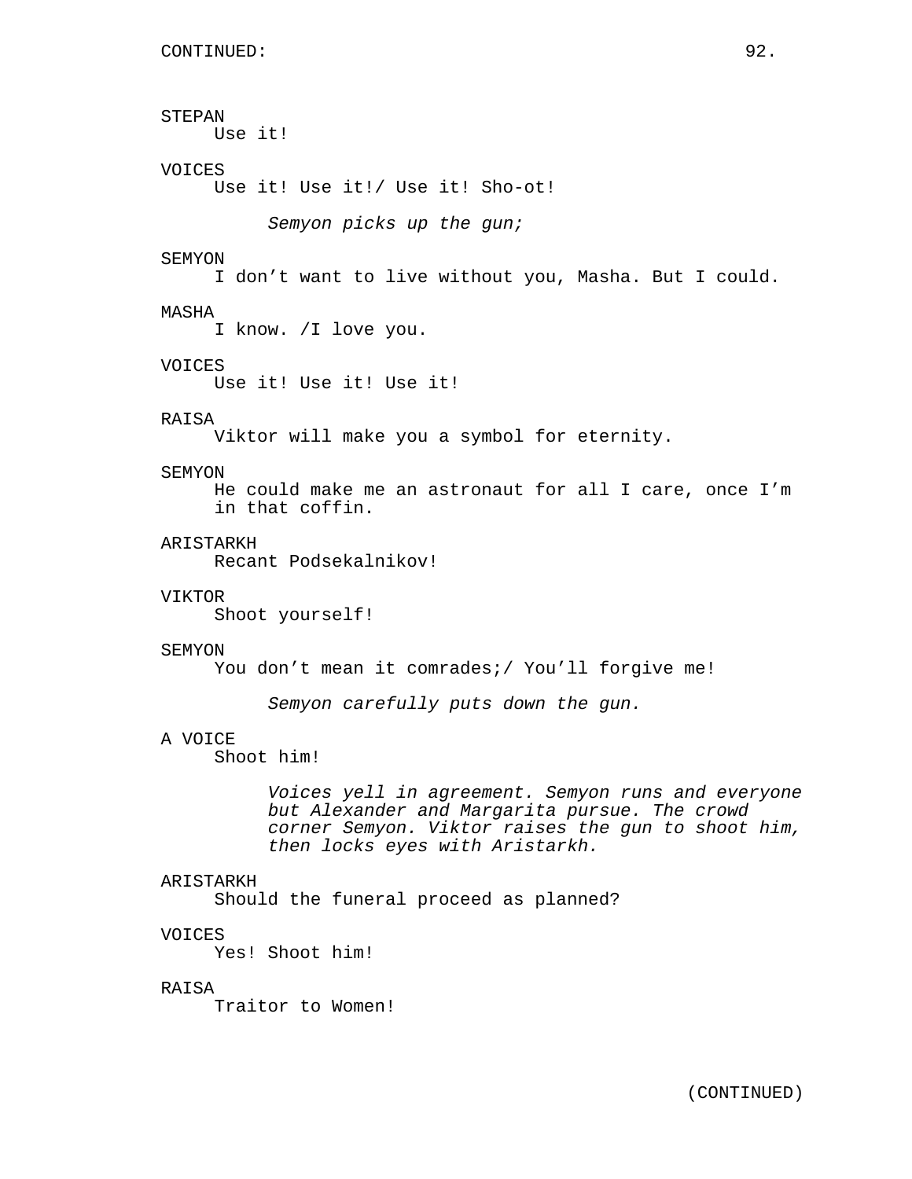STEPAN
Use it!

VOICES
Use it! Use it!/ Use it! Sho-ot!

*Semyon picks up the gun;*

SEMYON
I don’t want to live without you, Masha. But I could.

MASHA
I know. /I love you.

VOICES
Use it! Use it! Use it!

RAISA
Viktor will make you a symbol for eternity.

SEMYON
He could make me an astronaut for all I care, once I’m in that coffin.

ARISTARKH
Recant Podsekalnikov!

VIKTOR
Shoot yourself!

SEMYON
You don’t mean it comrades;/ You’ll forgive me!

*Semyon carefully puts down the gun.*

A VOICE
Shoot him!

*Voices yell in agreement. Semyon runs and everyone but Alexander and Margarita pursue. The crowd corner Semyon. Viktor raises the gun to shoot him, then locks eyes with Aristarkh.*

ARISTARKH
Should the funeral proceed as planned?

VOICES
Yes! Shoot him!

RAISA
Traitor to Women!

(CONTINUED)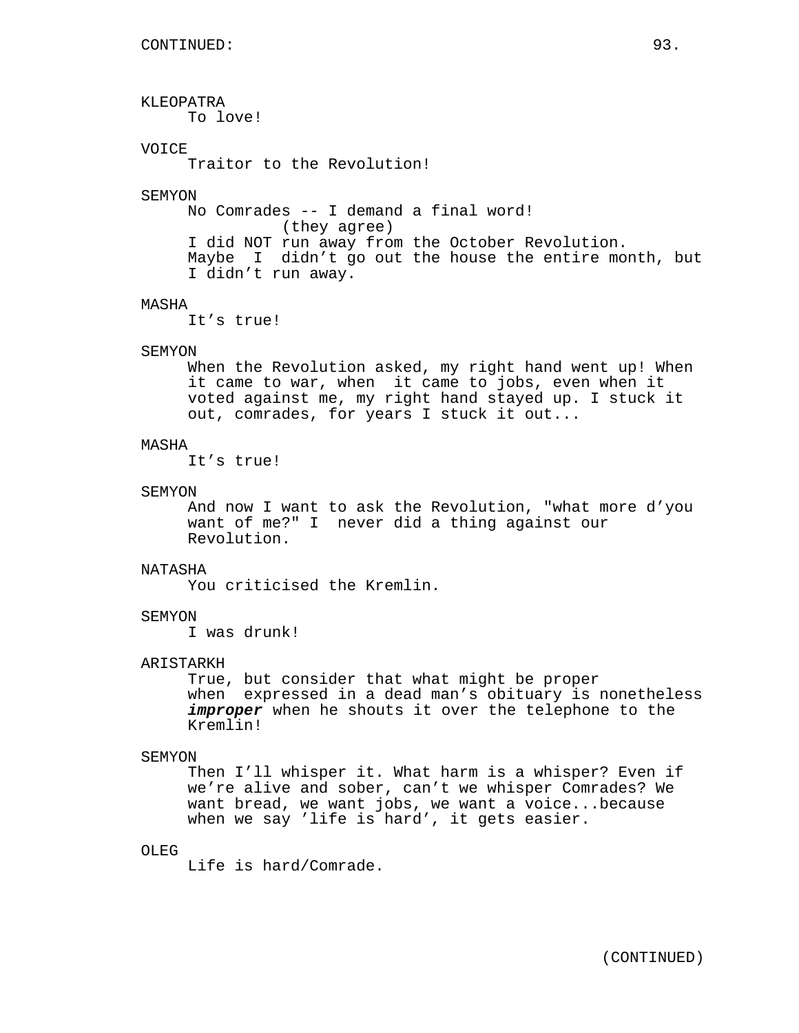CONTINUED:

KLEOPATRA
To love!

VOICE
Traitor to the Revolution!

SEMYON
No Comrades -- I demand a final word!
(they agree)
I did NOT run away from the October Revolution. Maybe I didn't go out the house the entire month, but I didn't run away.

MASHA
It's true!

SEMYON
When the Revolution asked, my right hand went up! When it came to war, when it came to jobs, even when it voted against me, my right hand stayed up. I stuck it out, comrades, for years I stuck it out...

MASHA
It's true!

SEMYON
And now I want to ask the Revolution, "what more d'you want of me?" I never did a thing against our Revolution.

NATASHA
You criticised the Kremlin.

SEMYON
I was drunk!

ARISTARKH
True, but consider that what might be proper when expressed in a dead man's obituary is nonetheless ***improper*** when he shouts it over the telephone to the Kremlin!

SEMYON
Then I'll whisper it. What harm is a whisper? Even if we're alive and sober, can't we whisper Comrades? We want bread, we want jobs, we want a voice...because when we say 'life is hard', it gets easier.

OLEG
Life is hard/Comrade.

(CONTINUED)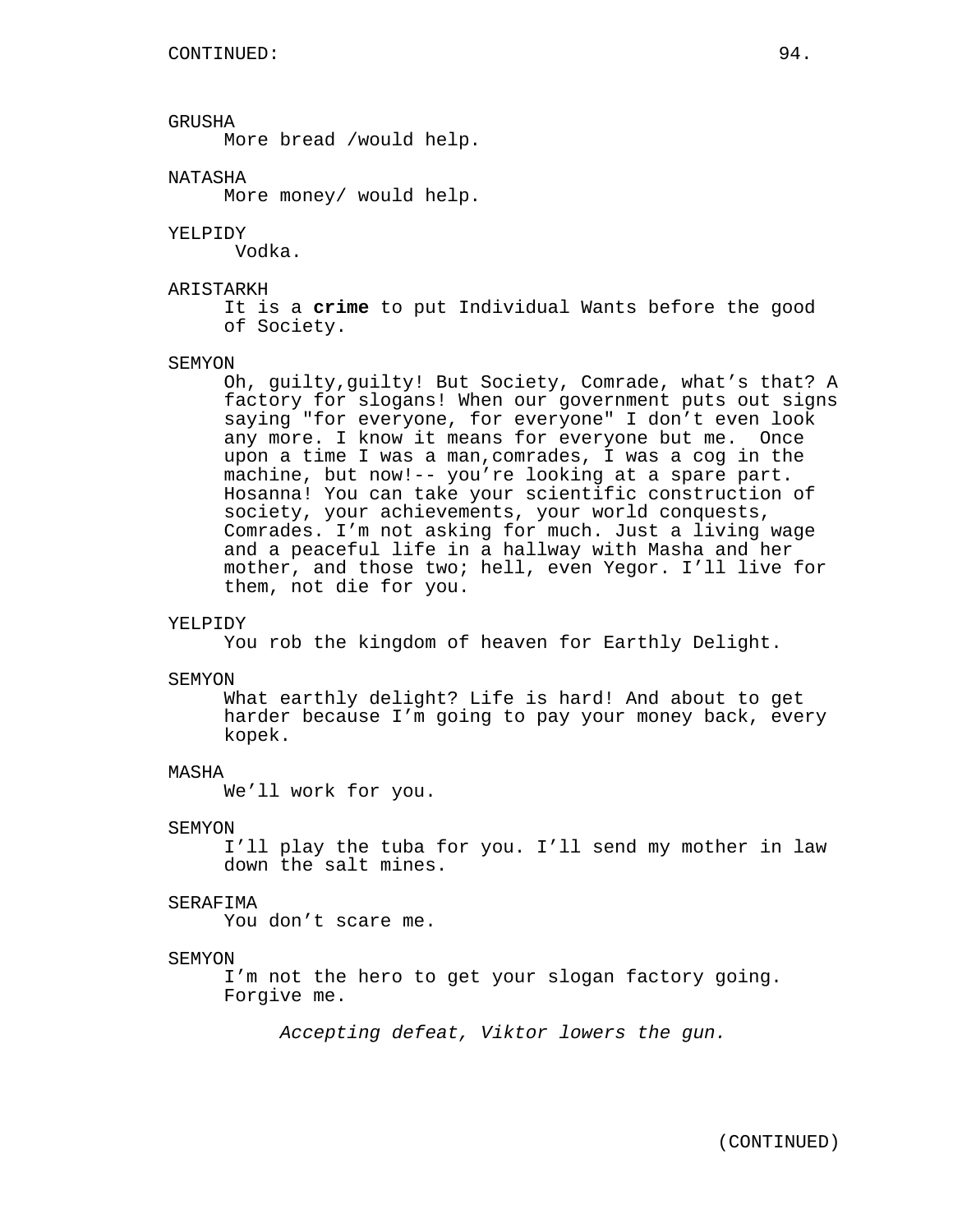CONTINUED:

GRUSHA
More bread /would help.

NATASHA
More money/ would help.

YELPIDY
Vodka.

ARISTARKH
It is a **crime** to put Individual Wants before the good of Society.

SEMYON
Oh, guilty,guilty! But Society, Comrade, what's that? A factory for slogans! When our government puts out signs saying "for everyone, for everyone" I don't even look any more. I know it means for everyone but me. Once upon a time I was a man,comrades, I was a cog in the machine, but now!-- you're looking at a spare part. Hosanna! You can take your scientific construction of society, your achievements, your world conquests, Comrades. I'm not asking for much. Just a living wage and a peaceful life in a hallway with Masha and her mother, and those two; hell, even Yegor. I'll live for them, not die for you.

YELPIDY
You rob the kingdom of heaven for Earthly Delight.

SEMYON
What earthly delight? Life is hard! And about to get harder because I'm going to pay your money back, every kopek.

MASHA
We'll work for you.

SEMYON
I'll play the tuba for you. I'll send my mother in law down the salt mines.

SERAFIMA
You don't scare me.

SEMYON
I'm not the hero to get your slogan factory going. Forgive me.

*Accepting defeat, Viktor lowers the gun.*

(CONTINUED)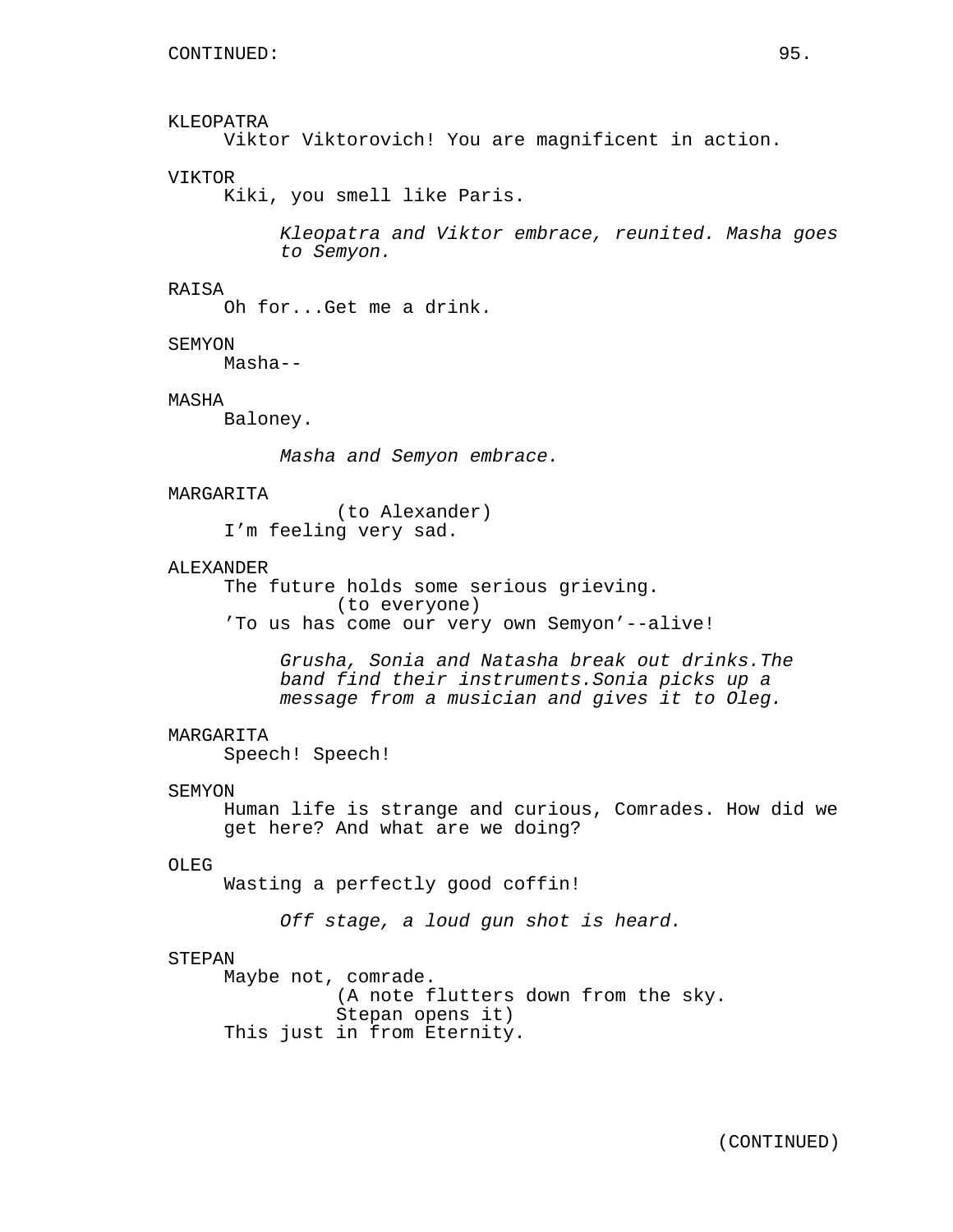CONTINUED:

KLEOPATRA
Viktor Viktorovich! You are magnificent in action.

VIKTOR
Kiki, you smell like Paris.

*Kleopatra and Viktor embrace, reunited. Masha goes to Semyon.*

RAISA
Oh for...Get me a drink.

SEMYON
Masha--

MASHA
Baloney.

*Masha and Semyon embrace.*

MARGARITA
(to Alexander)
I'm feeling very sad.

ALEXANDER
The future holds some serious grieving.
(to everyone)
'To us has come our very own Semyon'--alive!

*Grusha, Sonia and Natasha break out drinks.The band find their instruments.Sonia picks up a message from a musician and gives it to Oleg.*

MARGARITA
Speech! Speech!

SEMYON
Human life is strange and curious, Comrades. How did we get here? And what are we doing?

OLEG
Wasting a perfectly good coffin!

*Off stage, a loud gun shot is heard.*

STEPAN
Maybe not, comrade.
(A note flutters down from the sky. Stepan opens it)
This just in from Eternity.

(CONTINUED)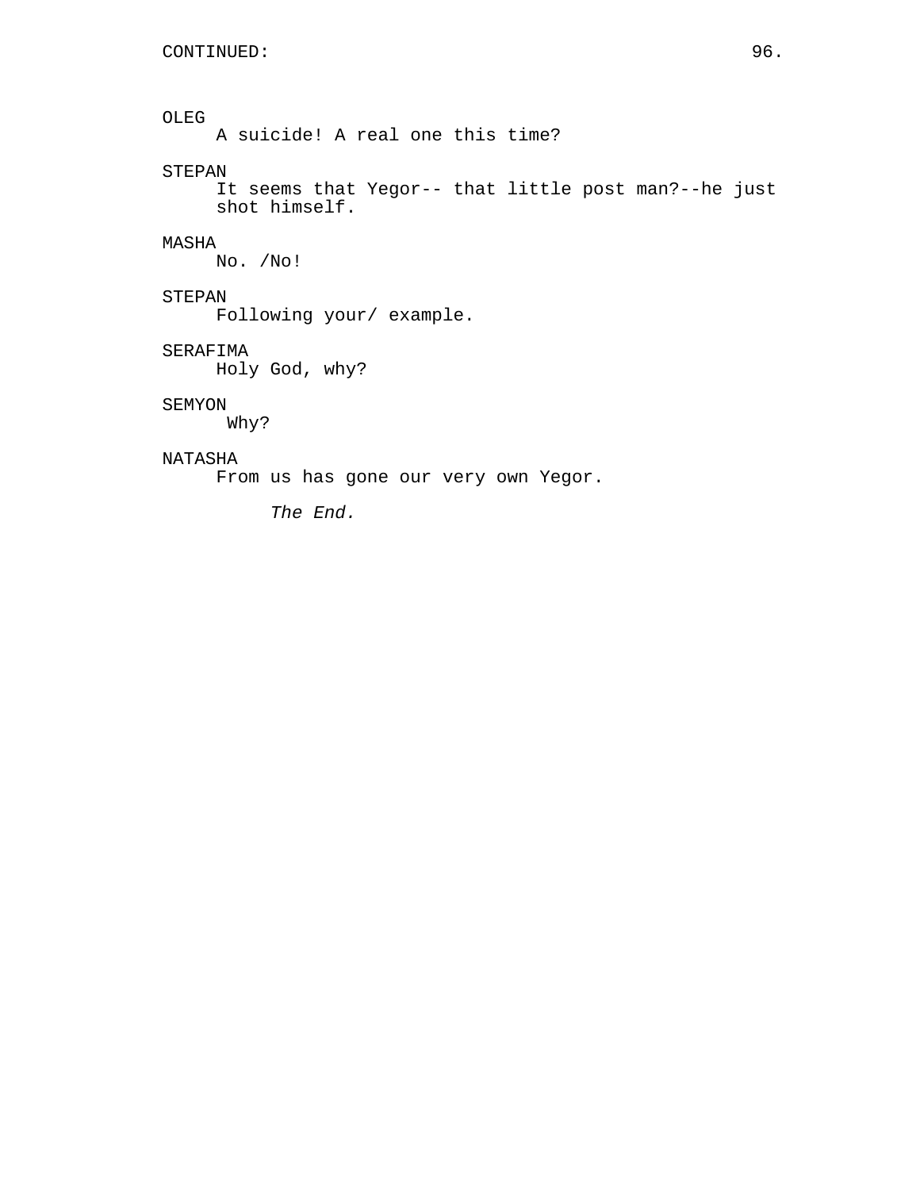OLEG
A suicide! A real one this time?

STEPAN
It seems that Yegor-- that little post man?--he just shot himself.

MASHA
No. /No!

STEPAN
Following your/ example.

SERAFIMA
Holy God, why?

SEMYON
Why?

NATASHA
From us has gone our very own Yegor.

*The End.*